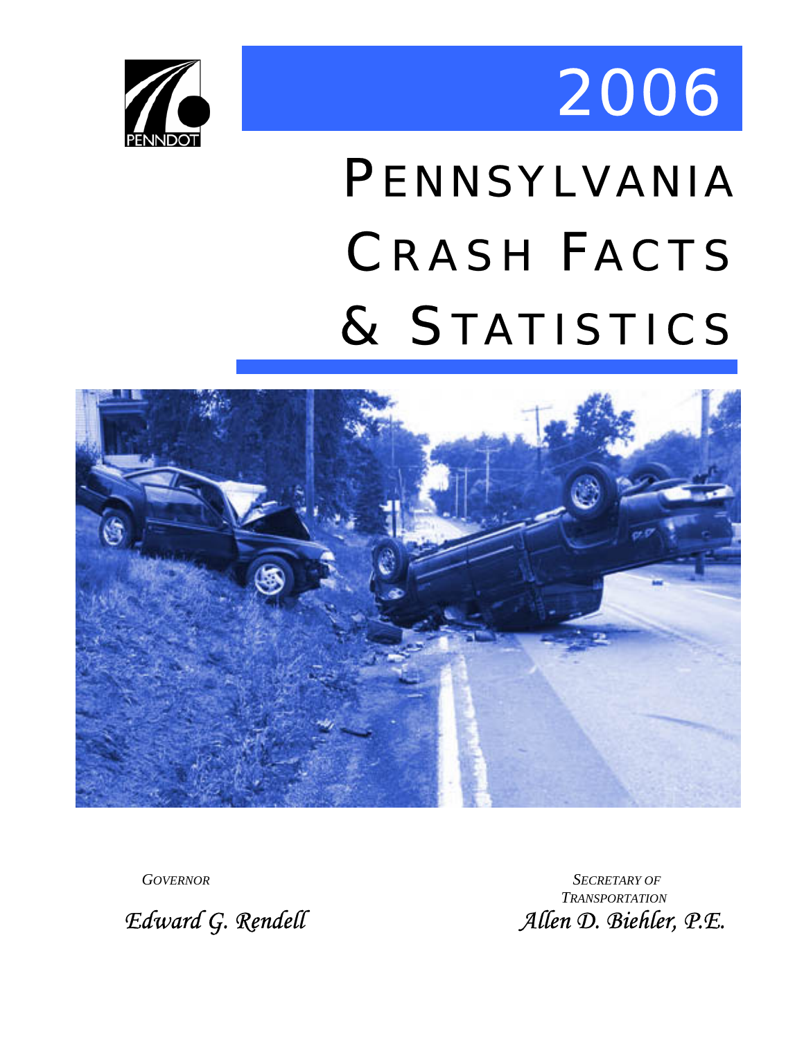PENNDOT

# 2006

# PENNSYLVANIA CRASH FACTS & STATISTICS

*GOVERNOR*

*Edward G. Rendell*

*SECRETARY OF TRANSPORTATION*

*Allen D. Biehler, P.E.*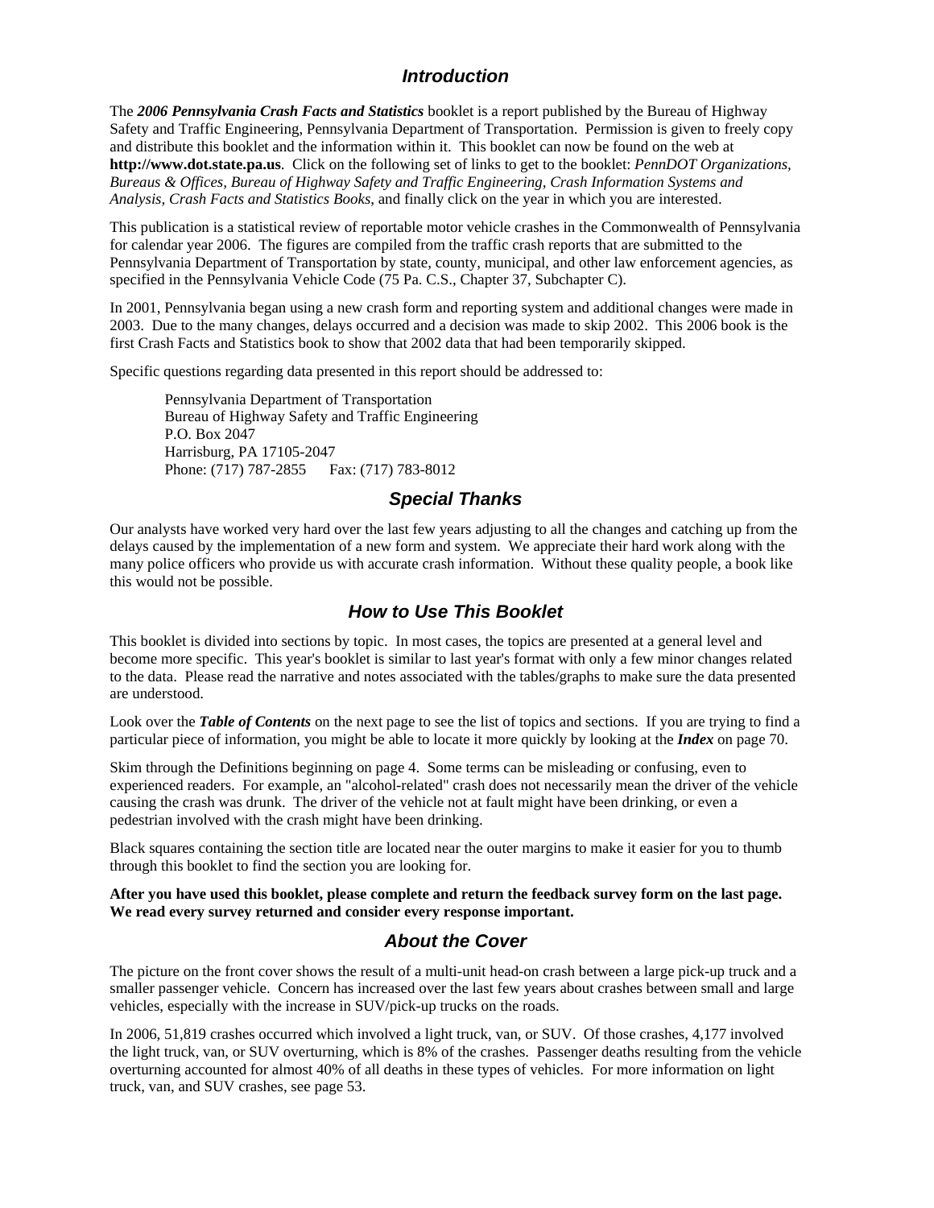## *Introduction*

The ***2006 Pennsylvania Crash Facts and Statistics*** booklet is a report published by the Bureau of Highway Safety and Traffic Engineering, Pennsylvania Department of Transportation. Permission is given to freely copy and distribute this booklet and the information within it. This booklet can now be found on the web at **http://www.dot.state.pa.us**. Click on the following set of links to get to the booklet: *PennDOT Organizations, Bureaus & Offices, Bureau of Highway Safety and Traffic Engineering, Crash Information Systems and Analysis, Crash Facts and Statistics Books*, and finally click on the year in which you are interested.

This publication is a statistical review of reportable motor vehicle crashes in the Commonwealth of Pennsylvania for calendar year 2006. The figures are compiled from the traffic crash reports that are submitted to the Pennsylvania Department of Transportation by state, county, municipal, and other law enforcement agencies, as specified in the Pennsylvania Vehicle Code (75 Pa. C.S., Chapter 37, Subchapter C).

In 2001, Pennsylvania began using a new crash form and reporting system and additional changes were made in 2003. Due to the many changes, delays occurred and a decision was made to skip 2002. This 2006 book is the first Crash Facts and Statistics book to show that 2002 data that had been temporarily skipped.

Specific questions regarding data presented in this report should be addressed to:

> Pennsylvania Department of Transportation
> Bureau of Highway Safety and Traffic Engineering
> P.O. Box 2047
> Harrisburg, PA 17105-2047
> Phone: (717) 787-2855 Fax: (717) 783-8012

## *Special Thanks*

Our analysts have worked very hard over the last few years adjusting to all the changes and catching up from the delays caused by the implementation of a new form and system. We appreciate their hard work along with the many police officers who provide us with accurate crash information. Without these quality people, a book like this would not be possible.

## *How to Use This Booklet*

This booklet is divided into sections by topic. In most cases, the topics are presented at a general level and become more specific. This year's booklet is similar to last year's format with only a few minor changes related to the data. Please read the narrative and notes associated with the tables/graphs to make sure the data presented are understood.

Look over the ***Table of Contents*** on the next page to see the list of topics and sections. If you are trying to find a particular piece of information, you might be able to locate it more quickly by looking at the ***Index*** on page 70.

Skim through the Definitions beginning on page 4. Some terms can be misleading or confusing, even to experienced readers. For example, an "alcohol-related" crash does not necessarily mean the driver of the vehicle causing the crash was drunk. The driver of the vehicle not at fault might have been drinking, or even a pedestrian involved with the crash might have been drinking.

Black squares containing the section title are located near the outer margins to make it easier for you to thumb through this booklet to find the section you are looking for.

**After you have used this booklet, please complete and return the feedback survey form on the last page. We read every survey returned and consider every response important.**

## *About the Cover*

The picture on the front cover shows the result of a multi-unit head-on crash between a large pick-up truck and a smaller passenger vehicle. Concern has increased over the last few years about crashes between small and large vehicles, especially with the increase in SUV/pick-up trucks on the roads.

In 2006, 51,819 crashes occurred which involved a light truck, van, or SUV. Of those crashes, 4,177 involved the light truck, van, or SUV overturning, which is 8% of the crashes. Passenger deaths resulting from the vehicle overturning accounted for almost 40% of all deaths in these types of vehicles. For more information on light truck, van, and SUV crashes, see page 53.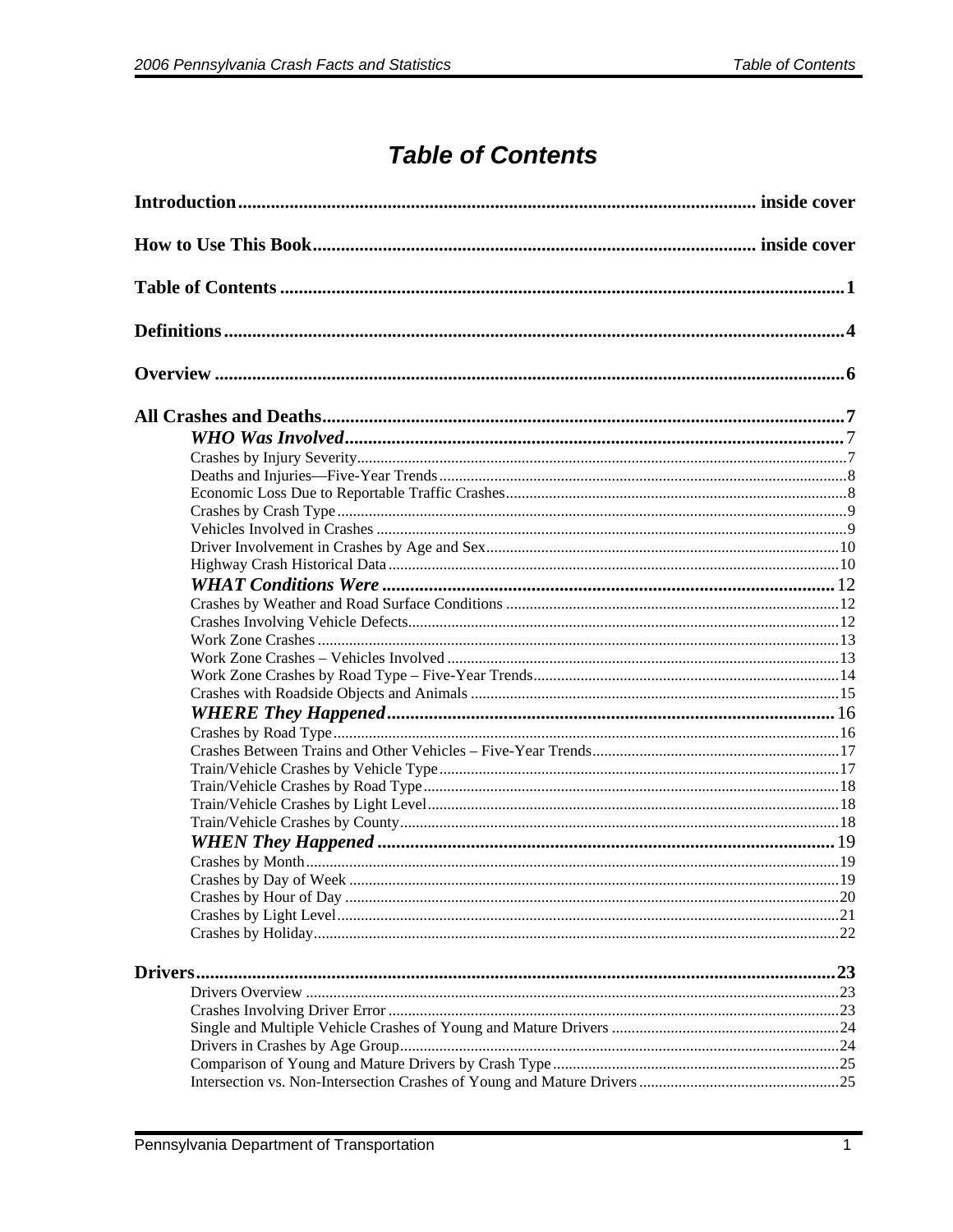# Table of Contents

**Introduction** ........ inside cover

**How to Use This Book** ........ inside cover

**Table of Contents** ........ 1

**Definitions** ........ 4

**Overview** ........ 6

**All Crashes and Deaths** ........ 7

***WHO Was Involved*** ........ 7

- Crashes by Injury Severity ........ 7
- Deaths and Injuries—Five-Year Trends ........ 8
- Economic Loss Due to Reportable Traffic Crashes ........ 8
- Crashes by Crash Type ........ 9
- Vehicles Involved in Crashes ........ 9
- Driver Involvement in Crashes by Age and Sex ........ 10
- Highway Crash Historical Data ........ 10

***WHAT Conditions Were*** ........ 12

- Crashes by Weather and Road Surface Conditions ........ 12
- Crashes Involving Vehicle Defects ........ 12
- Work Zone Crashes ........ 13
- Work Zone Crashes – Vehicles Involved ........ 13
- Work Zone Crashes by Road Type – Five-Year Trends ........ 14
- Crashes with Roadside Objects and Animals ........ 15

***WHERE They Happened*** ........ 16

- Crashes by Road Type ........ 16
- Crashes Between Trains and Other Vehicles – Five-Year Trends ........ 17
- Train/Vehicle Crashes by Vehicle Type ........ 17
- Train/Vehicle Crashes by Road Type ........ 18
- Train/Vehicle Crashes by Light Level ........ 18
- Train/Vehicle Crashes by County ........ 18

***WHEN They Happened*** ........ 19

- Crashes by Month ........ 19
- Crashes by Day of Week ........ 19
- Crashes by Hour of Day ........ 20
- Crashes by Light Level ........ 21
- Crashes by Holiday ........ 22

**Drivers** ........ 23

- Drivers Overview ........ 23
- Crashes Involving Driver Error ........ 23
- Single and Multiple Vehicle Crashes of Young and Mature Drivers ........ 24
- Drivers in Crashes by Age Group ........ 24
- Comparison of Young and Mature Drivers by Crash Type ........ 25
- Intersection vs. Non-Intersection Crashes of Young and Mature Drivers ........ 25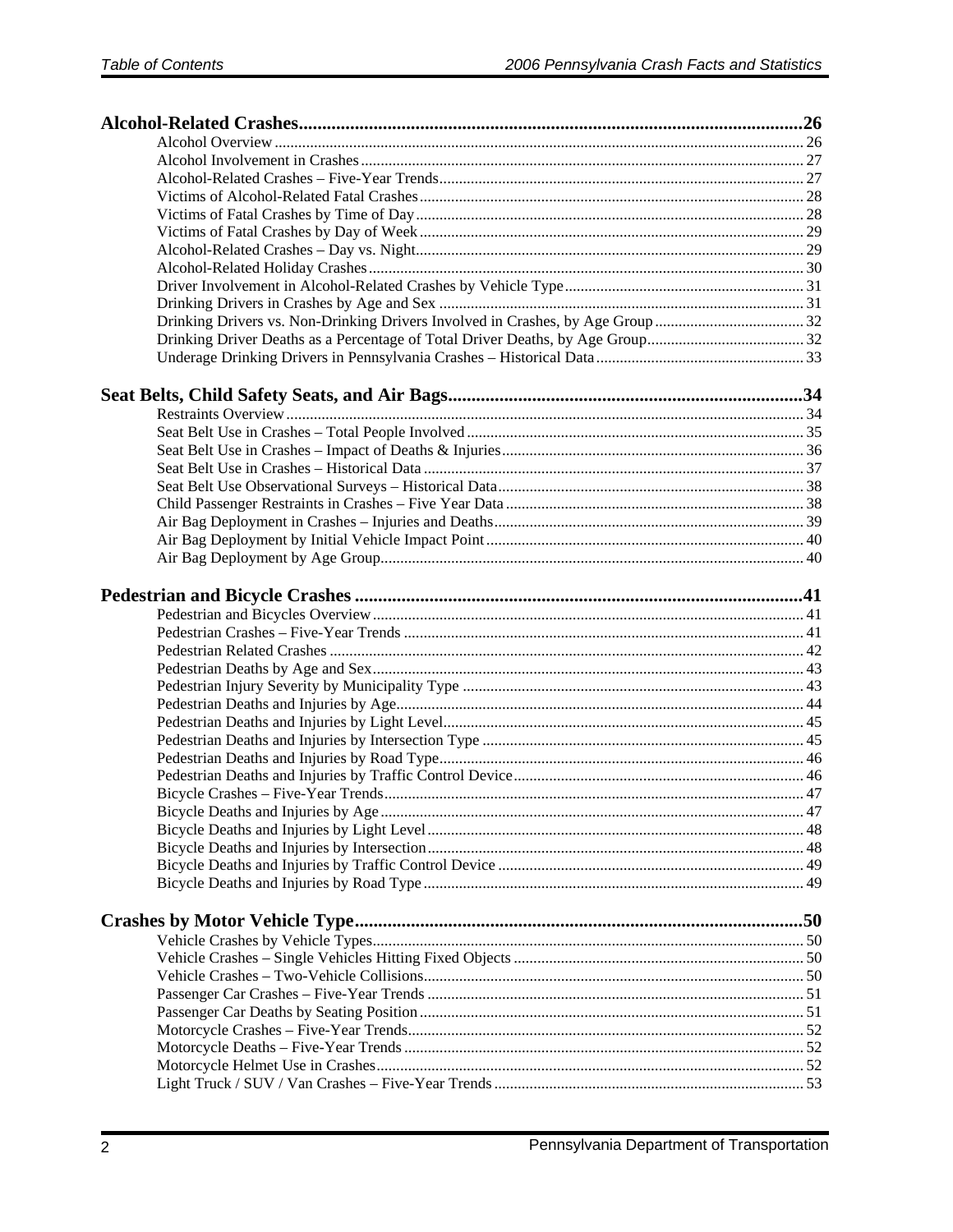**Alcohol-Related Crashes....................................................................................................26**

Alcohol Overview..................................................................................................................... 26
Alcohol Involvement in Crashes............................................................................................... 27
Alcohol-Related Crashes – Five-Year Trends........................................................................... 27
Victims of Alcohol-Related Fatal Crashes................................................................................ 28
Victims of Fatal Crashes by Time of Day................................................................................. 28
Victims of Fatal Crashes by Day of Week................................................................................ 29
Alcohol-Related Crashes – Day vs. Night................................................................................. 29
Alcohol-Related Holiday Crashes............................................................................................. 30
Driver Involvement in Alcohol-Related Crashes by Vehicle Type........................................... 31
Drinking Drivers in Crashes by Age and Sex........................................................................... 31
Drinking Drivers vs. Non-Drinking Drivers Involved in Crashes, by Age Group..................... 32
Drinking Driver Deaths as a Percentage of Total Driver Deaths, by Age Group...................... 32
Underage Drinking Drivers in Pennsylvania Crashes – Historical Data................................... 33

**Seat Belts, Child Safety Seats, and Air Bags...........................................................................34**

Restraints Overview.................................................................................................................. 34
Seat Belt Use in Crashes – Total People Involved.................................................................... 35
Seat Belt Use in Crashes – Impact of Deaths & Injuries........................................................... 36
Seat Belt Use in Crashes – Historical Data............................................................................... 37
Seat Belt Use Observational Surveys – Historical Data............................................................ 38
Child Passenger Restraints in Crashes – Five Year Data........................................................... 38
Air Bag Deployment in Crashes – Injuries and Deaths............................................................. 39
Air Bag Deployment by Initial Vehicle Impact Point............................................................... 40
Air Bag Deployment by Age Group.......................................................................................... 40

**Pedestrian and Bicycle Crashes ...............................................................................................41**

Pedestrian and Bicycles Overview............................................................................................ 41
Pedestrian Crashes – Five-Year Trends .................................................................................... 41
Pedestrian Related Crashes ....................................................................................................... 42
Pedestrian Deaths by Age and Sex............................................................................................ 43
Pedestrian Injury Severity by Municipality Type ..................................................................... 43
Pedestrian Deaths and Injuries by Age...................................................................................... 44
Pedestrian Deaths and Injuries by Light Level.......................................................................... 45
Pedestrian Deaths and Injuries by Intersection Type ................................................................ 45
Pedestrian Deaths and Injuries by Road Type........................................................................... 46
Pedestrian Deaths and Injuries by Traffic Control Device......................................................... 46
Bicycle Crashes – Five-Year Trends......................................................................................... 47
Bicycle Deaths by Age.............................................................................................................. 47
Bicycle Deaths and Injuries by Light Level.............................................................................. 48
Bicycle Deaths and Injuries by Intersection.............................................................................. 48
Bicycle Deaths and Injuries by Traffic Control Device ............................................................ 49
Bicycle Deaths and Injuries by Road Type ............................................................................... 49

**Crashes by Motor Vehicle Type...............................................................................................50**

Vehicle Crashes by Vehicle Types............................................................................................ 50
Vehicle Crashes – Single Vehicles Hitting Fixed Objects ........................................................ 50
Vehicle Crashes – Two-Vehicle Collisions............................................................................... 50
Passenger Car Crashes – Five-Year Trends .............................................................................. 51
Passenger Car Deaths by Seating Position................................................................................ 51
Motorcycle Crashes – Five-Year Trends................................................................................... 52
Motorcycle Deaths – Five-Year Trends .................................................................................... 52
Motorcycle Helmet Use in Crashes........................................................................................... 52
Light Truck / SUV / Van Crashes – Five-Year Trends ............................................................. 53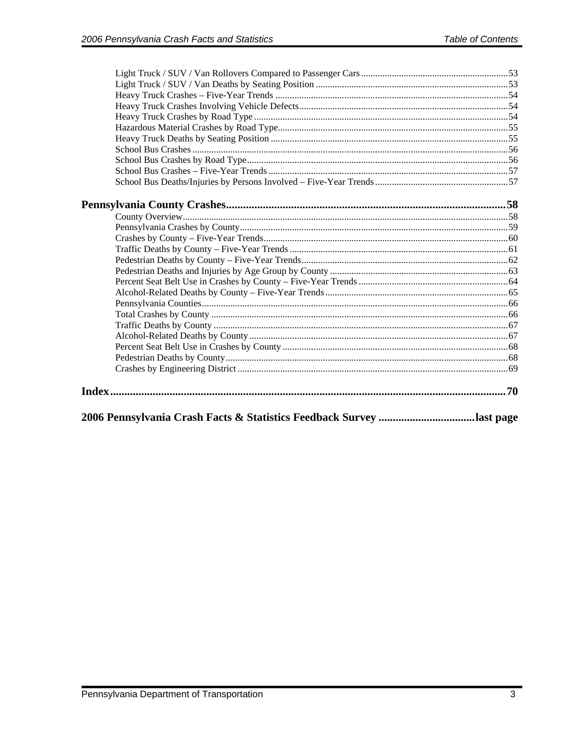- Light Truck / SUV / Van Rollovers Compared to Passenger Cars .....53
- Light Truck / SUV / Van Deaths by Seating Position .....53
- Heavy Truck Crashes – Five-Year Trends .....54
- Heavy Truck Crashes Involving Vehicle Defects .....54
- Heavy Truck Crashes by Road Type .....54
- Hazardous Material Crashes by Road Type .....55
- Heavy Truck Deaths by Seating Position .....55
- School Bus Crashes .....56
- School Bus Crashes by Road Type .....56
- School Bus Crashes – Five-Year Trends .....57
- School Bus Deaths/Injuries by Persons Involved – Five-Year Trends .....57

**Pennsylvania County Crashes .....58**

- County Overview .....58
- Pennsylvania Crashes by County .....59
- Crashes by County – Five-Year Trends .....60
- Traffic Deaths by County – Five-Year Trends .....61
- Pedestrian Deaths by County – Five-Year Trends .....62
- Pedestrian Deaths and Injuries by Age Group by County .....63
- Percent Seat Belt Use in Crashes by County – Five-Year Trends .....64
- Alcohol-Related Deaths by County – Five-Year Trends .....65
- Pennsylvania Counties .....66
- Total Crashes by County .....66
- Traffic Deaths by County .....67
- Alcohol-Related Deaths by County .....67
- Percent Seat Belt Use in Crashes by County .....68
- Pedestrian Deaths by County .....68
- Crashes by Engineering District .....69

**Index .....70**

**2006 Pennsylvania Crash Facts & Statistics Feedback Survey .....last page**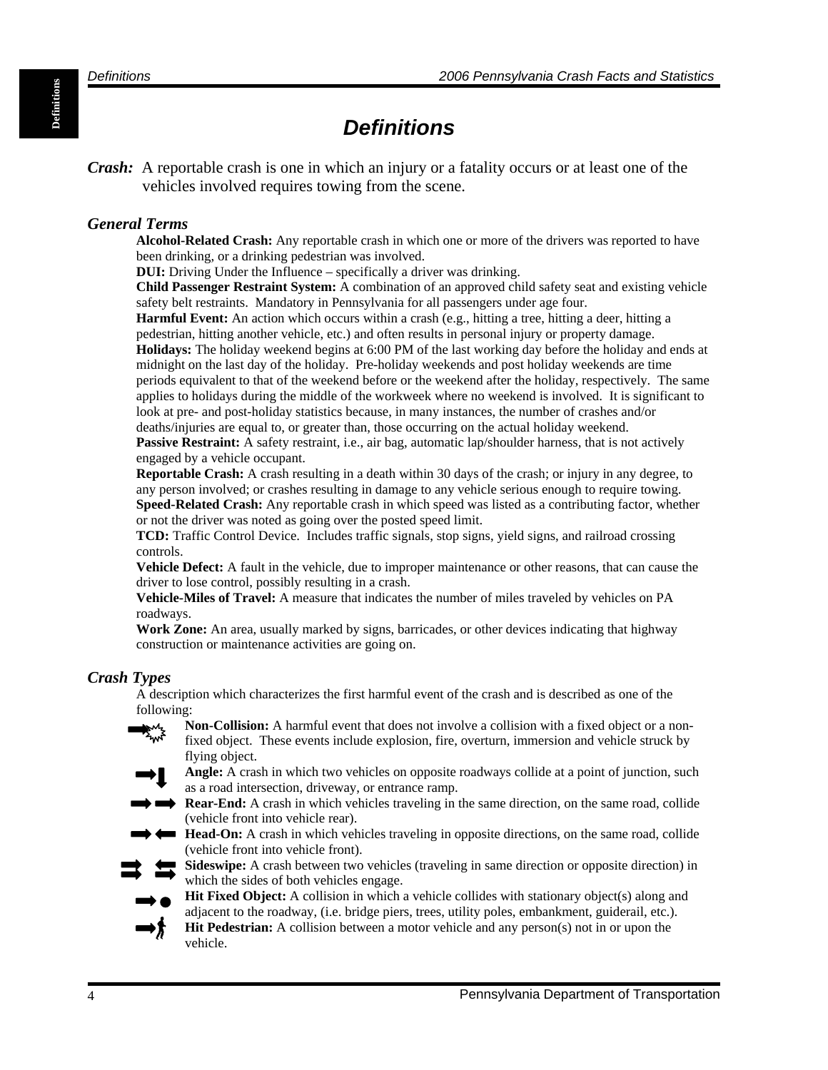# Definitions

***Crash:*** A reportable crash is one in which an injury or a fatality occurs or at least one of the vehicles involved requires towing from the scene.

## General Terms

**Alcohol-Related Crash:** Any reportable crash in which one or more of the drivers was reported to have been drinking, or a drinking pedestrian was involved.

**DUI:** Driving Under the Influence – specifically a driver was drinking.

**Child Passenger Restraint System:** A combination of an approved child safety seat and existing vehicle safety belt restraints. Mandatory in Pennsylvania for all passengers under age four.

**Harmful Event:** An action which occurs within a crash (e.g., hitting a tree, hitting a deer, hitting a pedestrian, hitting another vehicle, etc.) and often results in personal injury or property damage.

**Holidays:** The holiday weekend begins at 6:00 PM of the last working day before the holiday and ends at midnight on the last day of the holiday. Pre-holiday weekends and post holiday weekends are time periods equivalent to that of the weekend before or the weekend after the holiday, respectively. The same applies to holidays during the middle of the workweek where no weekend is involved. It is significant to look at pre- and post-holiday statistics because, in many instances, the number of crashes and/or deaths/injuries are equal to, or greater than, those occurring on the actual holiday weekend.

**Passive Restraint:** A safety restraint, i.e., air bag, automatic lap/shoulder harness, that is not actively engaged by a vehicle occupant.

**Reportable Crash:** A crash resulting in a death within 30 days of the crash; or injury in any degree, to any person involved; or crashes resulting in damage to any vehicle serious enough to require towing.

**Speed-Related Crash:** Any reportable crash in which speed was listed as a contributing factor, whether or not the driver was noted as going over the posted speed limit.

**TCD:** Traffic Control Device. Includes traffic signals, stop signs, yield signs, and railroad crossing controls.

**Vehicle Defect:** A fault in the vehicle, due to improper maintenance or other reasons, that can cause the driver to lose control, possibly resulting in a crash.

**Vehicle-Miles of Travel:** A measure that indicates the number of miles traveled by vehicles on PA roadways.

**Work Zone:** An area, usually marked by signs, barricades, or other devices indicating that highway construction or maintenance activities are going on.

## Crash Types

A description which characterizes the first harmful event of the crash and is described as one of the following:

**Non-Collision:** A harmful event that does not involve a collision with a fixed object or a non-fixed object. These events include explosion, fire, overturn, immersion and vehicle struck by flying object.

**Angle:** A crash in which two vehicles on opposite roadways collide at a point of junction, such as a road intersection, driveway, or entrance ramp.

**Rear-End:** A crash in which vehicles traveling in the same direction, on the same road, collide (vehicle front into vehicle rear).

**Head-On:** A crash in which vehicles traveling in opposite directions, on the same road, collide (vehicle front into vehicle front).

**Sideswipe:** A crash between two vehicles (traveling in same direction or opposite direction) in which the sides of both vehicles engage.

**Hit Fixed Object:** A collision in which a vehicle collides with stationary object(s) along and adjacent to the roadway, (i.e. bridge piers, trees, utility poles, embankment, guiderail, etc.).

**Hit Pedestrian:** A collision between a motor vehicle and any person(s) not in or upon the vehicle.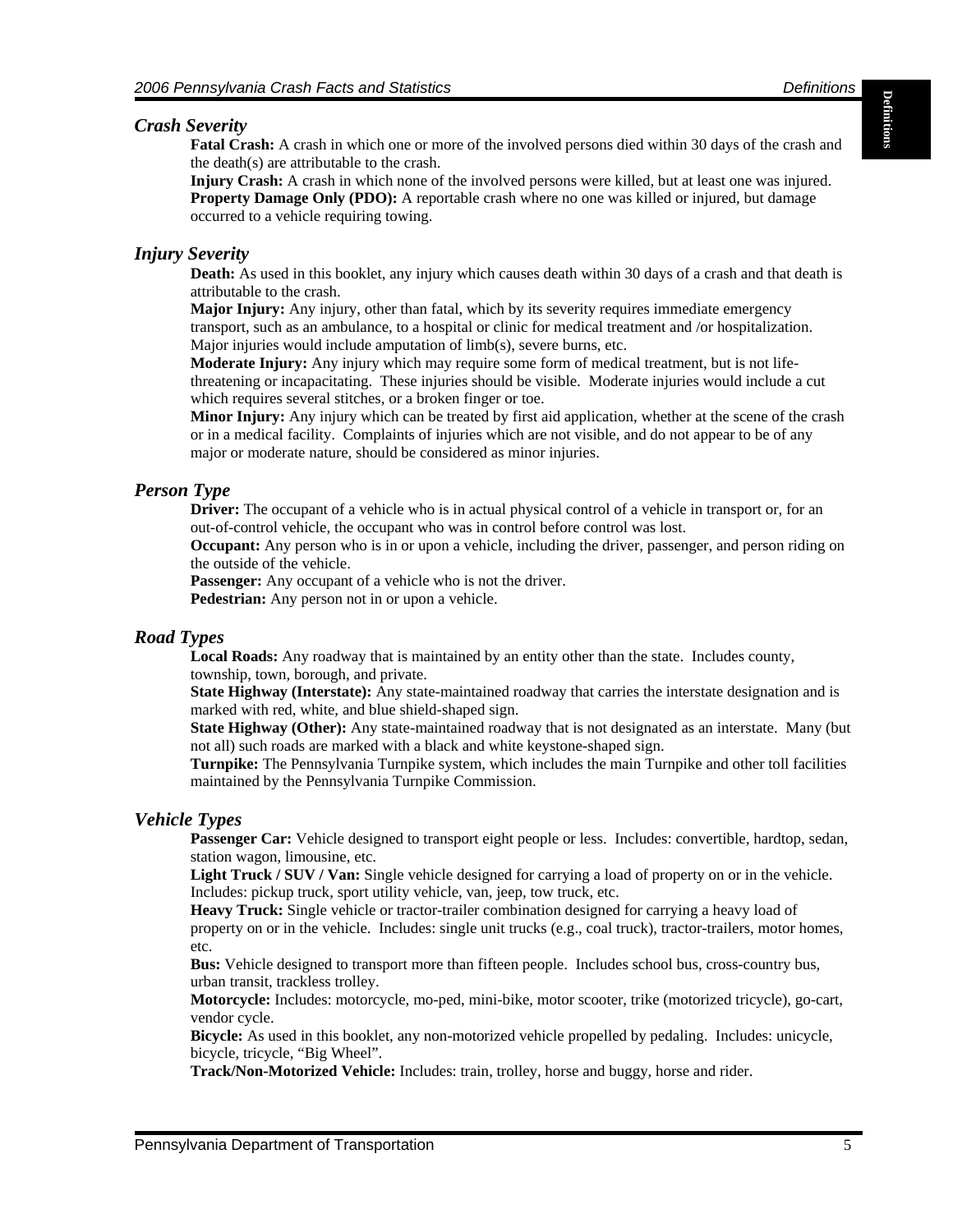## *Crash Severity*

**Fatal Crash:** A crash in which one or more of the involved persons died within 30 days of the crash and the death(s) are attributable to the crash.

**Injury Crash:** A crash in which none of the involved persons were killed, but at least one was injured.

**Property Damage Only (PDO):** A reportable crash where no one was killed or injured, but damage occurred to a vehicle requiring towing.

## *Injury Severity*

**Death:** As used in this booklet, any injury which causes death within 30 days of a crash and that death is attributable to the crash.

**Major Injury:** Any injury, other than fatal, which by its severity requires immediate emergency transport, such as an ambulance, to a hospital or clinic for medical treatment and /or hospitalization. Major injuries would include amputation of limb(s), severe burns, etc.

**Moderate Injury:** Any injury which may require some form of medical treatment, but is not life-threatening or incapacitating. These injuries should be visible. Moderate injuries would include a cut which requires several stitches, or a broken finger or toe.

**Minor Injury:** Any injury which can be treated by first aid application, whether at the scene of the crash or in a medical facility. Complaints of injuries which are not visible, and do not appear to be of any major or moderate nature, should be considered as minor injuries.

## *Person Type*

**Driver:** The occupant of a vehicle who is in actual physical control of a vehicle in transport or, for an out-of-control vehicle, the occupant who was in control before control was lost.

**Occupant:** Any person who is in or upon a vehicle, including the driver, passenger, and person riding on the outside of the vehicle.

**Passenger:** Any occupant of a vehicle who is not the driver.

**Pedestrian:** Any person not in or upon a vehicle.

## *Road Types*

**Local Roads:** Any roadway that is maintained by an entity other than the state. Includes county, township, town, borough, and private.

**State Highway (Interstate):** Any state-maintained roadway that carries the interstate designation and is marked with red, white, and blue shield-shaped sign.

**State Highway (Other):** Any state-maintained roadway that is not designated as an interstate. Many (but not all) such roads are marked with a black and white keystone-shaped sign.

**Turnpike:** The Pennsylvania Turnpike system, which includes the main Turnpike and other toll facilities maintained by the Pennsylvania Turnpike Commission.

## *Vehicle Types*

**Passenger Car:** Vehicle designed to transport eight people or less. Includes: convertible, hardtop, sedan, station wagon, limousine, etc.

**Light Truck / SUV / Van:** Single vehicle designed for carrying a load of property on or in the vehicle. Includes: pickup truck, sport utility vehicle, van, jeep, tow truck, etc.

**Heavy Truck:** Single vehicle or tractor-trailer combination designed for carrying a heavy load of property on or in the vehicle. Includes: single unit trucks (e.g., coal truck), tractor-trailers, motor homes, etc.

**Bus:** Vehicle designed to transport more than fifteen people. Includes school bus, cross-country bus, urban transit, trackless trolley.

**Motorcycle:** Includes: motorcycle, mo-ped, mini-bike, motor scooter, trike (motorized tricycle), go-cart, vendor cycle.

**Bicycle:** As used in this booklet, any non-motorized vehicle propelled by pedaling. Includes: unicycle, bicycle, tricycle, "Big Wheel".

**Track/Non-Motorized Vehicle:** Includes: train, trolley, horse and buggy, horse and rider.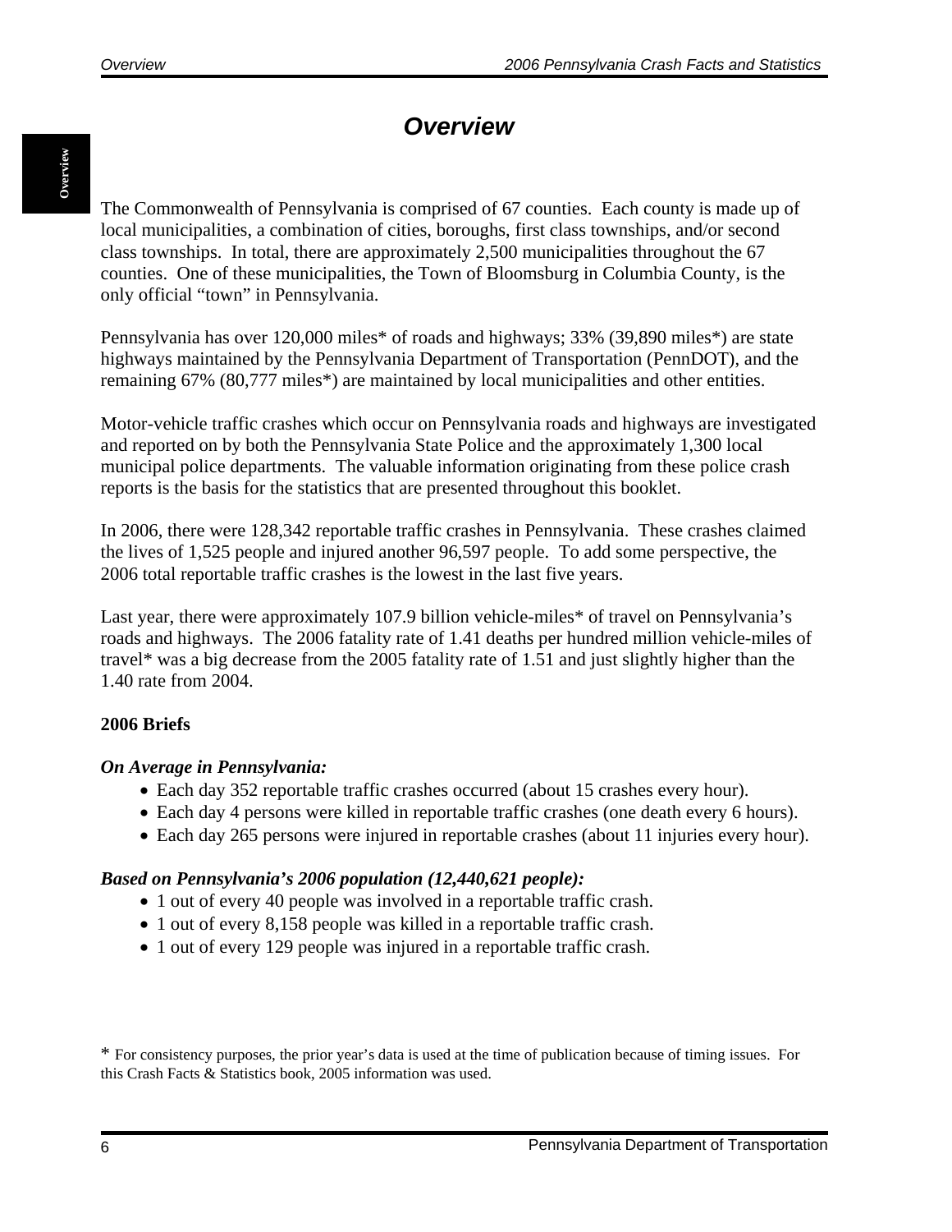# Overview

The Commonwealth of Pennsylvania is comprised of 67 counties. Each county is made up of local municipalities, a combination of cities, boroughs, first class townships, and/or second class townships. In total, there are approximately 2,500 municipalities throughout the 67 counties. One of these municipalities, the Town of Bloomsburg in Columbia County, is the only official "town" in Pennsylvania.

Pennsylvania has over 120,000 miles* of roads and highways; 33% (39,890 miles*) are state highways maintained by the Pennsylvania Department of Transportation (PennDOT), and the remaining 67% (80,777 miles*) are maintained by local municipalities and other entities.

Motor-vehicle traffic crashes which occur on Pennsylvania roads and highways are investigated and reported on by both the Pennsylvania State Police and the approximately 1,300 local municipal police departments. The valuable information originating from these police crash reports is the basis for the statistics that are presented throughout this booklet.

In 2006, there were 128,342 reportable traffic crashes in Pennsylvania. These crashes claimed the lives of 1,525 people and injured another 96,597 people. To add some perspective, the 2006 total reportable traffic crashes is the lowest in the last five years.

Last year, there were approximately 107.9 billion vehicle-miles* of travel on Pennsylvania's roads and highways. The 2006 fatality rate of 1.41 deaths per hundred million vehicle-miles of travel* was a big decrease from the 2005 fatality rate of 1.51 and just slightly higher than the 1.40 rate from 2004.

**2006 Briefs**

***On Average in Pennsylvania:***

- Each day 352 reportable traffic crashes occurred (about 15 crashes every hour).
- Each day 4 persons were killed in reportable traffic crashes (one death every 6 hours).
- Each day 265 persons were injured in reportable crashes (about 11 injuries every hour).

***Based on Pennsylvania's 2006 population (12,440,621 people):***

- 1 out of every 40 people was involved in a reportable traffic crash.
- 1 out of every 8,158 people was killed in a reportable traffic crash.
- 1 out of every 129 people was injured in a reportable traffic crash.

\* For consistency purposes, the prior year's data is used at the time of publication because of timing issues. For this Crash Facts & Statistics book, 2005 information was used.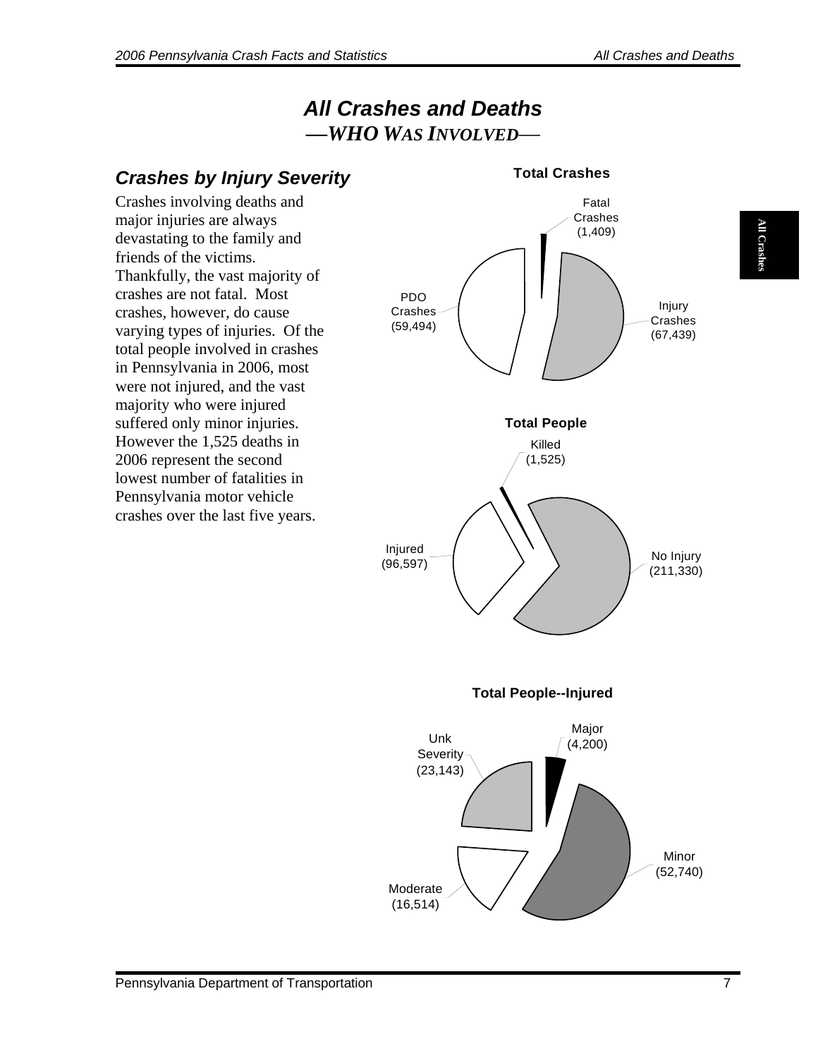# All Crashes and Deaths

## —WHO WAS INVOLVED—

### Crashes by Injury Severity

Crashes involving deaths and major injuries are always devastating to the family and friends of the victims. Thankfully, the vast majority of crashes are not fatal. Most crashes, however, do cause varying types of injuries. Of the total people involved in crashes in Pennsylvania in 2006, most were not injured, and the vast majority who were injured suffered only minor injuries. However the 1,525 deaths in 2006 represent the second lowest number of fatalities in Pennsylvania motor vehicle crashes over the last five years.

**Total Crashes**

Fatal Crashes (1,409)

Injury Crashes (67,439)

PDO Crashes (59,494)

**Total People**

Killed (1,525)

No Injury (211,330)

Injured (96,597)

**Total People--Injured**

Major (4,200)

Minor (52,740)

Moderate (16,514)

Unk Severity (23,143)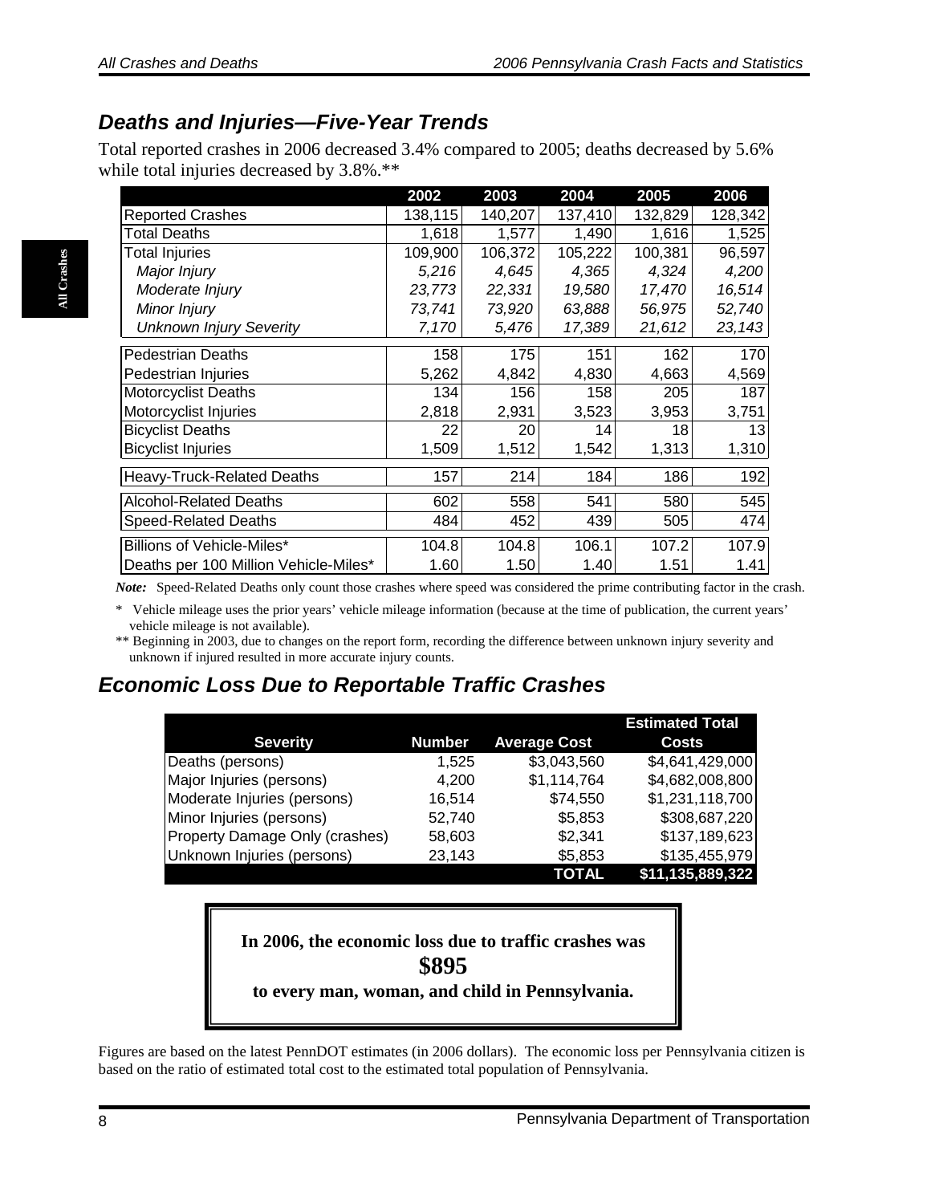## *Deaths and Injuries—Five-Year Trends*

Total reported crashes in 2006 decreased 3.4% compared to 2005; deaths decreased by 5.6% while total injuries decreased by 3.8%.**

| | 2002 | 2003 | 2004 | 2005 | 2006 |
|---|---|---|---|---|---|
| Reported Crashes | 138,115 | 140,207 | 137,410 | 132,829 | 128,342 |
| Total Deaths | 1,618 | 1,577 | 1,490 | 1,616 | 1,525 |
| Total Injuries | 109,900 | 106,372 | 105,222 | 100,381 | 96,597 |
| *Major Injury* | *5,216* | *4,645* | *4,365* | *4,324* | *4,200* |
| *Moderate Injury* | *23,773* | *22,331* | *19,580* | *17,470* | *16,514* |
| *Minor Injury* | *73,741* | *73,920* | *63,888* | *56,975* | *52,740* |
| *Unknown Injury Severity* | *7,170* | *5,476* | *17,389* | *21,612* | *23,143* |
| Pedestrian Deaths | 158 | 175 | 151 | 162 | 170 |
| Pedestrian Injuries | 5,262 | 4,842 | 4,830 | 4,663 | 4,569 |
| Motorcyclist Deaths | 134 | 156 | 158 | 205 | 187 |
| Motorcyclist Injuries | 2,818 | 2,931 | 3,523 | 3,953 | 3,751 |
| Bicyclist Deaths | 22 | 20 | 14 | 18 | 13 |
| Bicyclist Injuries | 1,509 | 1,512 | 1,542 | 1,313 | 1,310 |
| Heavy-Truck-Related Deaths | 157 | 214 | 184 | 186 | 192 |
| Alcohol-Related Deaths | 602 | 558 | 541 | 580 | 545 |
| Speed-Related Deaths | 484 | 452 | 439 | 505 | 474 |
| Billions of Vehicle-Miles* | 104.8 | 104.8 | 106.1 | 107.2 | 107.9 |
| Deaths per 100 Million Vehicle-Miles* | 1.60 | 1.50 | 1.40 | 1.51 | 1.41 |

***Note:*** Speed-Related Deaths only count those crashes where speed was considered the prime contributing factor in the crash.

\* Vehicle mileage uses the prior years' vehicle mileage information (because at the time of publication, the current years' vehicle mileage is not available).

** Beginning in 2003, due to changes on the report form, recording the difference between unknown injury severity and unknown if injured resulted in more accurate injury counts.

## *Economic Loss Due to Reportable Traffic Crashes*

| Severity | Number | Average Cost | Estimated Total Costs |
|---|---|---|---|
| Deaths (persons) | 1,525 | $3,043,560 | $4,641,429,000 |
| Major Injuries (persons) | 4,200 | $1,114,764 | $4,682,008,800 |
| Moderate Injuries (persons) | 16,514 | $74,550 | $1,231,118,700 |
| Minor Injuries (persons) | 52,740 | $5,853 | $308,687,220 |
| Property Damage Only (crashes) | 58,603 | $2,341 | $137,189,623 |
| Unknown Injuries (persons) | 23,143 | $5,853 | $135,455,979 |
| | | **TOTAL** | **$11,135,889,322** |

**In 2006, the economic loss due to traffic crashes was**
**$895**
**to every man, woman, and child in Pennsylvania.**

Figures are based on the latest PennDOT estimates (in 2006 dollars). The economic loss per Pennsylvania citizen is based on the ratio of estimated total cost to the estimated total population of Pennsylvania.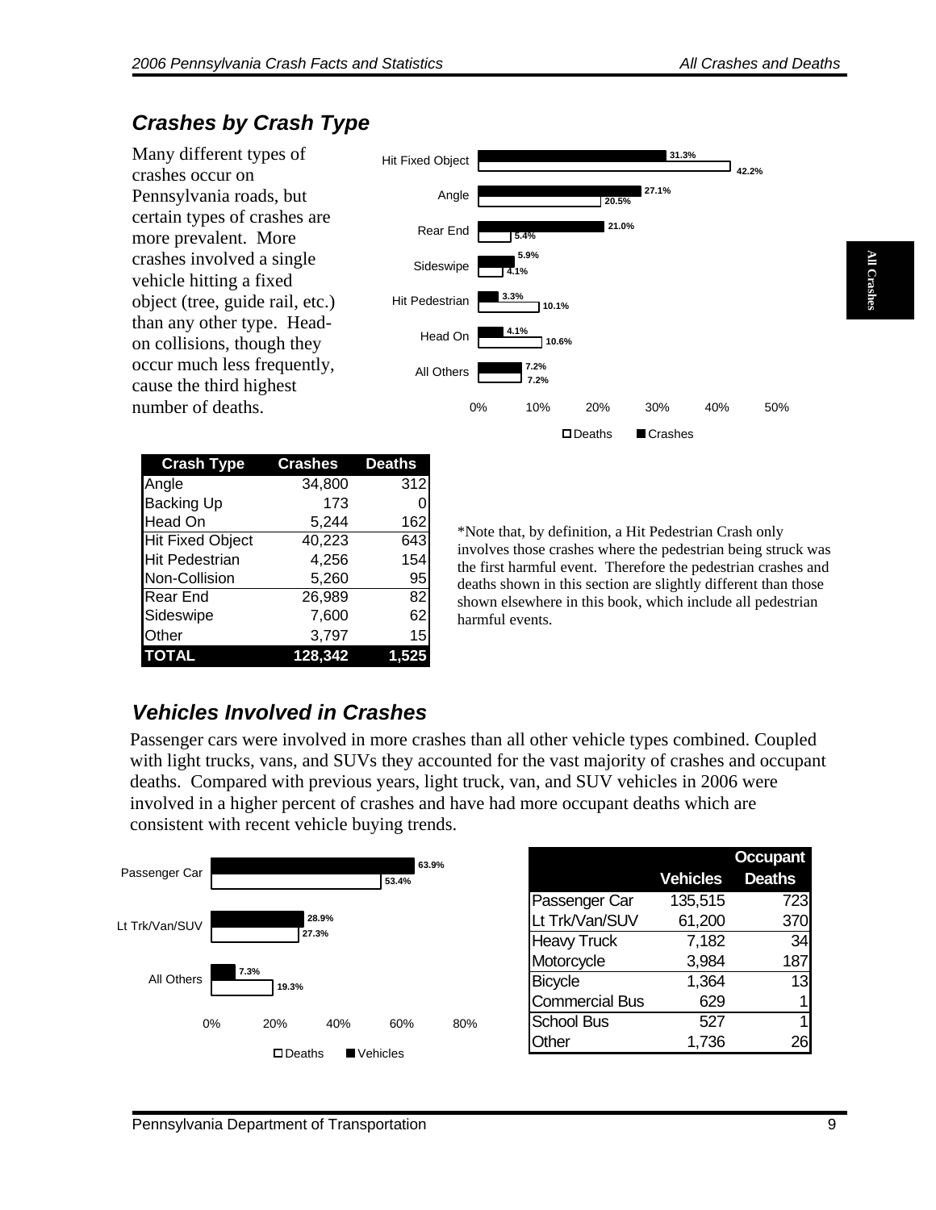## *Crashes by Crash Type*

Many different types of crashes occur on Pennsylvania roads, but certain types of crashes are more prevalent. More crashes involved a single vehicle hitting a fixed object (tree, guide rail, etc.) than any other type. Head-on collisions, though they occur much less frequently, cause the third highest number of deaths.

| Crash Type | Crashes | Deaths |
|---|---|---|
| Hit Fixed Object | 31.3% | 42.2% |
| Angle | 27.1% | 20.5% |
| Rear End | 21.0% | 5.4% |
| Sideswipe | 5.9% | 4.1% |
| Hit Pedestrian | 3.3% | 10.1% |
| Head On | 4.1% | 10.6% |
| All Others | 7.2% | 7.2% |

| Crash Type | Crashes | Deaths |
|---|---|---|
| Angle | 34,800 | 312 |
| Backing Up | 173 | 0 |
| Head On | 5,244 | 162 |
| Hit Fixed Object | 40,223 | 643 |
| Hit Pedestrian | 4,256 | 154 |
| Non-Collision | 5,260 | 95 |
| Rear End | 26,989 | 82 |
| Sideswipe | 7,600 | 62 |
| Other | 3,797 | 15 |
| **TOTAL** | **128,342** | **1,525** |

*Note that, by definition, a Hit Pedestrian Crash only involves those crashes where the pedestrian being struck was the first harmful event. Therefore the pedestrian crashes and deaths shown in this section are slightly different than those shown elsewhere in this book, which include all pedestrian harmful events.

## *Vehicles Involved in Crashes*

Passenger cars were involved in more crashes than all other vehicle types combined. Coupled with light trucks, vans, and SUVs they accounted for the vast majority of crashes and occupant deaths. Compared with previous years, light truck, van, and SUV vehicles in 2006 were involved in a higher percent of crashes and have had more occupant deaths which are consistent with recent vehicle buying trends.

| Vehicle Type | Vehicles | Deaths |
|---|---|---|
| Passenger Car | 63.9% | 53.4% |
| Lt Trk/Van/SUV | 28.9% | 27.3% |
| All Others | 7.3% | 19.3% |

| | Vehicles | Occupant Deaths |
|---|---|---|
| Passenger Car | 135,515 | 723 |
| Lt Trk/Van/SUV | 61,200 | 370 |
| Heavy Truck | 7,182 | 34 |
| Motorcycle | 3,984 | 187 |
| Bicycle | 1,364 | 13 |
| Commercial Bus | 629 | 1 |
| School Bus | 527 | 1 |
| Other | 1,736 | 26 |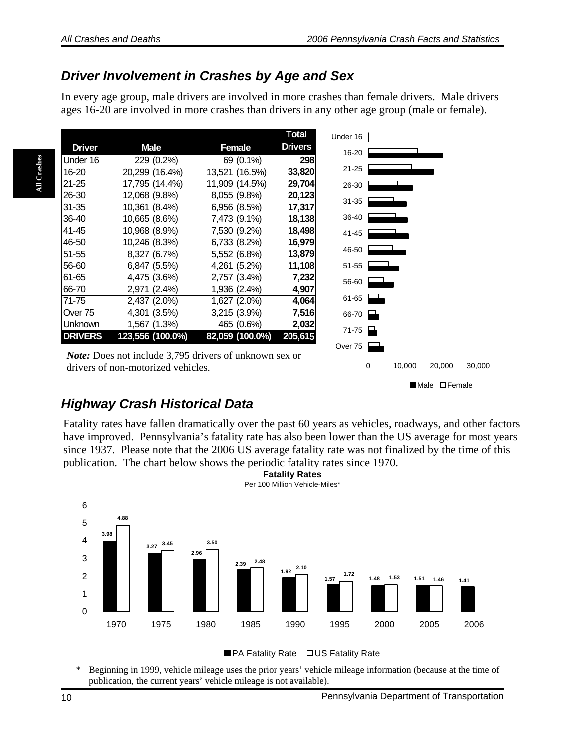## Driver Involvement in Crashes by Age and Sex

In every age group, male drivers are involved in more crashes than female drivers. Male drivers ages 16-20 are involved in more crashes than drivers in any other age group (male or female).

| Driver | Male | Female | Total Drivers |
|---|---|---|---|
| Under 16 | 229 (0.2%) | 69 (0.1%) | **298** |
| 16-20 | 20,299 (16.4%) | 13,521 (16.5%) | **33,820** |
| 21-25 | 17,795 (14.4%) | 11,909 (14.5%) | **29,704** |
| 26-30 | 12,068 (9.8%) | 8,055 (9.8%) | **20,123** |
| 31-35 | 10,361 (8.4%) | 6,956 (8.5%) | **17,317** |
| 36-40 | 10,665 (8.6%) | 7,473 (9.1%) | **18,138** |
| 41-45 | 10,968 (8.9%) | 7,530 (9.2%) | **18,498** |
| 46-50 | 10,246 (8.3%) | 6,733 (8.2%) | **16,979** |
| 51-55 | 8,327 (6.7%) | 5,552 (6.8%) | **13,879** |
| 56-60 | 6,847 (5.5%) | 4,261 (5.2%) | **11,108** |
| 61-65 | 4,475 (3.6%) | 2,757 (3.4%) | **7,232** |
| 66-70 | 2,971 (2.4%) | 1,936 (2.4%) | **4,907** |
| 71-75 | 2,437 (2.0%) | 1,627 (2.0%) | **4,064** |
| Over 75 | 4,301 (3.5%) | 3,215 (3.9%) | **7,516** |
| Unknown | 1,567 (1.3%) | 465 (0.6%) | **2,032** |
| **DRIVERS** | **123,556 (100.0%)** | **82,059 (100.0%)** | **205,615** |

*Note:* Does not include 3,795 drivers of unknown sex or drivers of non-motorized vehicles.

## Highway Crash Historical Data

Fatality rates have fallen dramatically over the past 60 years as vehicles, roadways, and other factors have improved. Pennsylvania's fatality rate has also been lower than the US average for most years since 1937. Please note that the 2006 US average fatality rate was not finalized by the time of this publication. The chart below shows the periodic fatality rates since 1970.

**Fatality Rates**
Per 100 Million Vehicle-Miles*

| Year | PA Fatality Rate | US Fatality Rate |
|---|---|---|
| 1970 | 3.98 | 4.88 |
| 1975 | 3.27 | 3.45 |
| 1980 | 2.96 | 3.50 |
| 1985 | 2.39 | 2.48 |
| 1990 | 1.92 | 2.10 |
| 1995 | 1.57 | 1.72 |
| 2000 | 1.48 | 1.53 |
| 2005 | 1.51 | 1.46 |
| 2006 | 1.41 | |

\* Beginning in 1999, vehicle mileage uses the prior years' vehicle mileage information (because at the time of publication, the current years' vehicle mileage is not available).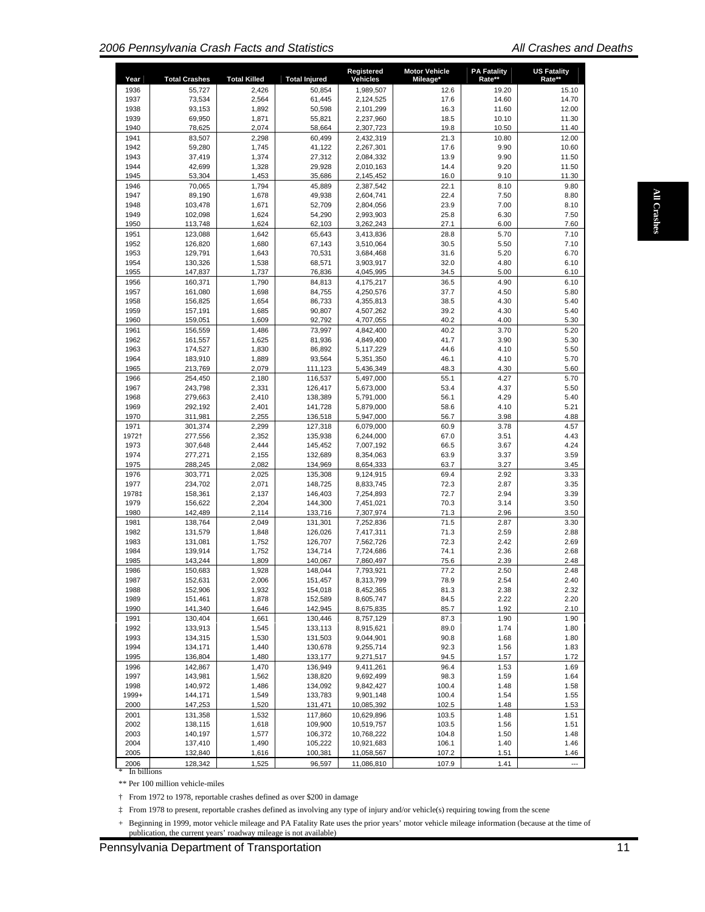| Year | Total Crashes | Total Killed | Total Injured | Registered Vehicles | Motor Vehicle Mileage* | PA Fatality Rate** | US Fatality Rate** |
|---|---|---|---|---|---|---|---|
| 1936 | 55,727 | 2,426 | 50,854 | 1,989,507 | 12.6 | 19.20 | 15.10 |
| 1937 | 73,534 | 2,564 | 61,445 | 2,124,525 | 17.6 | 14.60 | 14.70 |
| 1938 | 93,153 | 1,892 | 50,598 | 2,101,299 | 16.3 | 11.60 | 12.00 |
| 1939 | 69,950 | 1,871 | 55,821 | 2,237,960 | 18.5 | 10.10 | 11.30 |
| 1940 | 78,625 | 2,074 | 58,664 | 2,307,723 | 19.8 | 10.50 | 11.40 |
| 1941 | 83,507 | 2,298 | 60,499 | 2,432,319 | 21.3 | 10.80 | 12.00 |
| 1942 | 59,280 | 1,745 | 41,122 | 2,267,301 | 17.6 | 9.90 | 10.60 |
| 1943 | 37,419 | 1,374 | 27,312 | 2,084,332 | 13.9 | 9.90 | 11.50 |
| 1944 | 42,699 | 1,328 | 29,928 | 2,010,163 | 14.4 | 9.20 | 11.50 |
| 1945 | 53,304 | 1,453 | 35,686 | 2,145,452 | 16.0 | 9.10 | 11.30 |
| 1946 | 70,065 | 1,794 | 45,889 | 2,387,542 | 22.1 | 8.10 | 9.80 |
| 1947 | 89,190 | 1,678 | 49,938 | 2,604,741 | 22.4 | 7.50 | 8.80 |
| 1948 | 103,478 | 1,671 | 52,709 | 2,804,056 | 23.9 | 7.00 | 8.10 |
| 1949 | 102,098 | 1,624 | 54,290 | 2,993,903 | 25.8 | 6.30 | 7.50 |
| 1950 | 113,748 | 1,624 | 62,103 | 3,262,243 | 27.1 | 6.00 | 7.60 |
| 1951 | 123,088 | 1,642 | 65,643 | 3,413,836 | 28.8 | 5.70 | 7.10 |
| 1952 | 126,820 | 1,680 | 67,143 | 3,510,064 | 30.5 | 5.50 | 7.10 |
| 1953 | 129,791 | 1,643 | 70,531 | 3,684,468 | 31.6 | 5.20 | 6.70 |
| 1954 | 130,326 | 1,538 | 68,571 | 3,903,917 | 32.0 | 4.80 | 6.10 |
| 1955 | 147,837 | 1,737 | 76,836 | 4,045,995 | 34.5 | 5.00 | 6.10 |
| 1956 | 160,371 | 1,790 | 84,813 | 4,175,217 | 36.5 | 4.90 | 6.10 |
| 1957 | 161,080 | 1,698 | 84,755 | 4,250,576 | 37.7 | 4.50 | 5.80 |
| 1958 | 156,825 | 1,654 | 86,733 | 4,355,813 | 38.5 | 4.30 | 5.40 |
| 1959 | 157,191 | 1,685 | 90,807 | 4,507,262 | 39.2 | 4.30 | 5.40 |
| 1960 | 159,051 | 1,609 | 92,792 | 4,707,055 | 40.2 | 4.00 | 5.30 |
| 1961 | 156,559 | 1,486 | 73,997 | 4,842,400 | 40.2 | 3.70 | 5.20 |
| 1962 | 161,557 | 1,625 | 81,936 | 4,849,400 | 41.7 | 3.90 | 5.30 |
| 1963 | 174,527 | 1,830 | 86,892 | 5,117,229 | 44.6 | 4.10 | 5.50 |
| 1964 | 183,910 | 1,889 | 93,564 | 5,351,350 | 46.1 | 4.10 | 5.70 |
| 1965 | 213,769 | 2,079 | 111,123 | 5,436,349 | 48.3 | 4.30 | 5.60 |
| 1966 | 254,450 | 2,180 | 116,537 | 5,497,000 | 55.1 | 4.27 | 5.70 |
| 1967 | 243,798 | 2,331 | 126,417 | 5,673,000 | 53.4 | 4.37 | 5.50 |
| 1968 | 279,663 | 2,410 | 138,389 | 5,791,000 | 56.1 | 4.29 | 5.40 |
| 1969 | 292,192 | 2,401 | 141,728 | 5,879,000 | 58.6 | 4.10 | 5.21 |
| 1970 | 311,981 | 2,255 | 136,518 | 5,947,000 | 56.7 | 3.98 | 4.88 |
| 1971 | 301,374 | 2,299 | 127,318 | 6,079,000 | 60.9 | 3.78 | 4.57 |
| 1972† | 277,556 | 2,352 | 135,938 | 6,244,000 | 67.0 | 3.51 | 4.43 |
| 1973 | 307,648 | 2,444 | 145,452 | 7,007,192 | 66.5 | 3.67 | 4.24 |
| 1974 | 277,271 | 2,155 | 132,689 | 8,354,063 | 63.9 | 3.37 | 3.59 |
| 1975 | 288,245 | 2,082 | 134,969 | 8,654,333 | 63.7 | 3.27 | 3.45 |
| 1976 | 303,771 | 2,025 | 135,308 | 9,124,915 | 69.4 | 2.92 | 3.33 |
| 1977 | 234,702 | 2,071 | 148,725 | 8,833,745 | 72.3 | 2.87 | 3.35 |
| 1978‡ | 158,361 | 2,137 | 146,403 | 7,254,893 | 72.7 | 2.94 | 3.39 |
| 1979 | 156,622 | 2,204 | 144,300 | 7,451,021 | 70.3 | 3.14 | 3.50 |
| 1980 | 142,489 | 2,114 | 133,716 | 7,307,974 | 71.3 | 2.96 | 3.50 |
| 1981 | 138,764 | 2,049 | 131,301 | 7,252,836 | 71.5 | 2.87 | 3.30 |
| 1982 | 131,579 | 1,848 | 126,026 | 7,417,311 | 71.3 | 2.59 | 2.88 |
| 1983 | 131,081 | 1,752 | 126,707 | 7,562,726 | 72.3 | 2.42 | 2.69 |
| 1984 | 139,914 | 1,752 | 134,714 | 7,724,686 | 74.1 | 2.36 | 2.68 |
| 1985 | 143,244 | 1,809 | 140,067 | 7,860,497 | 75.6 | 2.39 | 2.48 |
| 1986 | 150,683 | 1,928 | 148,044 | 7,793,921 | 77.2 | 2.50 | 2.48 |
| 1987 | 152,631 | 2,006 | 151,457 | 8,313,799 | 78.9 | 2.54 | 2.40 |
| 1988 | 152,906 | 1,932 | 154,018 | 8,452,365 | 81.3 | 2.38 | 2.32 |
| 1989 | 151,461 | 1,878 | 152,589 | 8,605,747 | 84.5 | 2.22 | 2.20 |
| 1990 | 141,340 | 1,646 | 142,945 | 8,675,835 | 85.7 | 1.92 | 2.10 |
| 1991 | 130,404 | 1,661 | 130,446 | 8,757,129 | 87.3 | 1.90 | 1.90 |
| 1992 | 133,913 | 1,545 | 133,113 | 8,915,621 | 89.0 | 1.74 | 1.80 |
| 1993 | 134,315 | 1,530 | 131,503 | 9,044,901 | 90.8 | 1.68 | 1.80 |
| 1994 | 134,171 | 1,440 | 130,678 | 9,255,714 | 92.3 | 1.56 | 1.83 |
| 1995 | 136,804 | 1,480 | 133,177 | 9,271,517 | 94.5 | 1.57 | 1.72 |
| 1996 | 142,867 | 1,470 | 136,949 | 9,411,261 | 96.4 | 1.53 | 1.69 |
| 1997 | 143,981 | 1,562 | 138,820 | 9,692,499 | 98.3 | 1.59 | 1.64 |
| 1998 | 140,972 | 1,486 | 134,092 | 9,842,427 | 100.4 | 1.48 | 1.58 |
| 1999+ | 144,171 | 1,549 | 133,783 | 9,901,148 | 100.4 | 1.54 | 1.55 |
| 2000 | 147,253 | 1,520 | 131,471 | 10,085,392 | 102.5 | 1.48 | 1.53 |
| 2001 | 131,358 | 1,532 | 117,860 | 10,629,896 | 103.5 | 1.48 | 1.51 |
| 2002 | 138,115 | 1,618 | 109,900 | 10,519,757 | 103.5 | 1.56 | 1.51 |
| 2003 | 140,197 | 1,577 | 106,372 | 10,768,222 | 104.8 | 1.50 | 1.48 |
| 2004 | 137,410 | 1,490 | 105,222 | 10,921,683 | 106.1 | 1.40 | 1.46 |
| 2005 | 132,840 | 1,616 | 100,381 | 11,058,567 | 107.2 | 1.51 | 1.46 |
| 2006 | 128,342 | 1,525 | 96,597 | 11,086,810 | 107.9 | 1.41 | --- |

\* In billions

** Per 100 million vehicle-miles

† From 1972 to 1978, reportable crashes defined as over $200 in damage

‡ From 1978 to present, reportable crashes defined as involving any type of injury and/or vehicle(s) requiring towing from the scene

\+ Beginning in 1999, motor vehicle mileage and PA Fatality Rate uses the prior years' motor vehicle mileage information (because at the time of publication, the current years' roadway mileage is not available)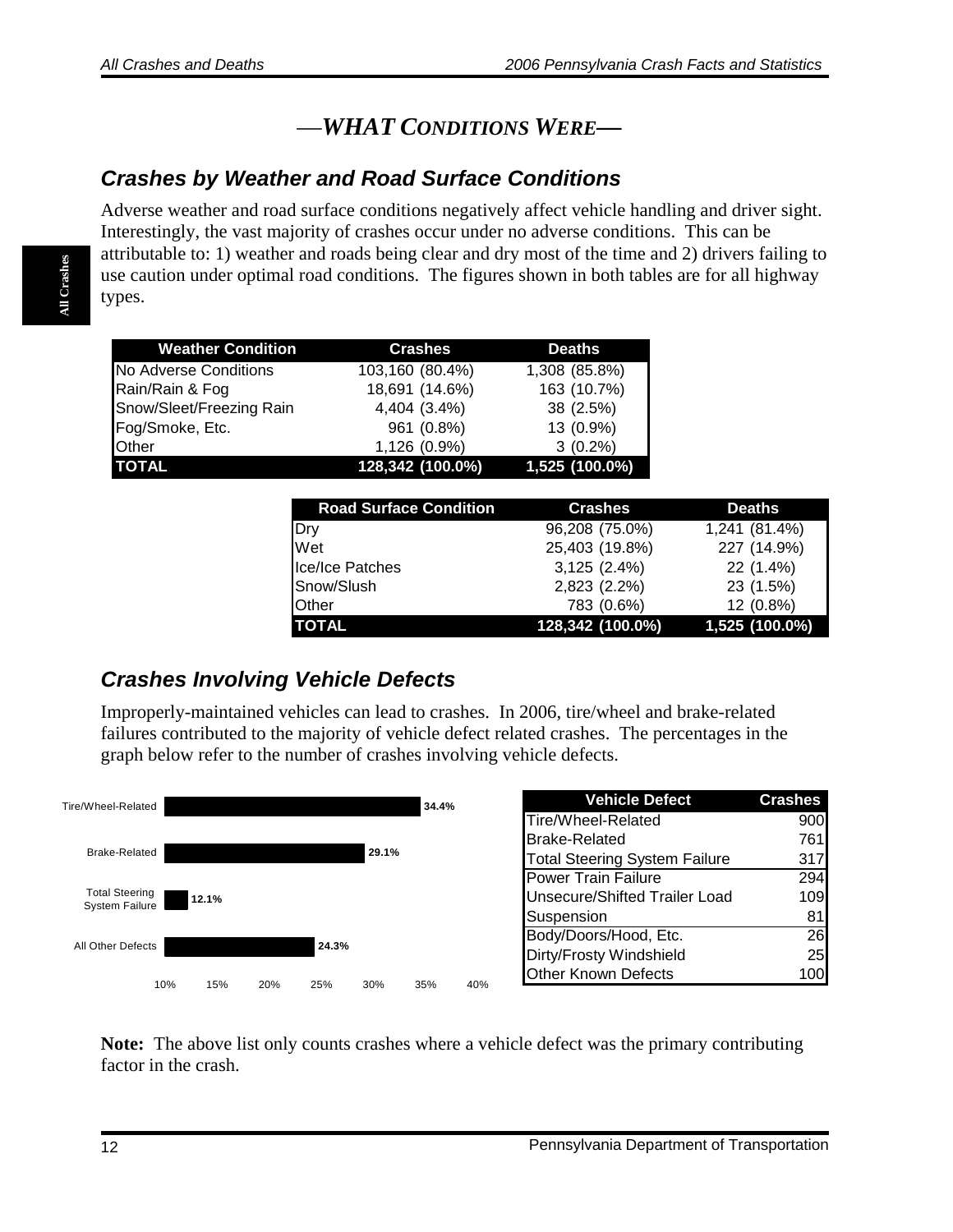## —WHAT CONDITIONS WERE—

### Crashes by Weather and Road Surface Conditions

Adverse weather and road surface conditions negatively affect vehicle handling and driver sight. Interestingly, the vast majority of crashes occur under no adverse conditions. This can be attributable to: 1) weather and roads being clear and dry most of the time and 2) drivers failing to use caution under optimal road conditions. The figures shown in both tables are for all highway types.

| Weather Condition | Crashes | Deaths |
|---|---|---|
| No Adverse Conditions | 103,160 (80.4%) | 1,308 (85.8%) |
| Rain/Rain & Fog | 18,691 (14.6%) | 163 (10.7%) |
| Snow/Sleet/Freezing Rain | 4,404 (3.4%) | 38 (2.5%) |
| Fog/Smoke, Etc. | 961 (0.8%) | 13 (0.9%) |
| Other | 1,126 (0.9%) | 3 (0.2%) |
| **TOTAL** | **128,342 (100.0%)** | **1,525 (100.0%)** |

| Road Surface Condition | Crashes | Deaths |
|---|---|---|
| Dry | 96,208 (75.0%) | 1,241 (81.4%) |
| Wet | 25,403 (19.8%) | 227 (14.9%) |
| Ice/Ice Patches | 3,125 (2.4%) | 22 (1.4%) |
| Snow/Slush | 2,823 (2.2%) | 23 (1.5%) |
| Other | 783 (0.6%) | 12 (0.8%) |
| **TOTAL** | **128,342 (100.0%)** | **1,525 (100.0%)** |

### Crashes Involving Vehicle Defects

Improperly-maintained vehicles can lead to crashes. In 2006, tire/wheel and brake-related failures contributed to the majority of vehicle defect related crashes. The percentages in the graph below refer to the number of crashes involving vehicle defects.

| Category | Percent |
|---|---|
| Tire/Wheel-Related | 34.4% |
| Brake-Related | 29.1% |
| Total Steering System Failure | 12.1% |
| All Other Defects | 24.3% |

| Vehicle Defect | Crashes |
|---|---|
| Tire/Wheel-Related | 900 |
| Brake-Related | 761 |
| Total Steering System Failure | 317 |
| Power Train Failure | 294 |
| Unsecure/Shifted Trailer Load | 109 |
| Suspension | 81 |
| Body/Doors/Hood, Etc. | 26 |
| Dirty/Frosty Windshield | 25 |
| Other Known Defects | 100 |

**Note:** The above list only counts crashes where a vehicle defect was the primary contributing factor in the crash.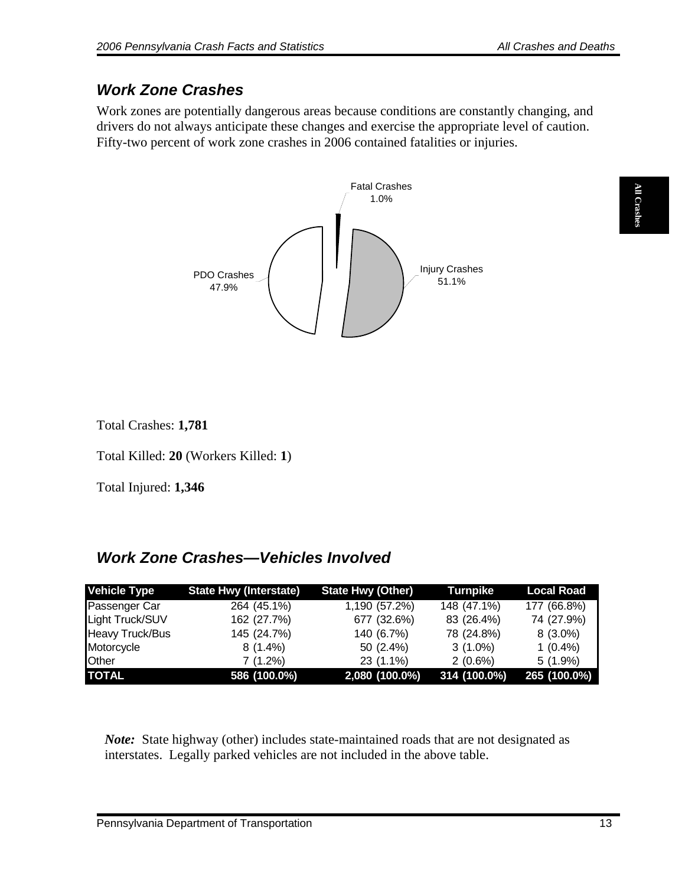## Work Zone Crashes

Work zones are potentially dangerous areas because conditions are constantly changing, and drivers do not always anticipate these changes and exercise the appropriate level of caution. Fifty-two percent of work zone crashes in 2006 contained fatalities or injuries.

Fatal Crashes 1.0%

Injury Crashes 51.1%

PDO Crashes 47.9%

Total Crashes: **1,781**

Total Killed: **20** (Workers Killed: **1**)

Total Injured: **1,346**

## Work Zone Crashes—Vehicles Involved

| Vehicle Type | State Hwy (Interstate) | State Hwy (Other) | Turnpike | Local Road |
|---|---|---|---|---|
| Passenger Car | 264 (45.1%) | 1,190 (57.2%) | 148 (47.1%) | 177 (66.8%) |
| Light Truck/SUV | 162 (27.7%) | 677 (32.6%) | 83 (26.4%) | 74 (27.9%) |
| Heavy Truck/Bus | 145 (24.7%) | 140 (6.7%) | 78 (24.8%) | 8 (3.0%) |
| Motorcycle | 8 (1.4%) | 50 (2.4%) | 3 (1.0%) | 1 (0.4%) |
| Other | 7 (1.2%) | 23 (1.1%) | 2 (0.6%) | 5 (1.9%) |
| **TOTAL** | **586 (100.0%)** | **2,080 (100.0%)** | **314 (100.0%)** | **265 (100.0%)** |

*Note:* State highway (other) includes state-maintained roads that are not designated as interstates. Legally parked vehicles are not included in the above table.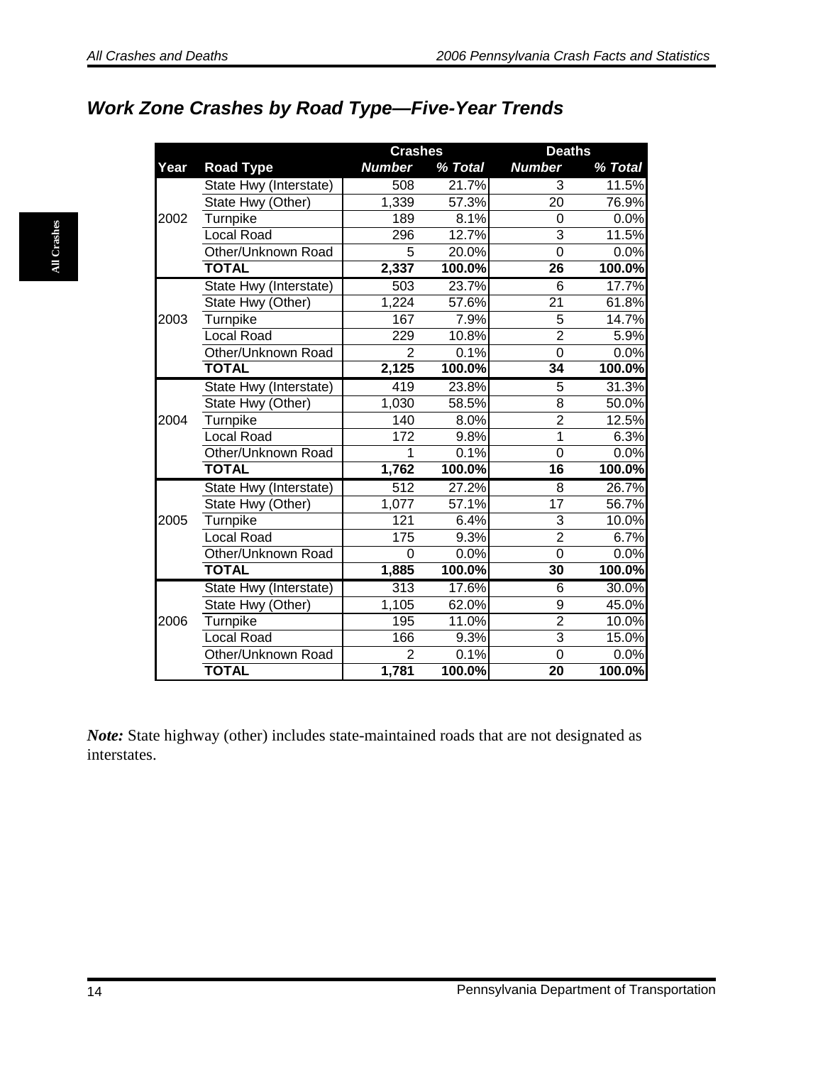## *Work Zone Crashes by Road Type—Five-Year Trends*

| Year | Road Type | Crashes | | Deaths | |
|---|---|---|---|---|---|
| | | ***Number*** | ***% Total*** | ***Number*** | ***% Total*** |
| 2002 | State Hwy (Interstate) | 508 | 21.7% | 3 | 11.5% |
| | State Hwy (Other) | 1,339 | 57.3% | 20 | 76.9% |
| | Turnpike | 189 | 8.1% | 0 | 0.0% |
| | Local Road | 296 | 12.7% | 3 | 11.5% |
| | Other/Unknown Road | 5 | 20.0% | 0 | 0.0% |
| | **TOTAL** | **2,337** | **100.0%** | **26** | **100.0%** |
| 2003 | State Hwy (Interstate) | 503 | 23.7% | 6 | 17.7% |
| | State Hwy (Other) | 1,224 | 57.6% | 21 | 61.8% |
| | Turnpike | 167 | 7.9% | 5 | 14.7% |
| | Local Road | 229 | 10.8% | 2 | 5.9% |
| | Other/Unknown Road | 2 | 0.1% | 0 | 0.0% |
| | **TOTAL** | **2,125** | **100.0%** | **34** | **100.0%** |
| 2004 | State Hwy (Interstate) | 419 | 23.8% | 5 | 31.3% |
| | State Hwy (Other) | 1,030 | 58.5% | 8 | 50.0% |
| | Turnpike | 140 | 8.0% | 2 | 12.5% |
| | Local Road | 172 | 9.8% | 1 | 6.3% |
| | Other/Unknown Road | 1 | 0.1% | 0 | 0.0% |
| | **TOTAL** | **1,762** | **100.0%** | **16** | **100.0%** |
| 2005 | State Hwy (Interstate) | 512 | 27.2% | 8 | 26.7% |
| | State Hwy (Other) | 1,077 | 57.1% | 17 | 56.7% |
| | Turnpike | 121 | 6.4% | 3 | 10.0% |
| | Local Road | 175 | 9.3% | 2 | 6.7% |
| | Other/Unknown Road | 0 | 0.0% | 0 | 0.0% |
| | **TOTAL** | **1,885** | **100.0%** | **30** | **100.0%** |
| 2006 | State Hwy (Interstate) | 313 | 17.6% | 6 | 30.0% |
| | State Hwy (Other) | 1,105 | 62.0% | 9 | 45.0% |
| | Turnpike | 195 | 11.0% | 2 | 10.0% |
| | Local Road | 166 | 9.3% | 3 | 15.0% |
| | Other/Unknown Road | 2 | 0.1% | 0 | 0.0% |
| | **TOTAL** | **1,781** | **100.0%** | **20** | **100.0%** |

***Note:*** State highway (other) includes state-maintained roads that are not designated as interstates.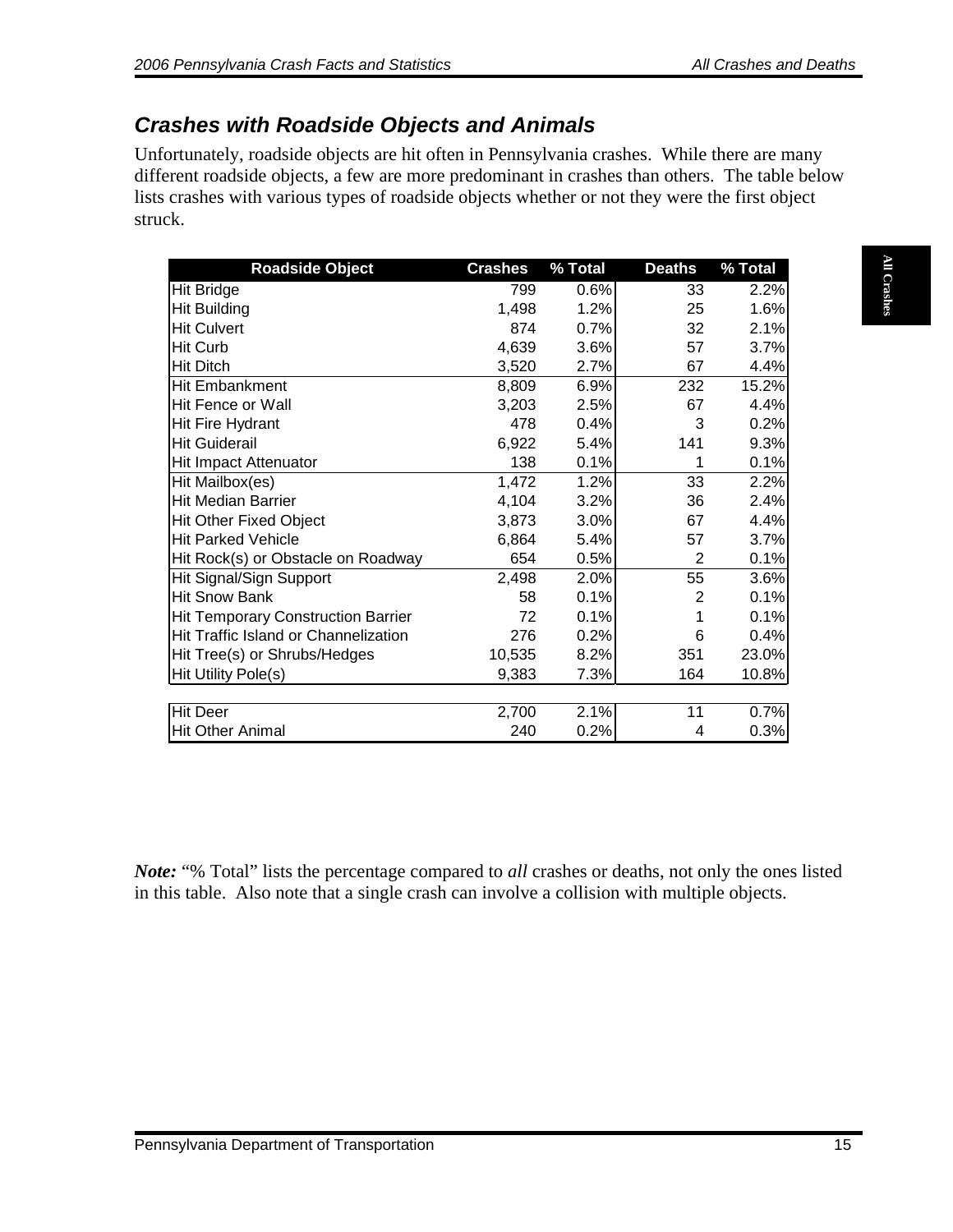## Crashes with Roadside Objects and Animals

Unfortunately, roadside objects are hit often in Pennsylvania crashes. While there are many different roadside objects, a few are more predominant in crashes than others. The table below lists crashes with various types of roadside objects whether or not they were the first object struck.

| Roadside Object | Crashes | % Total | Deaths | % Total |
|---|---|---|---|---|
| Hit Bridge | 799 | 0.6% | 33 | 2.2% |
| Hit Building | 1,498 | 1.2% | 25 | 1.6% |
| Hit Culvert | 874 | 0.7% | 32 | 2.1% |
| Hit Curb | 4,639 | 3.6% | 57 | 3.7% |
| Hit Ditch | 3,520 | 2.7% | 67 | 4.4% |
| Hit Embankment | 8,809 | 6.9% | 232 | 15.2% |
| Hit Fence or Wall | 3,203 | 2.5% | 67 | 4.4% |
| Hit Fire Hydrant | 478 | 0.4% | 3 | 0.2% |
| Hit Guiderail | 6,922 | 5.4% | 141 | 9.3% |
| Hit Impact Attenuator | 138 | 0.1% | 1 | 0.1% |
| Hit Mailbox(es) | 1,472 | 1.2% | 33 | 2.2% |
| Hit Median Barrier | 4,104 | 3.2% | 36 | 2.4% |
| Hit Other Fixed Object | 3,873 | 3.0% | 67 | 4.4% |
| Hit Parked Vehicle | 6,864 | 5.4% | 57 | 3.7% |
| Hit Rock(s) or Obstacle on Roadway | 654 | 0.5% | 2 | 0.1% |
| Hit Signal/Sign Support | 2,498 | 2.0% | 55 | 3.6% |
| Hit Snow Bank | 58 | 0.1% | 2 | 0.1% |
| Hit Temporary Construction Barrier | 72 | 0.1% | 1 | 0.1% |
| Hit Traffic Island or Channelization | 276 | 0.2% | 6 | 0.4% |
| Hit Tree(s) or Shrubs/Hedges | 10,535 | 8.2% | 351 | 23.0% |
| Hit Utility Pole(s) | 9,383 | 7.3% | 164 | 10.8% |
| | | | | |
| Hit Deer | 2,700 | 2.1% | 11 | 0.7% |
| Hit Other Animal | 240 | 0.2% | 4 | 0.3% |

***Note:*** "% Total" lists the percentage compared to *all* crashes or deaths, not only the ones listed in this table. Also note that a single crash can involve a collision with multiple objects.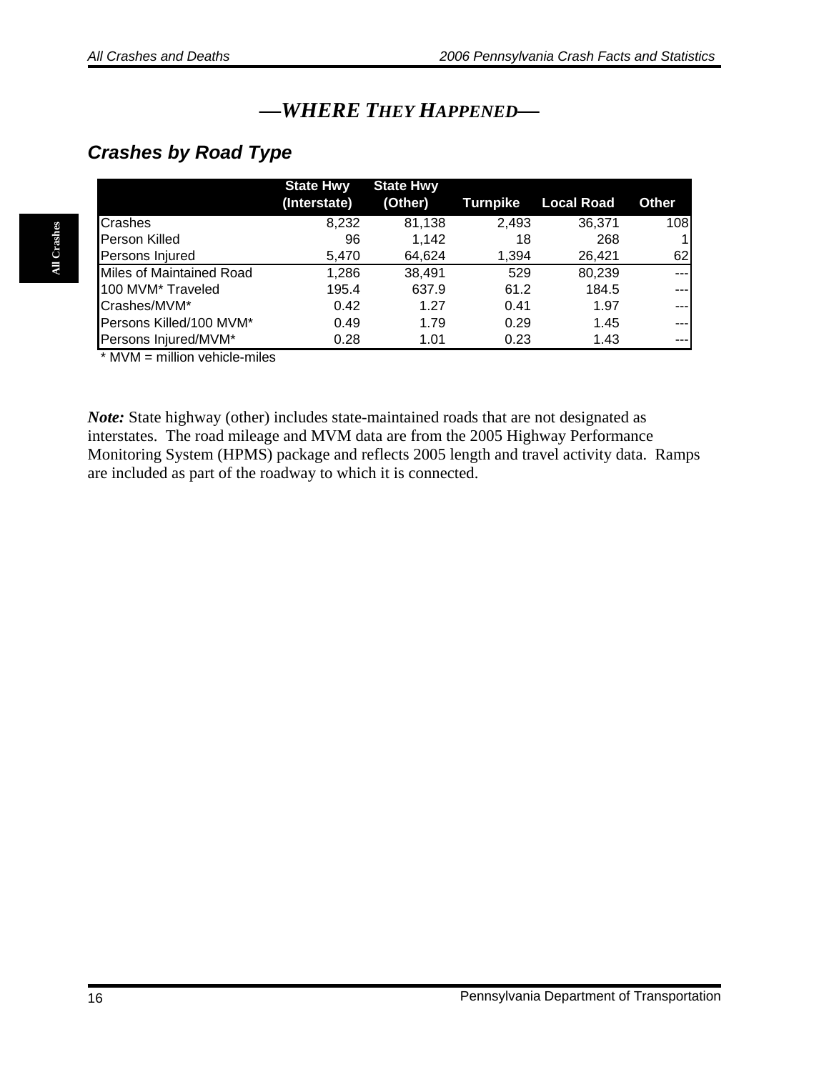## —WHERE THEY HAPPENED—

### Crashes by Road Type

| | State Hwy (Interstate) | State Hwy (Other) | Turnpike | Local Road | Other |
|---|---|---|---|---|---|
| Crashes | 8,232 | 81,138 | 2,493 | 36,371 | 108 |
| Person Killed | 96 | 1,142 | 18 | 268 | 1 |
| Persons Injured | 5,470 | 64,624 | 1,394 | 26,421 | 62 |
| Miles of Maintained Road | 1,286 | 38,491 | 529 | 80,239 | --- |
| 100 MVM* Traveled | 195.4 | 637.9 | 61.2 | 184.5 | --- |
| Crashes/MVM* | 0.42 | 1.27 | 0.41 | 1.97 | --- |
| Persons Killed/100 MVM* | 0.49 | 1.79 | 0.29 | 1.45 | --- |
| Persons Injured/MVM* | 0.28 | 1.01 | 0.23 | 1.43 | --- |

\* MVM = million vehicle-miles

*Note:* State highway (other) includes state-maintained roads that are not designated as interstates. The road mileage and MVM data are from the 2005 Highway Performance Monitoring System (HPMS) package and reflects 2005 length and travel activity data. Ramps are included as part of the roadway to which it is connected.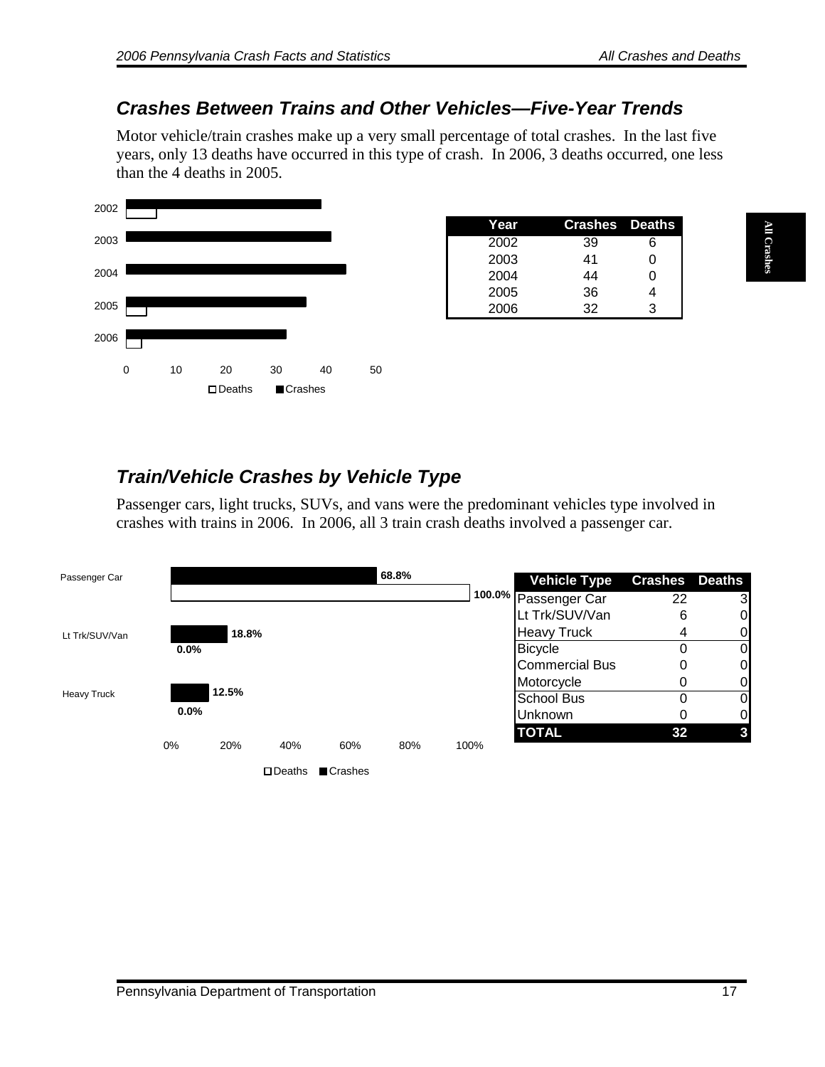## Crashes Between Trains and Other Vehicles—Five-Year Trends

Motor vehicle/train crashes make up a very small percentage of total crashes. In the last five years, only 13 deaths have occurred in this type of crash. In 2006, 3 deaths occurred, one less than the 4 deaths in 2005.

| Year | Crashes | Deaths |
|---|---|---|
| 2002 | 39 | 6 |
| 2003 | 41 | 0 |
| 2004 | 44 | 0 |
| 2005 | 36 | 4 |
| 2006 | 32 | 3 |

## Train/Vehicle Crashes by Vehicle Type

Passenger cars, light trucks, SUVs, and vans were the predominant vehicles type involved in crashes with trains in 2006. In 2006, all 3 train crash deaths involved a passenger car.

| Vehicle Type | Crashes | Deaths |
|---|---|---|
| Passenger Car | 22 | 3 |
| Lt Trk/SUV/Van | 6 | 0 |
| Heavy Truck | 4 | 0 |
| Bicycle | 0 | 0 |
| Commercial Bus | 0 | 0 |
| Motorcycle | 0 | 0 |
| School Bus | 0 | 0 |
| Unknown | 0 | 0 |
| **TOTAL** | **32** | **3** |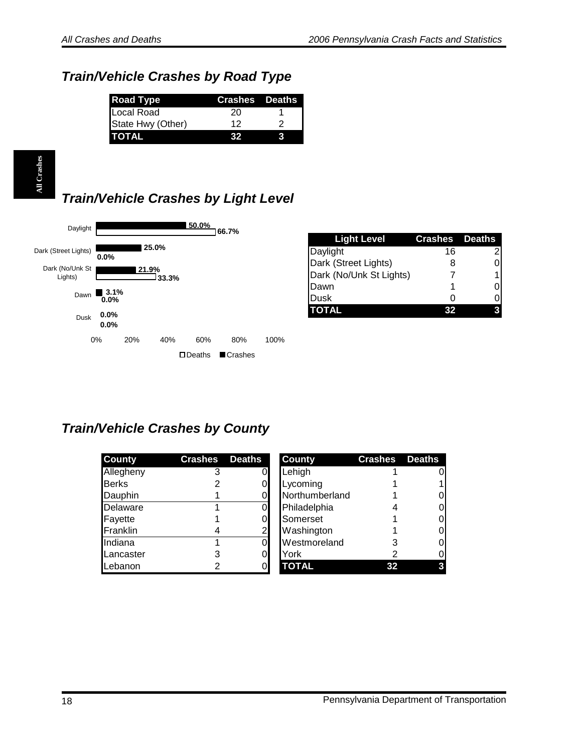## Train/Vehicle Crashes by Road Type

| Road Type | Crashes | Deaths |
|---|---|---|
| Local Road | 20 | 1 |
| State Hwy (Other) | 12 | 2 |
| TOTAL | 32 | 3 |

## Train/Vehicle Crashes by Light Level

| Light Level | Crashes (%) | Deaths (%) |
|---|---|---|
| Daylight | 50.0% | 66.7% |
| Dark (Street Lights) | 25.0% | 0.0% |
| Dark (No/Unk St Lights) | 21.9% | 33.3% |
| Dawn | 3.1% | 0.0% |
| Dusk | 0.0% | 0.0% |

| Light Level | Crashes | Deaths |
|---|---|---|
| Daylight | 16 | 2 |
| Dark (Street Lights) | 8 | 0 |
| Dark (No/Unk St Lights) | 7 | 1 |
| Dawn | 1 | 0 |
| Dusk | 0 | 0 |
| TOTAL | 32 | 3 |

## Train/Vehicle Crashes by County

| County | Crashes | Deaths |
|---|---|---|
| Allegheny | 3 | 0 |
| Berks | 2 | 0 |
| Dauphin | 1 | 0 |
| Delaware | 1 | 0 |
| Fayette | 1 | 0 |
| Franklin | 4 | 2 |
| Indiana | 1 | 0 |
| Lancaster | 3 | 0 |
| Lebanon | 2 | 0 |
| Lehigh | 1 | 0 |
| Lycoming | 1 | 1 |
| Northumberland | 1 | 0 |
| Philadelphia | 4 | 0 |
| Somerset | 1 | 0 |
| Washington | 1 | 0 |
| Westmoreland | 3 | 0 |
| York | 2 | 0 |
| TOTAL | 32 | 3 |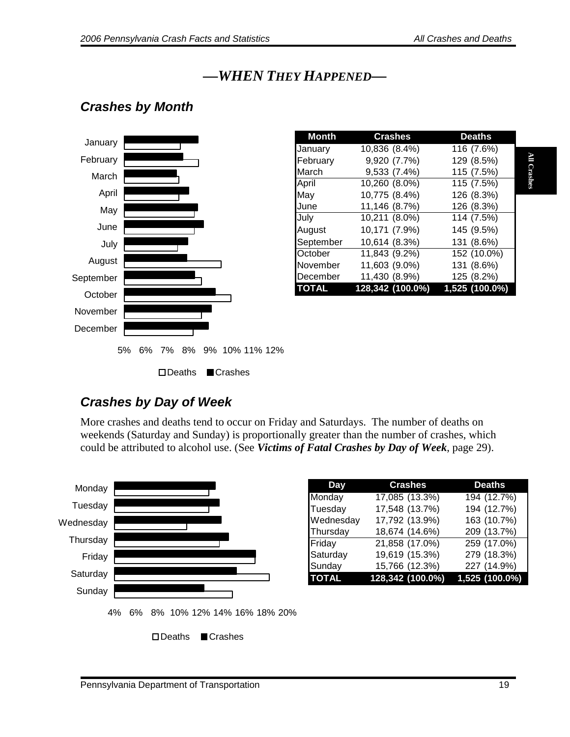## —WHEN THEY HAPPENED—

### Crashes by Month

| Month | Crashes | Deaths |
|---|---|---|
| January | 10,836 (8.4%) | 116 (7.6%) |
| February | 9,920 (7.7%) | 129 (8.5%) |
| March | 9,533 (7.4%) | 115 (7.5%) |
| April | 10,260 (8.0%) | 115 (7.5%) |
| May | 10,775 (8.4%) | 126 (8.3%) |
| June | 11,146 (8.7%) | 126 (8.3%) |
| July | 10,211 (8.0%) | 114 (7.5%) |
| August | 10,171 (7.9%) | 145 (9.5%) |
| September | 10,614 (8.3%) | 131 (8.6%) |
| October | 11,843 (9.2%) | 152 (10.0%) |
| November | 11,603 (9.0%) | 131 (8.6%) |
| December | 11,430 (8.9%) | 125 (8.2%) |
| **TOTAL** | **128,342 (100.0%)** | **1,525 (100.0%)** |

### Crashes by Day of Week

More crashes and deaths tend to occur on Friday and Saturdays. The number of deaths on weekends (Saturday and Sunday) is proportionally greater than the number of crashes, which could be attributed to alcohol use. (See ***Victims of Fatal Crashes by Day of Week***, page 29).

| Day | Crashes | Deaths |
|---|---|---|
| Monday | 17,085 (13.3%) | 194 (12.7%) |
| Tuesday | 17,548 (13.7%) | 194 (12.7%) |
| Wednesday | 17,792 (13.9%) | 163 (10.7%) |
| Thursday | 18,674 (14.6%) | 209 (13.7%) |
| Friday | 21,858 (17.0%) | 259 (17.0%) |
| Saturday | 19,619 (15.3%) | 279 (18.3%) |
| Sunday | 15,766 (12.3%) | 227 (14.9%) |
| **TOTAL** | **128,342 (100.0%)** | **1,525 (100.0%)** |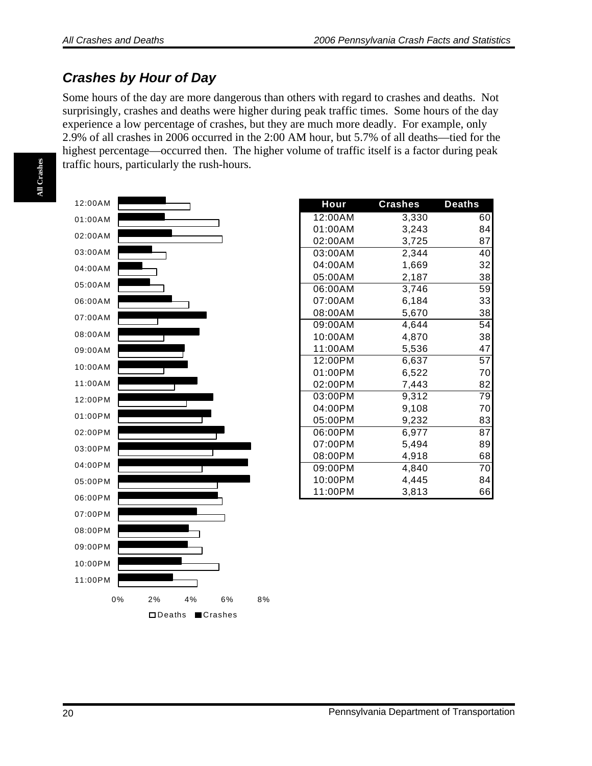## *Crashes by Hour of Day*

Some hours of the day are more dangerous than others with regard to crashes and deaths. Not surprisingly, crashes and deaths were higher during peak traffic times. Some hours of the day experience a low percentage of crashes, but they are much more deadly. For example, only 2.9% of all crashes in 2006 occurred in the 2:00 AM hour, but 5.7% of all deaths—tied for the highest percentage—occurred then. The higher volume of traffic itself is a factor during peak traffic hours, particularly the rush-hours.

| Hour | Crashes | Deaths |
|---|---|---|
| 12:00AM | 3,330 | 60 |
| 01:00AM | 3,243 | 84 |
| 02:00AM | 3,725 | 87 |
| 03:00AM | 2,344 | 40 |
| 04:00AM | 1,669 | 32 |
| 05:00AM | 2,187 | 38 |
| 06:00AM | 3,746 | 59 |
| 07:00AM | 6,184 | 33 |
| 08:00AM | 5,670 | 38 |
| 09:00AM | 4,644 | 54 |
| 10:00AM | 4,870 | 38 |
| 11:00AM | 5,536 | 47 |
| 12:00PM | 6,637 | 57 |
| 01:00PM | 6,522 | 70 |
| 02:00PM | 7,443 | 82 |
| 03:00PM | 9,312 | 79 |
| 04:00PM | 9,108 | 70 |
| 05:00PM | 9,232 | 83 |
| 06:00PM | 6,977 | 87 |
| 07:00PM | 5,494 | 89 |
| 08:00PM | 4,918 | 68 |
| 09:00PM | 4,840 | 70 |
| 10:00PM | 4,445 | 84 |
| 11:00PM | 3,813 | 66 |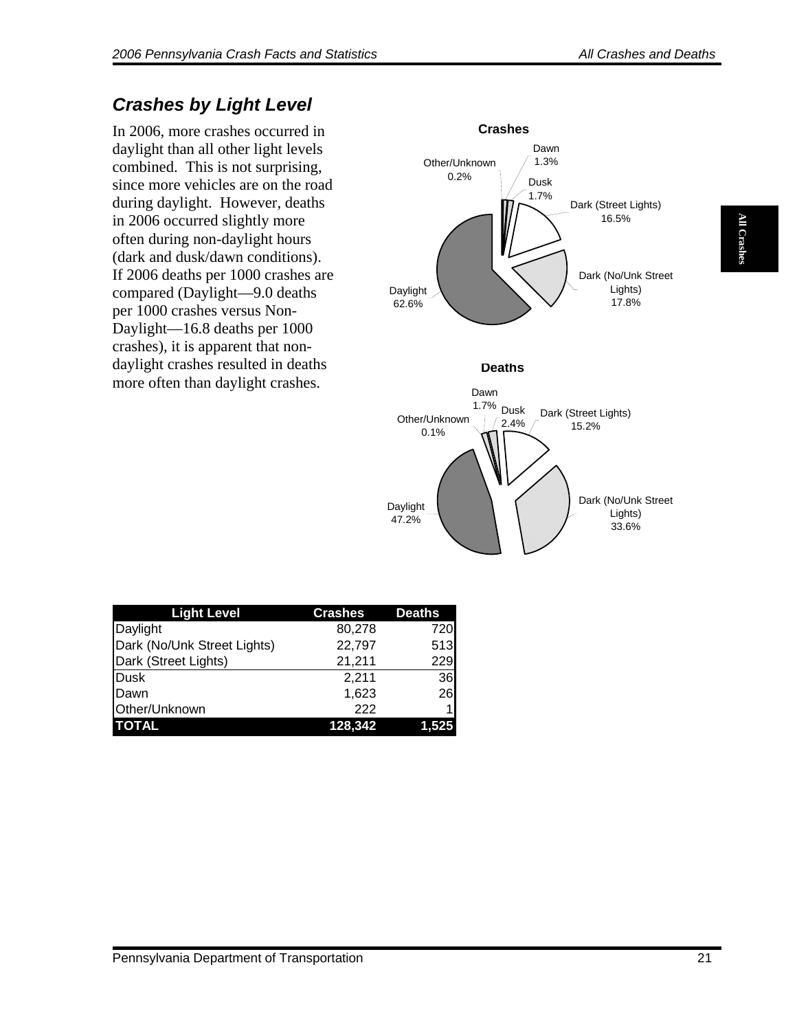## *Crashes by Light Level*

In 2006, more crashes occurred in daylight than all other light levels combined. This is not surprising, since more vehicles are on the road during daylight. However, deaths in 2006 occurred slightly more often during non-daylight hours (dark and dusk/dawn conditions). If 2006 deaths per 1000 crashes are compared (Daylight—9.0 deaths per 1000 crashes versus Non-Daylight—16.8 deaths per 1000 crashes), it is apparent that non-daylight crashes resulted in deaths more often than daylight crashes.

**Crashes**

Dawn 1.3%
Other/Unknown 0.2%
Dusk 1.7%
Dark (Street Lights) 16.5%
Dark (No/Unk Street Lights) 17.8%
Daylight 62.6%

**Deaths**

Dawn 1.7%
Dusk 2.4%
Other/Unknown 0.1%
Dark (Street Lights) 15.2%
Dark (No/Unk Street Lights) 33.6%
Daylight 47.2%

| Light Level | Crashes | Deaths |
|---|---|---|
| Daylight | 80,278 | 720 |
| Dark (No/Unk Street Lights) | 22,797 | 513 |
| Dark (Street Lights) | 21,211 | 229 |
| Dusk | 2,211 | 36 |
| Dawn | 1,623 | 26 |
| Other/Unknown | 222 | 1 |
| **TOTAL** | **128,342** | **1,525** |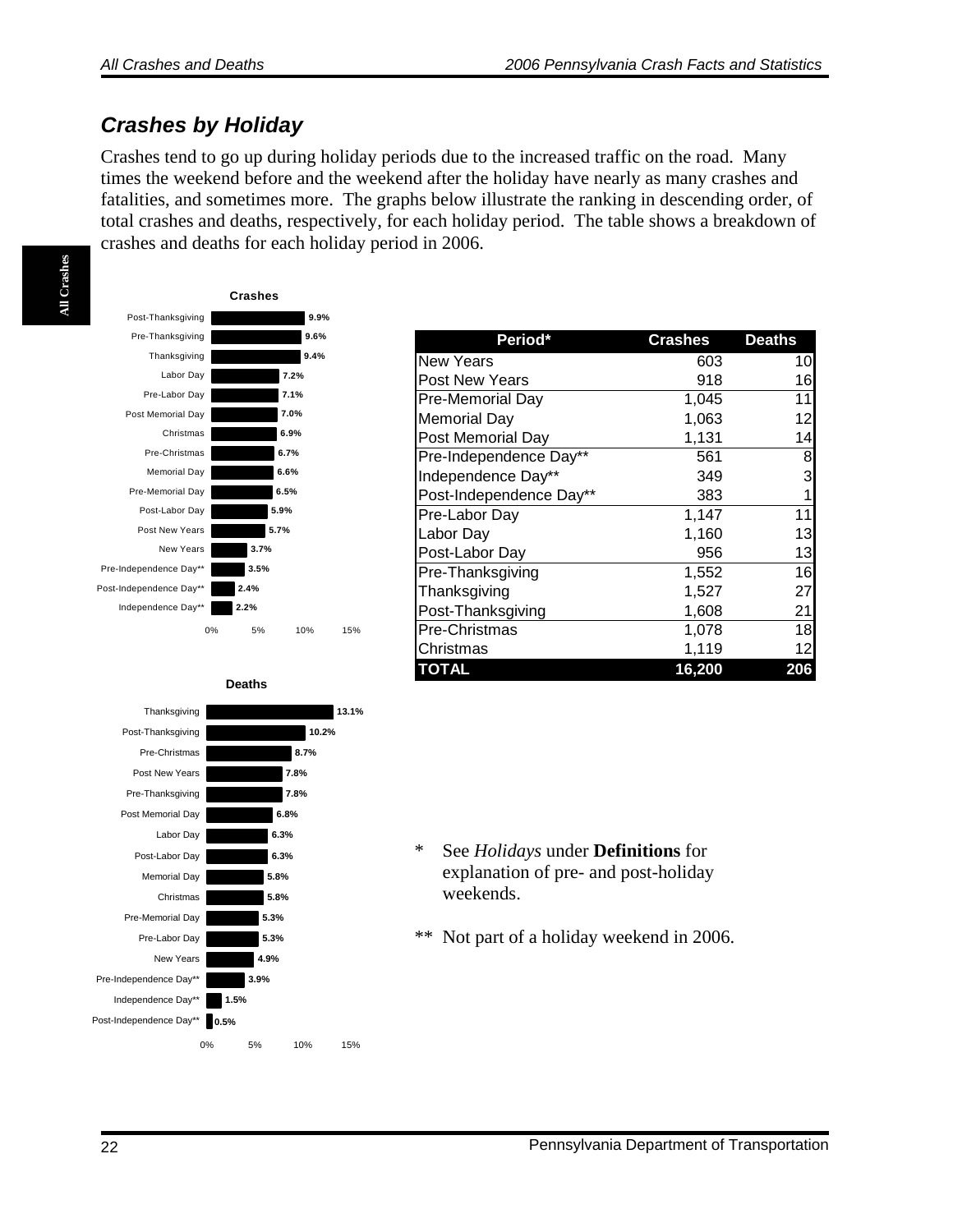## *Crashes by Holiday*

Crashes tend to go up during holiday periods due to the increased traffic on the road. Many times the weekend before and the weekend after the holiday have nearly as many crashes and fatalities, and sometimes more. The graphs below illustrate the ranking in descending order, of total crashes and deaths, respectively, for each holiday period. The table shows a breakdown of crashes and deaths for each holiday period in 2006.

**Crashes**

| Period | % |
|---|---|
| Post-Thanksgiving | 9.9% |
| Pre-Thanksgiving | 9.6% |
| Thanksgiving | 9.4% |
| Labor Day | 7.2% |
| Pre-Labor Day | 7.1% |
| Post Memorial Day | 7.0% |
| Christmas | 6.9% |
| Pre-Christmas | 6.7% |
| Memorial Day | 6.6% |
| Pre-Memorial Day | 6.5% |
| Post-Labor Day | 5.9% |
| Post New Years | 5.7% |
| New Years | 3.7% |
| Pre-Independence Day** | 3.5% |
| Post-Independence Day** | 2.4% |
| Independence Day** | 2.2% |

**Deaths**

| Period | % |
|---|---|
| Thanksgiving | 13.1% |
| Post-Thanksgiving | 10.2% |
| Pre-Christmas | 8.7% |
| Post New Years | 7.8% |
| Pre-Thanksgiving | 7.8% |
| Post Memorial Day | 6.8% |
| Labor Day | 6.3% |
| Post-Labor Day | 6.3% |
| Memorial Day | 5.8% |
| Christmas | 5.8% |
| Pre-Memorial Day | 5.3% |
| Pre-Labor Day | 5.3% |
| New Years | 4.9% |
| Pre-Independence Day** | 3.9% |
| Independence Day** | 1.5% |
| Post-Independence Day** | 0.5% |

| Period* | Crashes | Deaths |
|---|---|---|
| New Years | 603 | 10 |
| Post New Years | 918 | 16 |
| Pre-Memorial Day | 1,045 | 11 |
| Memorial Day | 1,063 | 12 |
| Post Memorial Day | 1,131 | 14 |
| Pre-Independence Day** | 561 | 8 |
| Independence Day** | 349 | 3 |
| Post-Independence Day** | 383 | 1 |
| Pre-Labor Day | 1,147 | 11 |
| Labor Day | 1,160 | 13 |
| Post-Labor Day | 956 | 13 |
| Pre-Thanksgiving | 1,552 | 16 |
| Thanksgiving | 1,527 | 27 |
| Post-Thanksgiving | 1,608 | 21 |
| Pre-Christmas | 1,078 | 18 |
| Christmas | 1,119 | 12 |
| **TOTAL** | **16,200** | **206** |

\* See *Holidays* under **Definitions** for explanation of pre- and post-holiday weekends.

\*\* Not part of a holiday weekend in 2006.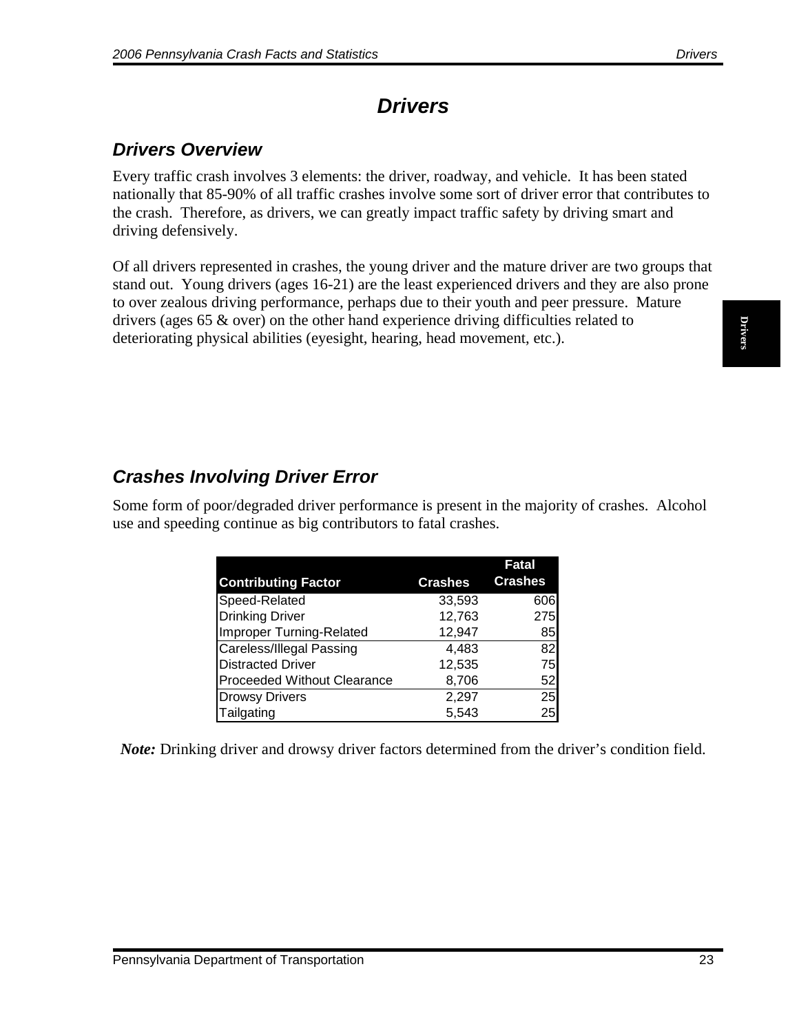# Drivers

## Drivers Overview

Every traffic crash involves 3 elements: the driver, roadway, and vehicle. It has been stated nationally that 85-90% of all traffic crashes involve some sort of driver error that contributes to the crash. Therefore, as drivers, we can greatly impact traffic safety by driving smart and driving defensively.

Of all drivers represented in crashes, the young driver and the mature driver are two groups that stand out. Young drivers (ages 16-21) are the least experienced drivers and they are also prone to over zealous driving performance, perhaps due to their youth and peer pressure. Mature drivers (ages 65 & over) on the other hand experience driving difficulties related to deteriorating physical abilities (eyesight, hearing, head movement, etc.).

## Crashes Involving Driver Error

Some form of poor/degraded driver performance is present in the majority of crashes. Alcohol use and speeding continue as big contributors to fatal crashes.

| Contributing Factor | Crashes | Fatal Crashes |
|---|---|---|
| Speed-Related | 33,593 | 606 |
| Drinking Driver | 12,763 | 275 |
| Improper Turning-Related | 12,947 | 85 |
| Careless/Illegal Passing | 4,483 | 82 |
| Distracted Driver | 12,535 | 75 |
| Proceeded Without Clearance | 8,706 | 52 |
| Drowsy Drivers | 2,297 | 25 |
| Tailgating | 5,543 | 25 |

***Note:*** Drinking driver and drowsy driver factors determined from the driver's condition field.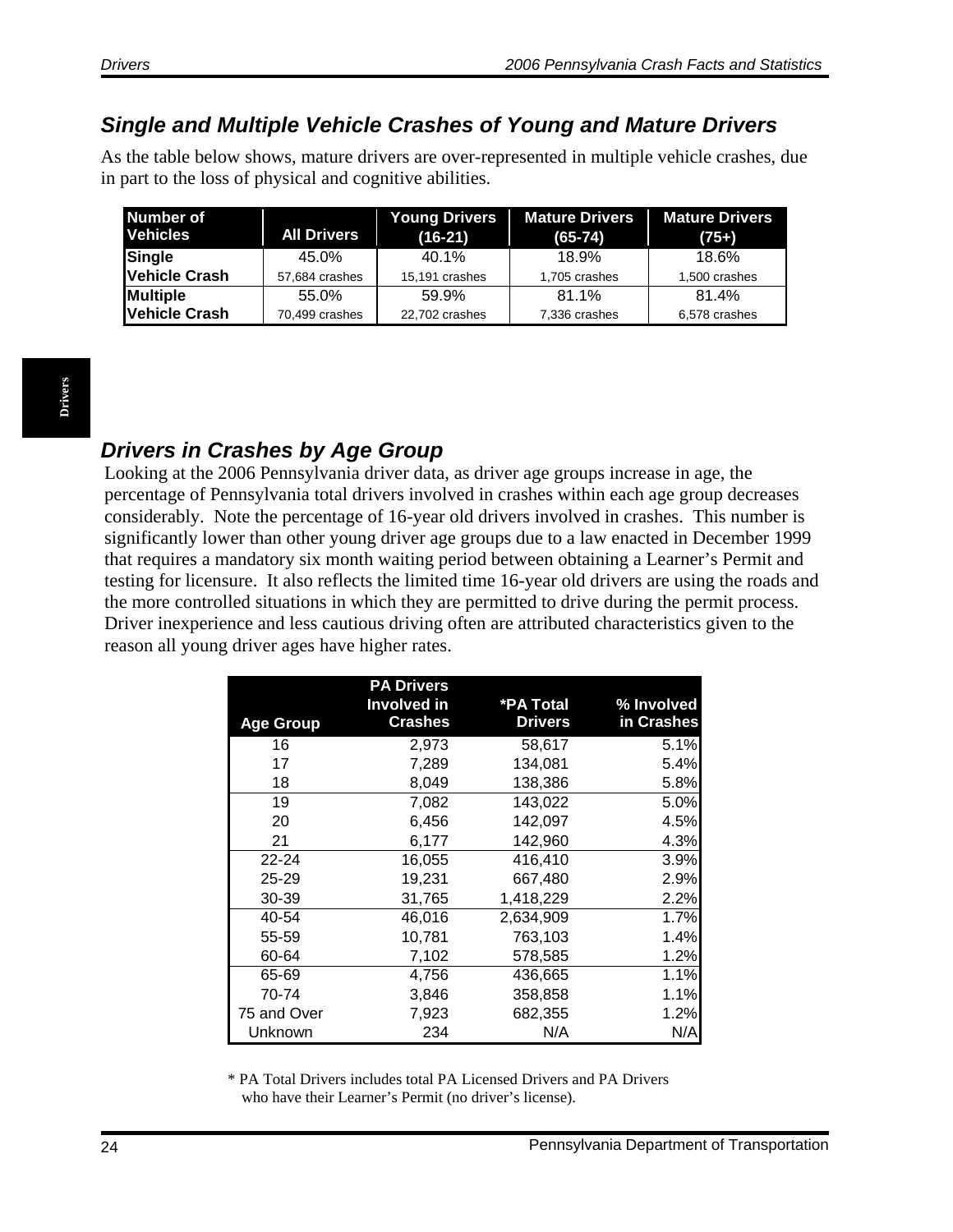## Single and Multiple Vehicle Crashes of Young and Mature Drivers

As the table below shows, mature drivers are over-represented in multiple vehicle crashes, due in part to the loss of physical and cognitive abilities.

| Number of Vehicles | All Drivers | Young Drivers (16-21) | Mature Drivers (65-74) | Mature Drivers (75+) |
|---|---|---|---|---|
| Single Vehicle Crash | 45.0% 57,684 crashes | 40.1% 15,191 crashes | 18.9% 1,705 crashes | 18.6% 1,500 crashes |
| Multiple Vehicle Crash | 55.0% 70,499 crashes | 59.9% 22,702 crashes | 81.1% 7,336 crashes | 81.4% 6,578 crashes |

## Drivers in Crashes by Age Group

Looking at the 2006 Pennsylvania driver data, as driver age groups increase in age, the percentage of Pennsylvania total drivers involved in crashes within each age group decreases considerably. Note the percentage of 16-year old drivers involved in crashes. This number is significantly lower than other young driver age groups due to a law enacted in December 1999 that requires a mandatory six month waiting period between obtaining a Learner's Permit and testing for licensure. It also reflects the limited time 16-year old drivers are using the roads and the more controlled situations in which they are permitted to drive during the permit process. Driver inexperience and less cautious driving often are attributed characteristics given to the reason all young driver ages have higher rates.

| Age Group | PA Drivers Involved in Crashes | *PA Total Drivers | % Involved in Crashes |
|---|---|---|---|
| 16 | 2,973 | 58,617 | 5.1% |
| 17 | 7,289 | 134,081 | 5.4% |
| 18 | 8,049 | 138,386 | 5.8% |
| 19 | 7,082 | 143,022 | 5.0% |
| 20 | 6,456 | 142,097 | 4.5% |
| 21 | 6,177 | 142,960 | 4.3% |
| 22-24 | 16,055 | 416,410 | 3.9% |
| 25-29 | 19,231 | 667,480 | 2.9% |
| 30-39 | 31,765 | 1,418,229 | 2.2% |
| 40-54 | 46,016 | 2,634,909 | 1.7% |
| 55-59 | 10,781 | 763,103 | 1.4% |
| 60-64 | 7,102 | 578,585 | 1.2% |
| 65-69 | 4,756 | 436,665 | 1.1% |
| 70-74 | 3,846 | 358,858 | 1.1% |
| 75 and Over | 7,923 | 682,355 | 1.2% |
| Unknown | 234 | N/A | N/A |

* PA Total Drivers includes total PA Licensed Drivers and PA Drivers who have their Learner's Permit (no driver's license).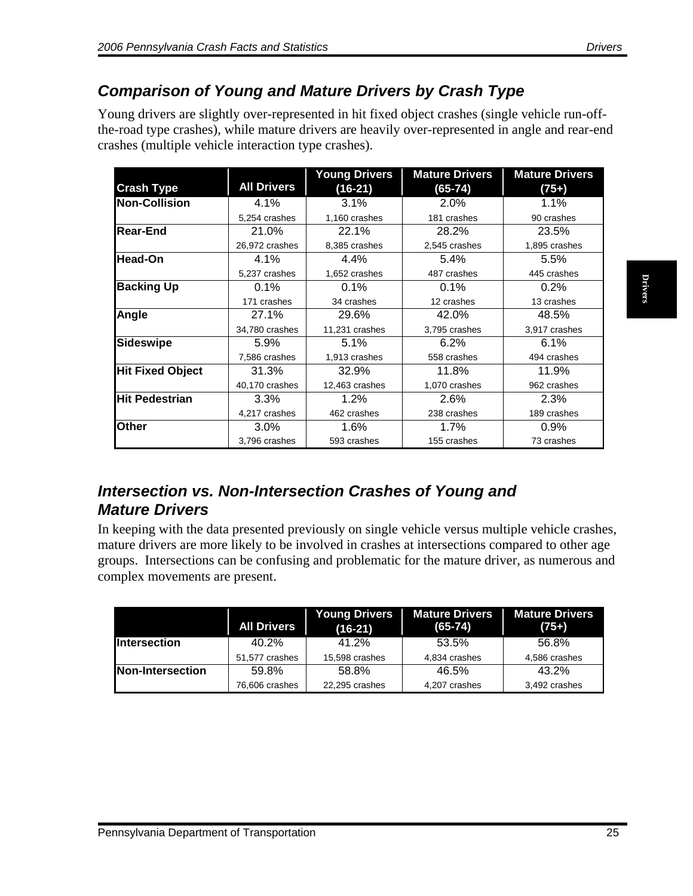## Comparison of Young and Mature Drivers by Crash Type

Young drivers are slightly over-represented in hit fixed object crashes (single vehicle run-off-the-road type crashes), while mature drivers are heavily over-represented in angle and rear-end crashes (multiple vehicle interaction type crashes).

| Crash Type | All Drivers | Young Drivers (16-21) | Mature Drivers (65-74) | Mature Drivers (75+) |
|---|---|---|---|---|
| **Non-Collision** | 4.1%<br>5,254 crashes | 3.1%<br>1,160 crashes | 2.0%<br>181 crashes | 1.1%<br>90 crashes |
| **Rear-End** | 21.0%<br>26,972 crashes | 22.1%<br>8,385 crashes | 28.2%<br>2,545 crashes | 23.5%<br>1,895 crashes |
| **Head-On** | 4.1%<br>5,237 crashes | 4.4%<br>1,652 crashes | 5.4%<br>487 crashes | 5.5%<br>445 crashes |
| **Backing Up** | 0.1%<br>171 crashes | 0.1%<br>34 crashes | 0.1%<br>12 crashes | 0.2%<br>13 crashes |
| **Angle** | 27.1%<br>34,780 crashes | 29.6%<br>11,231 crashes | 42.0%<br>3,795 crashes | 48.5%<br>3,917 crashes |
| **Sideswipe** | 5.9%<br>7,586 crashes | 5.1%<br>1,913 crashes | 6.2%<br>558 crashes | 6.1%<br>494 crashes |
| **Hit Fixed Object** | 31.3%<br>40,170 crashes | 32.9%<br>12,463 crashes | 11.8%<br>1,070 crashes | 11.9%<br>962 crashes |
| **Hit Pedestrian** | 3.3%<br>4,217 crashes | 1.2%<br>462 crashes | 2.6%<br>238 crashes | 2.3%<br>189 crashes |
| **Other** | 3.0%<br>3,796 crashes | 1.6%<br>593 crashes | 1.7%<br>155 crashes | 0.9%<br>73 crashes |

## Intersection vs. Non-Intersection Crashes of Young and Mature Drivers

In keeping with the data presented previously on single vehicle versus multiple vehicle crashes, mature drivers are more likely to be involved in crashes at intersections compared to other age groups. Intersections can be confusing and problematic for the mature driver, as numerous and complex movements are present.

| | All Drivers | Young Drivers (16-21) | Mature Drivers (65-74) | Mature Drivers (75+) |
|---|---|---|---|---|
| **Intersection** | 40.2%<br>51,577 crashes | 41.2%<br>15,598 crashes | 53.5%<br>4,834 crashes | 56.8%<br>4,586 crashes |
| **Non-Intersection** | 59.8%<br>76,606 crashes | 58.8%<br>22,295 crashes | 46.5%<br>4,207 crashes | 43.2%<br>3,492 crashes |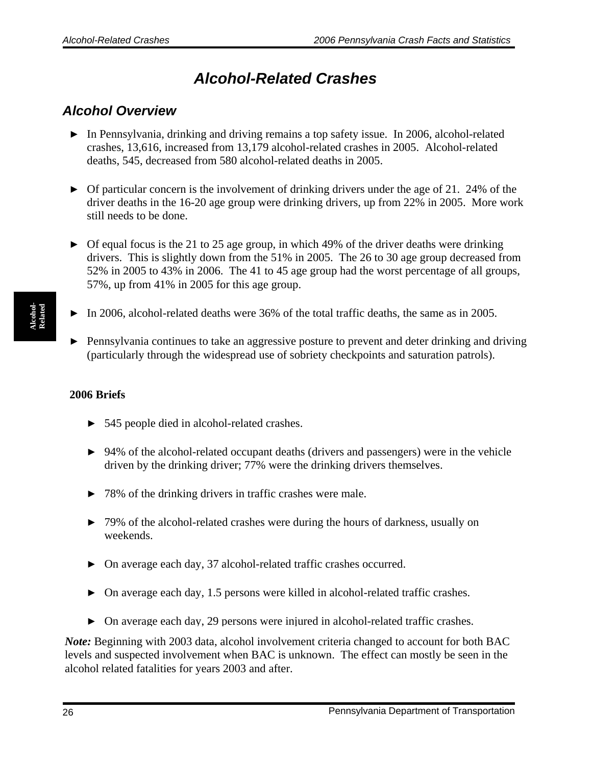# *Alcohol-Related Crashes*

## *Alcohol Overview*

- ► In Pennsylvania, drinking and driving remains a top safety issue. In 2006, alcohol-related crashes, 13,616, increased from 13,179 alcohol-related crashes in 2005. Alcohol-related deaths, 545, decreased from 580 alcohol-related deaths in 2005.

- ► Of particular concern is the involvement of drinking drivers under the age of 21. 24% of the driver deaths in the 16-20 age group were drinking drivers, up from 22% in 2005. More work still needs to be done.

- ► Of equal focus is the 21 to 25 age group, in which 49% of the driver deaths were drinking drivers. This is slightly down from the 51% in 2005. The 26 to 30 age group decreased from 52% in 2005 to 43% in 2006. The 41 to 45 age group had the worst percentage of all groups, 57%, up from 41% in 2005 for this age group.

- ► In 2006, alcohol-related deaths were 36% of the total traffic deaths, the same as in 2005.

- ► Pennsylvania continues to take an aggressive posture to prevent and deter drinking and driving (particularly through the widespread use of sobriety checkpoints and saturation patrols).

**2006 Briefs**

- ► 545 people died in alcohol-related crashes.

- ► 94% of the alcohol-related occupant deaths (drivers and passengers) were in the vehicle driven by the drinking driver; 77% were the drinking drivers themselves.

- ► 78% of the drinking drivers in traffic crashes were male.

- ► 79% of the alcohol-related crashes were during the hours of darkness, usually on weekends.

- ► On average each day, 37 alcohol-related traffic crashes occurred.

- ► On average each day, 1.5 persons were killed in alcohol-related traffic crashes.

- ► On average each day, 29 persons were injured in alcohol-related traffic crashes.

***Note:*** Beginning with 2003 data, alcohol involvement criteria changed to account for both BAC levels and suspected involvement when BAC is unknown. The effect can mostly be seen in the alcohol related fatalities for years 2003 and after.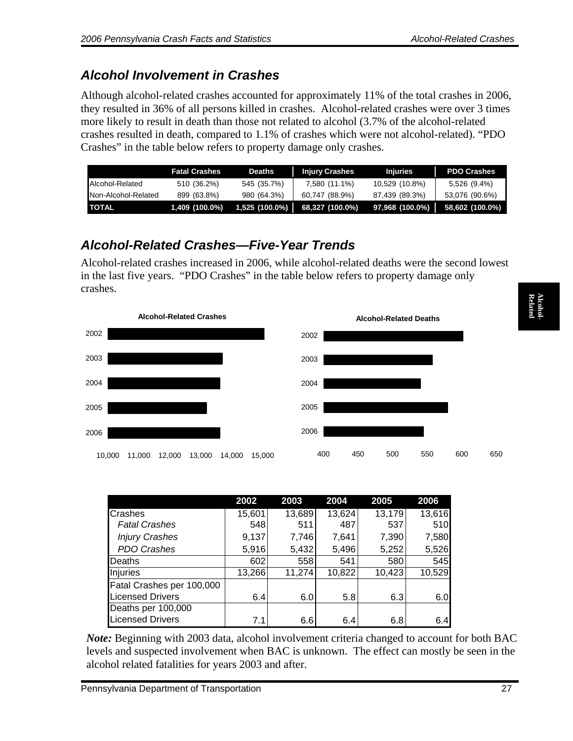## Alcohol Involvement in Crashes

Although alcohol-related crashes accounted for approximately 11% of the total crashes in 2006, they resulted in 36% of all persons killed in crashes. Alcohol-related crashes were over 3 times more likely to result in death than those not related to alcohol (3.7% of the alcohol-related crashes resulted in death, compared to 1.1% of crashes which were not alcohol-related). "PDO Crashes" in the table below refers to property damage only crashes.

| | Fatal Crashes | Deaths | Injury Crashes | Injuries | PDO Crashes |
|---|---|---|---|---|---|
| Alcohol-Related | 510 (36.2%) | 545 (35.7%) | 7,580 (11.1%) | 10,529 (10.8%) | 5,526 (9.4%) |
| Non-Alcohol-Related | 899 (63.8%) | 980 (64.3%) | 60,747 (88.9%) | 87,439 (89.3%) | 53,076 (90.6%) |
| **TOTAL** | **1,409 (100.0%)** | **1,525 (100.0%)** | **68,327 (100.0%)** | **97,968 (100.0%)** | **58,602 (100.0%)** |

## Alcohol-Related Crashes—Five-Year Trends

Alcohol-related crashes increased in 2006, while alcohol-related deaths were the second lowest in the last five years. "PDO Crashes" in the table below refers to property damage only crashes.

**Alcohol-Related Crashes**

**Alcohol-Related Deaths**

| | 2002 | 2003 | 2004 | 2005 | 2006 |
|---|---|---|---|---|---|
| Crashes | 15,601 | 13,689 | 13,624 | 13,179 | 13,616 |
| *Fatal Crashes* | 548 | 511 | 487 | 537 | 510 |
| *Injury Crashes* | 9,137 | 7,746 | 7,641 | 7,390 | 7,580 |
| *PDO Crashes* | 5,916 | 5,432 | 5,496 | 5,252 | 5,526 |
| Deaths | 602 | 558 | 541 | 580 | 545 |
| Injuries | 13,266 | 11,274 | 10,822 | 10,423 | 10,529 |
| Fatal Crashes per 100,000 Licensed Drivers | 6.4 | 6.0 | 5.8 | 6.3 | 6.0 |
| Deaths per 100,000 Licensed Drivers | 7.1 | 6.6 | 6.4 | 6.8 | 6.4 |

***Note:*** Beginning with 2003 data, alcohol involvement criteria changed to account for both BAC levels and suspected involvement when BAC is unknown. The effect can mostly be seen in the alcohol related fatalities for years 2003 and after.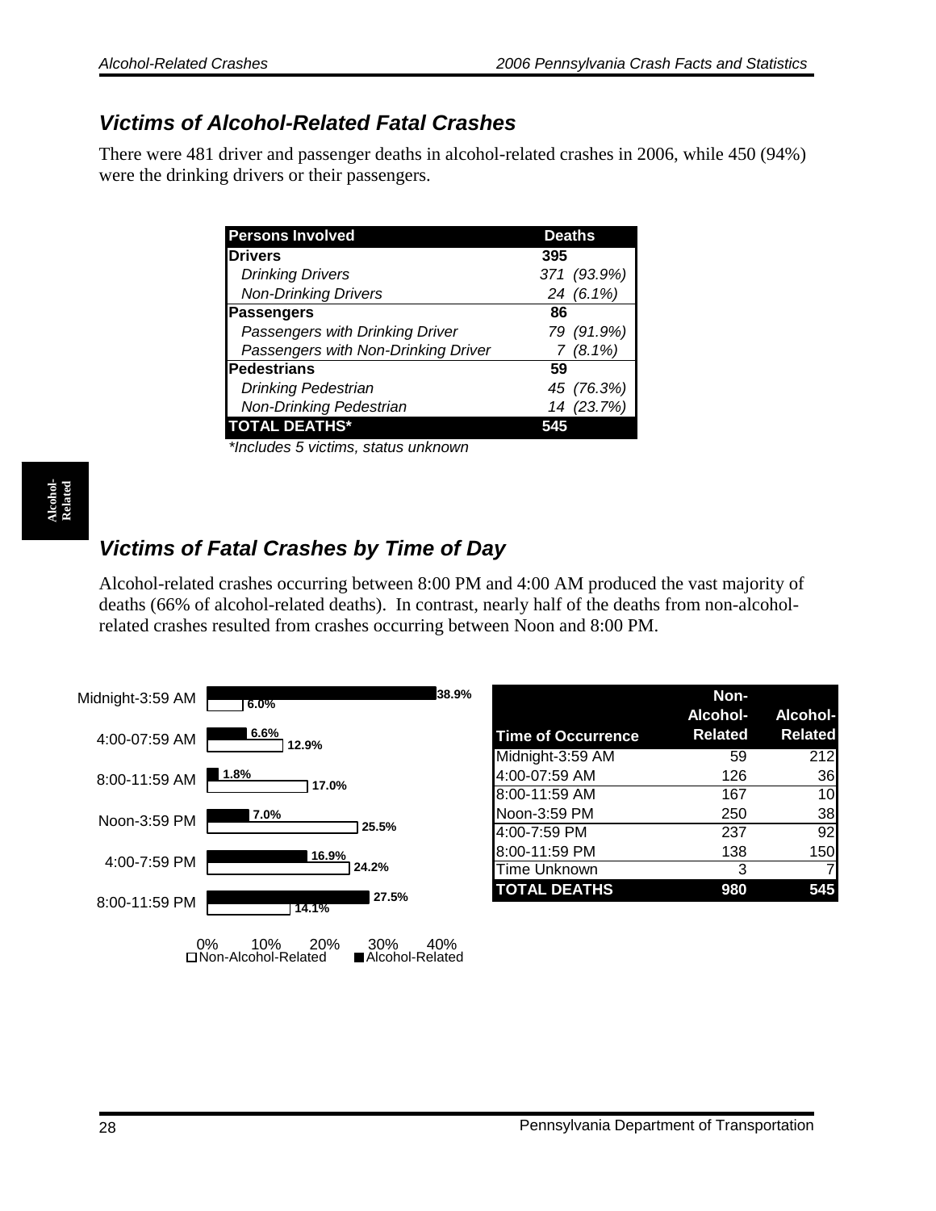## Victims of Alcohol-Related Fatal Crashes

There were 481 driver and passenger deaths in alcohol-related crashes in 2006, while 450 (94%) were the drinking drivers or their passengers.

| Persons Involved | Deaths |
|---|---|
| **Drivers** | **395** |
| *Drinking Drivers* | *371 (93.9%)* |
| *Non-Drinking Drivers* | *24 (6.1%)* |
| **Passengers** | **86** |
| *Passengers with Drinking Driver* | *79 (91.9%)* |
| *Passengers with Non-Drinking Driver* | *7 (8.1%)* |
| **Pedestrians** | **59** |
| *Drinking Pedestrian* | *45 (76.3%)* |
| *Non-Drinking Pedestrian* | *14 (23.7%)* |
| **TOTAL DEATHS*** | **545** |

*\*Includes 5 victims, status unknown*

## Victims of Fatal Crashes by Time of Day

Alcohol-related crashes occurring between 8:00 PM and 4:00 AM produced the vast majority of deaths (66% of alcohol-related deaths). In contrast, nearly half of the deaths from non-alcohol-related crashes resulted from crashes occurring between Noon and 8:00 PM.

| Time of Day | Alcohol-Related | Non-Alcohol-Related |
|---|---|---|
| Midnight-3:59 AM | 38.9% | 6.0% |
| 4:00-07:59 AM | 6.6% | 12.9% |
| 8:00-11:59 AM | 1.8% | 17.0% |
| Noon-3:59 PM | 7.0% | 25.5% |
| 4:00-7:59 PM | 16.9% | 24.2% |
| 8:00-11:59 PM | 27.5% | 14.1% |

| Time of Occurrence | Non-Alcohol-Related | Alcohol-Related |
|---|---|---|
| Midnight-3:59 AM | 59 | 212 |
| 4:00-07:59 AM | 126 | 36 |
| 8:00-11:59 AM | 167 | 10 |
| Noon-3:59 PM | 250 | 38 |
| 4:00-7:59 PM | 237 | 92 |
| 8:00-11:59 PM | 138 | 150 |
| Time Unknown | 3 | 7 |
| **TOTAL DEATHS** | **980** | **545** |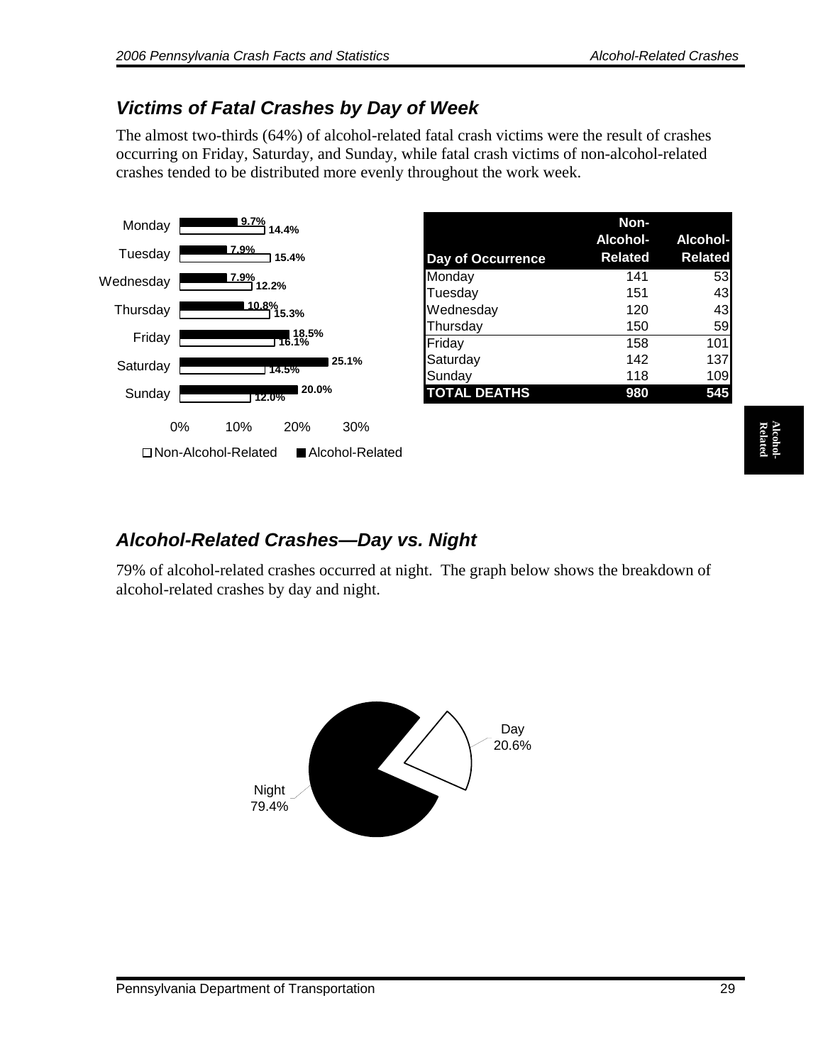## Victims of Fatal Crashes by Day of Week

The almost two-thirds (64%) of alcohol-related fatal crash victims were the result of crashes occurring on Friday, Saturday, and Sunday, while fatal crash victims of non-alcohol-related crashes tended to be distributed more evenly throughout the work week.

| Day | Non-Alcohol-Related | Alcohol-Related |
|---|---|---|
| Monday | 14.4% | 9.7% |
| Tuesday | 15.4% | 7.9% |
| Wednesday | 12.2% | 7.9% |
| Thursday | 15.3% | 10.8% |
| Friday | 16.1% | 18.5% |
| Saturday | 14.5% | 25.1% |
| Sunday | 12.0% | 20.0% |

| Day of Occurrence | Non-Alcohol-Related | Alcohol-Related |
|---|---|---|
| Monday | 141 | 53 |
| Tuesday | 151 | 43 |
| Wednesday | 120 | 43 |
| Thursday | 150 | 59 |
| Friday | 158 | 101 |
| Saturday | 142 | 137 |
| Sunday | 118 | 109 |
| **TOTAL DEATHS** | **980** | **545** |

## Alcohol-Related Crashes—Day vs. Night

79% of alcohol-related crashes occurred at night. The graph below shows the breakdown of alcohol-related crashes by day and night.

Day 20.6%

Night 79.4%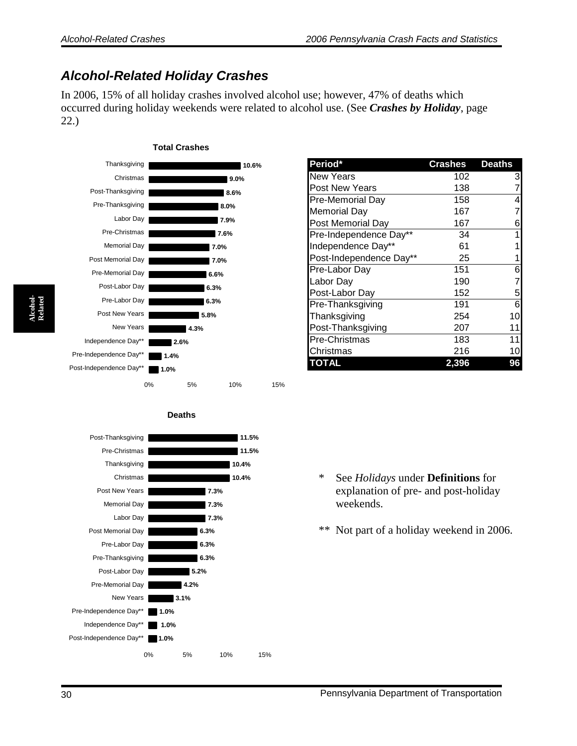## *Alcohol-Related Holiday Crashes*

In 2006, 15% of all holiday crashes involved alcohol use; however, 47% of deaths which occurred during holiday weekends were related to alcohol use. (See ***Crashes by Holiday***, page 22.)

**Total Crashes**

| Period | Percent |
|---|---|
| Thanksgiving | 10.6% |
| Christmas | 9.0% |
| Post-Thanksgiving | 8.6% |
| Pre-Thanksgiving | 8.0% |
| Labor Day | 7.9% |
| Pre-Christmas | 7.6% |
| Memorial Day | 7.0% |
| Post Memorial Day | 7.0% |
| Pre-Memorial Day | 6.6% |
| Post-Labor Day | 6.3% |
| Pre-Labor Day | 6.3% |
| Post New Years | 5.8% |
| New Years | 4.3% |
| Independence Day** | 2.6% |
| Pre-Independence Day** | 1.4% |
| Post-Independence Day** | 1.0% |

| Period* | Crashes | Deaths |
|---|---|---|
| New Years | 102 | 3 |
| Post New Years | 138 | 7 |
| Pre-Memorial Day | 158 | 4 |
| Memorial Day | 167 | 7 |
| Post Memorial Day | 167 | 6 |
| Pre-Independence Day** | 34 | 1 |
| Independence Day** | 61 | 1 |
| Post-Independence Day** | 25 | 1 |
| Pre-Labor Day | 151 | 6 |
| Labor Day | 190 | 7 |
| Post-Labor Day | 152 | 5 |
| Pre-Thanksgiving | 191 | 6 |
| Thanksgiving | 254 | 10 |
| Post-Thanksgiving | 207 | 11 |
| Pre-Christmas | 183 | 11 |
| Christmas | 216 | 10 |
| **TOTAL** | **2,396** | **96** |

**Deaths**

| Period | Percent |
|---|---|
| Post-Thanksgiving | 11.5% |
| Pre-Christmas | 11.5% |
| Thanksgiving | 10.4% |
| Christmas | 10.4% |
| Post New Years | 7.3% |
| Memorial Day | 7.3% |
| Labor Day | 7.3% |
| Post Memorial Day | 6.3% |
| Pre-Labor Day | 6.3% |
| Pre-Thanksgiving | 6.3% |
| Post-Labor Day | 5.2% |
| Pre-Memorial Day | 4.2% |
| New Years | 3.1% |
| Pre-Independence Day** | 1.0% |
| Independence Day** | 1.0% |
| Post-Independence Day** | 1.0% |

\* See *Holidays* under **Definitions** for explanation of pre- and post-holiday weekends.

** Not part of a holiday weekend in 2006.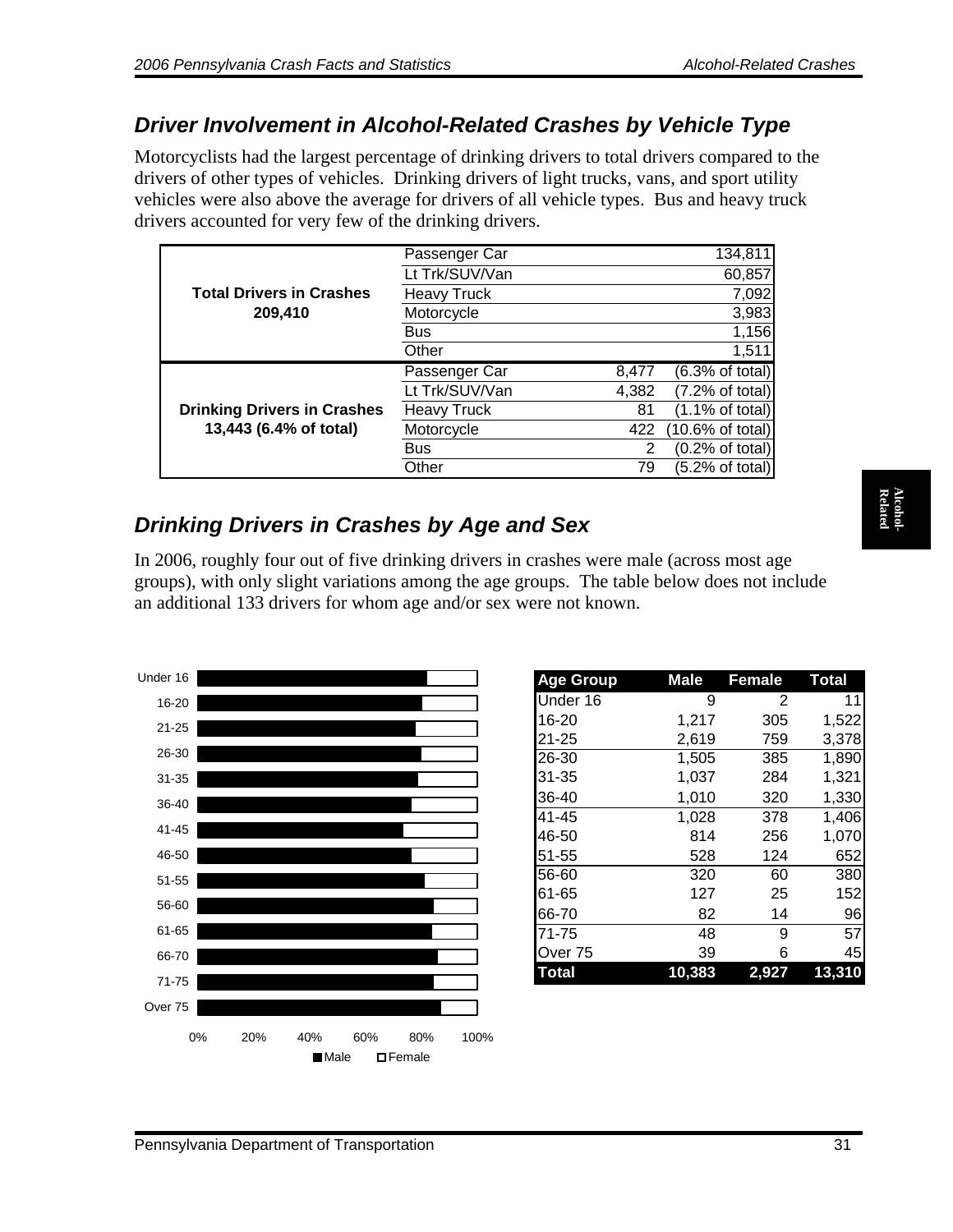## Driver Involvement in Alcohol-Related Crashes by Vehicle Type

Motorcyclists had the largest percentage of drinking drivers to total drivers compared to the drivers of other types of vehicles. Drinking drivers of light trucks, vans, and sport utility vehicles were also above the average for drivers of all vehicle types. Bus and heavy truck drivers accounted for very few of the drinking drivers.

| | Vehicle Type | Count | |
|---|---|---|---|
| **Total Drivers in Crashes 209,410** | Passenger Car | 134,811 | |
| | Lt Trk/SUV/Van | 60,857 | |
| | Heavy Truck | 7,092 | |
| | Motorcycle | 3,983 | |
| | Bus | 1,156 | |
| | Other | 1,511 | |
| **Drinking Drivers in Crashes 13,443 (6.4% of total)** | Passenger Car | 8,477 | (6.3% of total) |
| | Lt Trk/SUV/Van | 4,382 | (7.2% of total) |
| | Heavy Truck | 81 | (1.1% of total) |
| | Motorcycle | 422 | (10.6% of total) |
| | Bus | 2 | (0.2% of total) |
| | Other | 79 | (5.2% of total) |

## Drinking Drivers in Crashes by Age and Sex

In 2006, roughly four out of five drinking drivers in crashes were male (across most age groups), with only slight variations among the age groups. The table below does not include an additional 133 drivers for whom age and/or sex were not known.

| Age Group | Male | Female | Total |
|---|---|---|---|
| Under 16 | 9 | 2 | 11 |
| 16-20 | 1,217 | 305 | 1,522 |
| 21-25 | 2,619 | 759 | 3,378 |
| 26-30 | 1,505 | 385 | 1,890 |
| 31-35 | 1,037 | 284 | 1,321 |
| 36-40 | 1,010 | 320 | 1,330 |
| 41-45 | 1,028 | 378 | 1,406 |
| 46-50 | 814 | 256 | 1,070 |
| 51-55 | 528 | 124 | 652 |
| 56-60 | 320 | 60 | 380 |
| 61-65 | 127 | 25 | 152 |
| 66-70 | 82 | 14 | 96 |
| 71-75 | 48 | 9 | 57 |
| Over 75 | 39 | 6 | 45 |
| **Total** | **10,383** | **2,927** | **13,310** |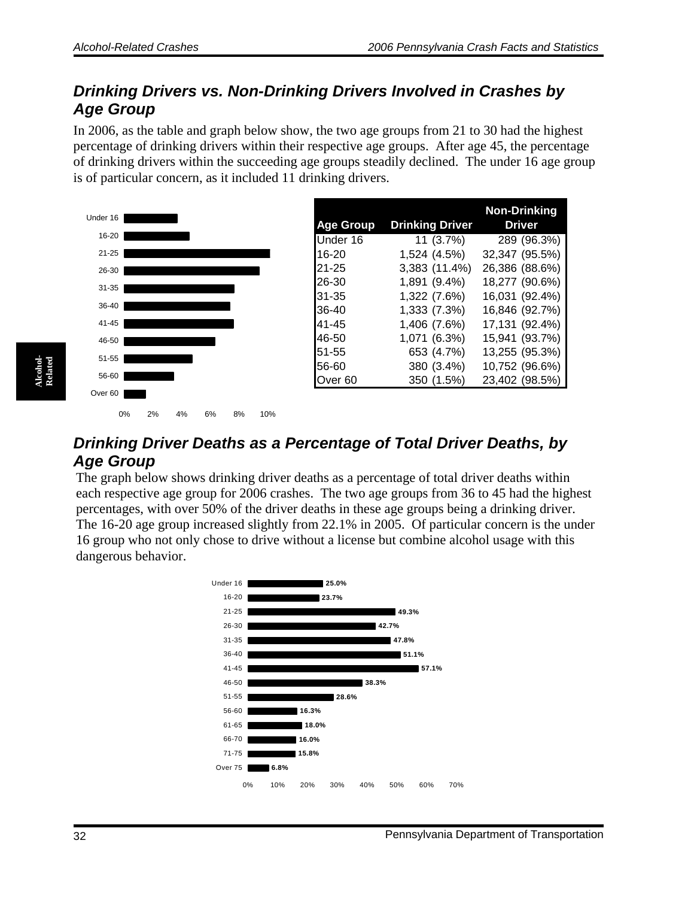## *Drinking Drivers vs. Non-Drinking Drivers Involved in Crashes by Age Group*

In 2006, as the table and graph below show, the two age groups from 21 to 30 had the highest percentage of drinking drivers within their respective age groups. After age 45, the percentage of drinking drivers within the succeeding age groups steadily declined. The under 16 age group is of particular concern, as it included 11 drinking drivers.

| Age Group | Drinking Driver | Non-Drinking Driver |
|---|---|---|
| Under 16 | 11 (3.7%) | 289 (96.3%) |
| 16-20 | 1,524 (4.5%) | 32,347 (95.5%) |
| 21-25 | 3,383 (11.4%) | 26,386 (88.6%) |
| 26-30 | 1,891 (9.4%) | 18,277 (90.6%) |
| 31-35 | 1,322 (7.6%) | 16,031 (92.4%) |
| 36-40 | 1,333 (7.3%) | 16,846 (92.7%) |
| 41-45 | 1,406 (7.6%) | 17,131 (92.4%) |
| 46-50 | 1,071 (6.3%) | 15,941 (93.7%) |
| 51-55 | 653 (4.7%) | 13,255 (95.3%) |
| 56-60 | 380 (3.4%) | 10,752 (96.6%) |
| Over 60 | 350 (1.5%) | 23,402 (98.5%) |

## *Drinking Driver Deaths as a Percentage of Total Driver Deaths, by Age Group*

The graph below shows drinking driver deaths as a percentage of total driver deaths within each respective age group for 2006 crashes. The two age groups from 36 to 45 had the highest percentages, with over 50% of the driver deaths in these age groups being a drinking driver. The 16-20 age group increased slightly from 22.1% in 2005. Of particular concern is the under 16 group who not only chose to drive without a license but combine alcohol usage with this dangerous behavior.

| Age Group | Percentage |
|---|---|
| Under 16 | 25.0% |
| 16-20 | 23.7% |
| 21-25 | 49.3% |
| 26-30 | 42.7% |
| 31-35 | 47.8% |
| 36-40 | 51.1% |
| 41-45 | 57.1% |
| 46-50 | 38.3% |
| 51-55 | 28.6% |
| 56-60 | 16.3% |
| 61-65 | 18.0% |
| 66-70 | 16.0% |
| 71-75 | 15.8% |
| Over 75 | 6.8% |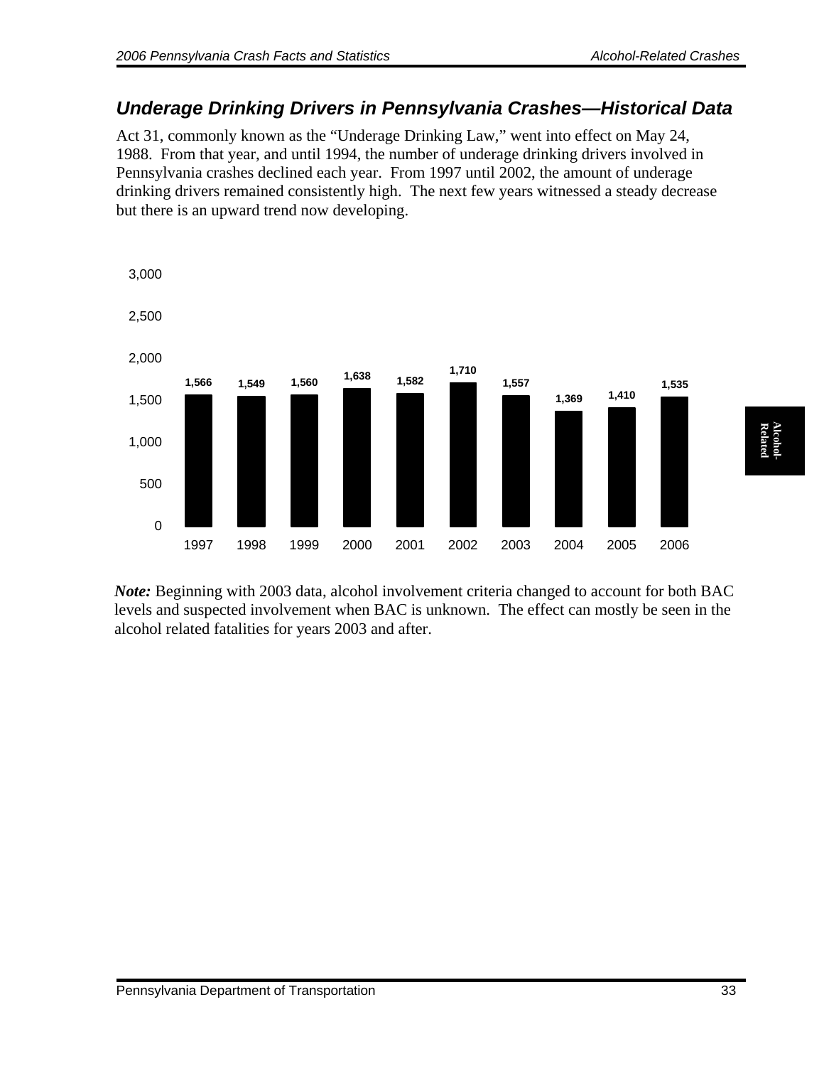## *Underage Drinking Drivers in Pennsylvania Crashes—Historical Data*

Act 31, commonly known as the "Underage Drinking Law," went into effect on May 24, 1988. From that year, and until 1994, the number of underage drinking drivers involved in Pennsylvania crashes declined each year. From 1997 until 2002, the amount of underage drinking drivers remained consistently high. The next few years witnessed a steady decrease but there is an upward trend now developing.

| Year | Underage Drinking Drivers |
|---|---|
| 1997 | 1,566 |
| 1998 | 1,549 |
| 1999 | 1,560 |
| 2000 | 1,638 |
| 2001 | 1,582 |
| 2002 | 1,710 |
| 2003 | 1,557 |
| 2004 | 1,369 |
| 2005 | 1,410 |
| 2006 | 1,535 |

***Note:*** Beginning with 2003 data, alcohol involvement criteria changed to account for both BAC levels and suspected involvement when BAC is unknown. The effect can mostly be seen in the alcohol related fatalities for years 2003 and after.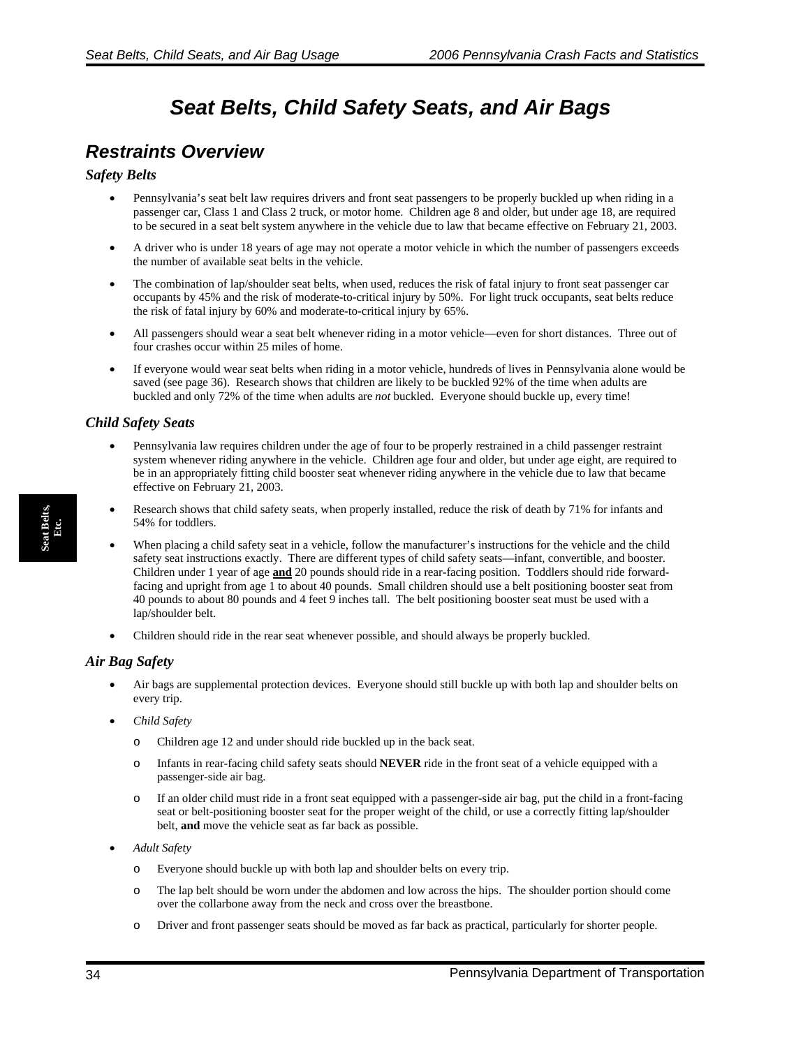# Seat Belts, Child Safety Seats, and Air Bags

## Restraints Overview

### *Safety Belts*

- Pennsylvania's seat belt law requires drivers and front seat passengers to be properly buckled up when riding in a passenger car, Class 1 and Class 2 truck, or motor home. Children age 8 and older, but under age 18, are required to be secured in a seat belt system anywhere in the vehicle due to law that became effective on February 21, 2003.
- A driver who is under 18 years of age may not operate a motor vehicle in which the number of passengers exceeds the number of available seat belts in the vehicle.
- The combination of lap/shoulder seat belts, when used, reduces the risk of fatal injury to front seat passenger car occupants by 45% and the risk of moderate-to-critical injury by 50%. For light truck occupants, seat belts reduce the risk of fatal injury by 60% and moderate-to-critical injury by 65%.
- All passengers should wear a seat belt whenever riding in a motor vehicle—even for short distances. Three out of four crashes occur within 25 miles of home.
- If everyone would wear seat belts when riding in a motor vehicle, hundreds of lives in Pennsylvania alone would be saved (see page 36). Research shows that children are likely to be buckled 92% of the time when adults are buckled and only 72% of the time when adults are *not* buckled. Everyone should buckle up, every time!

### *Child Safety Seats*

- Pennsylvania law requires children under the age of four to be properly restrained in a child passenger restraint system whenever riding anywhere in the vehicle. Children age four and older, but under age eight, are required to be in an appropriately fitting child booster seat whenever riding anywhere in the vehicle due to law that became effective on February 21, 2003.
- Research shows that child safety seats, when properly installed, reduce the risk of death by 71% for infants and 54% for toddlers.
- When placing a child safety seat in a vehicle, follow the manufacturer's instructions for the vehicle and the child safety seat instructions exactly. There are different types of child safety seats—infant, convertible, and booster. Children under 1 year of age **and** 20 pounds should ride in a rear-facing position. Toddlers should ride forward-facing and upright from age 1 to about 40 pounds. Small children should use a belt positioning booster seat from 40 pounds to about 80 pounds and 4 feet 9 inches tall. The belt positioning booster seat must be used with a lap/shoulder belt.
- Children should ride in the rear seat whenever possible, and should always be properly buckled.

### *Air Bag Safety*

- Air bags are supplemental protection devices. Everyone should still buckle up with both lap and shoulder belts on every trip.
- *Child Safety*
  - Children age 12 and under should ride buckled up in the back seat.
  - Infants in rear-facing child safety seats should **NEVER** ride in the front seat of a vehicle equipped with a passenger-side air bag.
  - If an older child must ride in a front seat equipped with a passenger-side air bag, put the child in a front-facing seat or belt-positioning booster seat for the proper weight of the child, or use a correctly fitting lap/shoulder belt, **and** move the vehicle seat as far back as possible.
- *Adult Safety*
  - Everyone should buckle up with both lap and shoulder belts on every trip.
  - The lap belt should be worn under the abdomen and low across the hips. The shoulder portion should come over the collarbone away from the neck and cross over the breastbone.
  - Driver and front passenger seats should be moved as far back as practical, particularly for shorter people.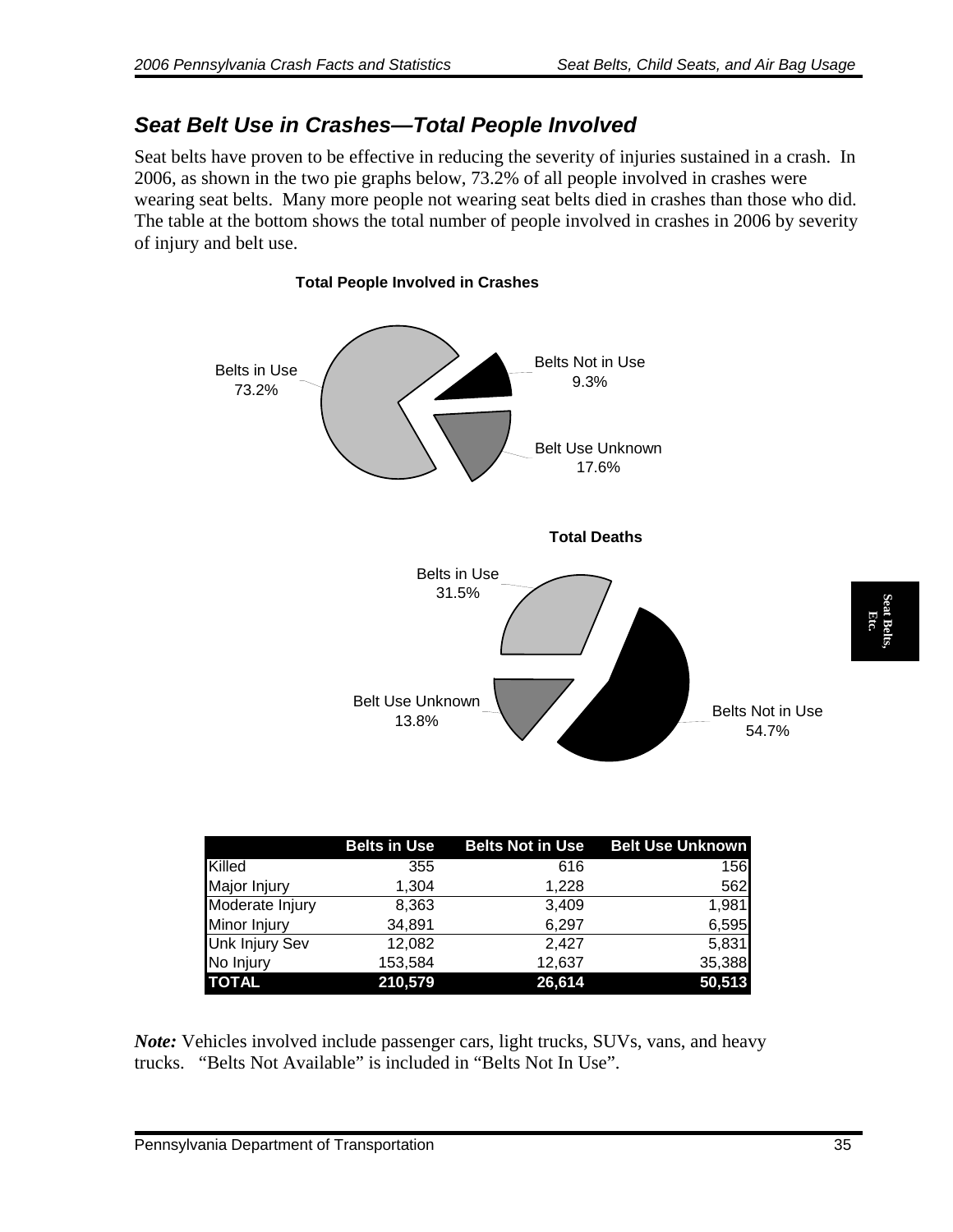## Seat Belt Use in Crashes—Total People Involved

Seat belts have proven to be effective in reducing the severity of injuries sustained in a crash. In 2006, as shown in the two pie graphs below, 73.2% of all people involved in crashes were wearing seat belts. Many more people not wearing seat belts died in crashes than those who did. The table at the bottom shows the total number of people involved in crashes in 2006 by severity of injury and belt use.

**Total People Involved in Crashes**

Belts in Use 73.2%

Belts Not in Use 9.3%

Belt Use Unknown 17.6%

**Total Deaths**

Belts in Use 31.5%

Belts Not in Use 54.7%

Belt Use Unknown 13.8%

| | Belts in Use | Belts Not in Use | Belt Use Unknown |
|---|---|---|---|
| Killed | 355 | 616 | 156 |
| Major Injury | 1,304 | 1,228 | 562 |
| Moderate Injury | 8,363 | 3,409 | 1,981 |
| Minor Injury | 34,891 | 6,297 | 6,595 |
| Unk Injury Sev | 12,082 | 2,427 | 5,831 |
| No Injury | 153,584 | 12,637 | 35,388 |
| **TOTAL** | **210,579** | **26,614** | **50,513** |

***Note:*** Vehicles involved include passenger cars, light trucks, SUVs, vans, and heavy trucks. "Belts Not Available" is included in "Belts Not In Use".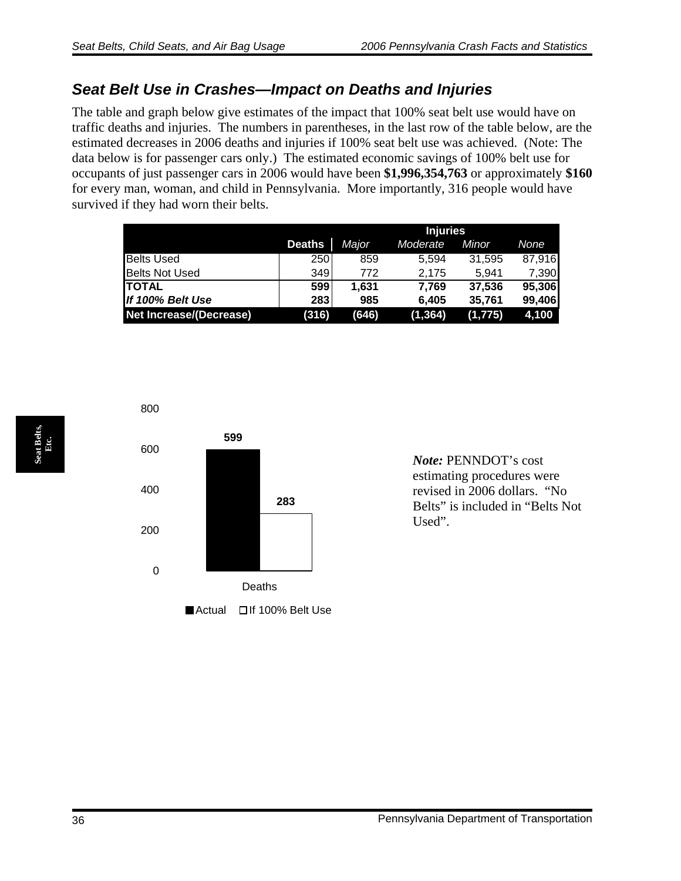## *Seat Belt Use in Crashes—Impact on Deaths and Injuries*

The table and graph below give estimates of the impact that 100% seat belt use would have on traffic deaths and injuries. The numbers in parentheses, in the last row of the table below, are the estimated decreases in 2006 deaths and injuries if 100% seat belt use was achieved. (Note: The data below is for passenger cars only.) The estimated economic savings of 100% belt use for occupants of just passenger cars in 2006 would have been **$1,996,354,763** or approximately **$160** for every man, woman, and child in Pennsylvania. More importantly, 316 people would have survived if they had worn their belts.

| | | Injuries | | | |
|---|---|---|---|---|---|
| | **Deaths** | *Major* | *Moderate* | *Minor* | *None* |
| Belts Used | 250 | 859 | 5,594 | 31,595 | 87,916 |
| Belts Not Used | 349 | 772 | 2,175 | 5,941 | 7,390 |
| **TOTAL** | **599** | **1,631** | **7,769** | **37,536** | **95,306** |
| ***If 100% Belt Use*** | **283** | **985** | **6,405** | **35,761** | **99,406** |
| **Net Increase/(Decrease)** | **(316)** | **(646)** | **(1,364)** | **(1,775)** | **4,100** |

| | Actual | If 100% Belt Use |
|---|---|---|
| Deaths | 599 | 283 |

*Note:* PENNDOT's cost estimating procedures were revised in 2006 dollars. "No Belts" is included in "Belts Not Used".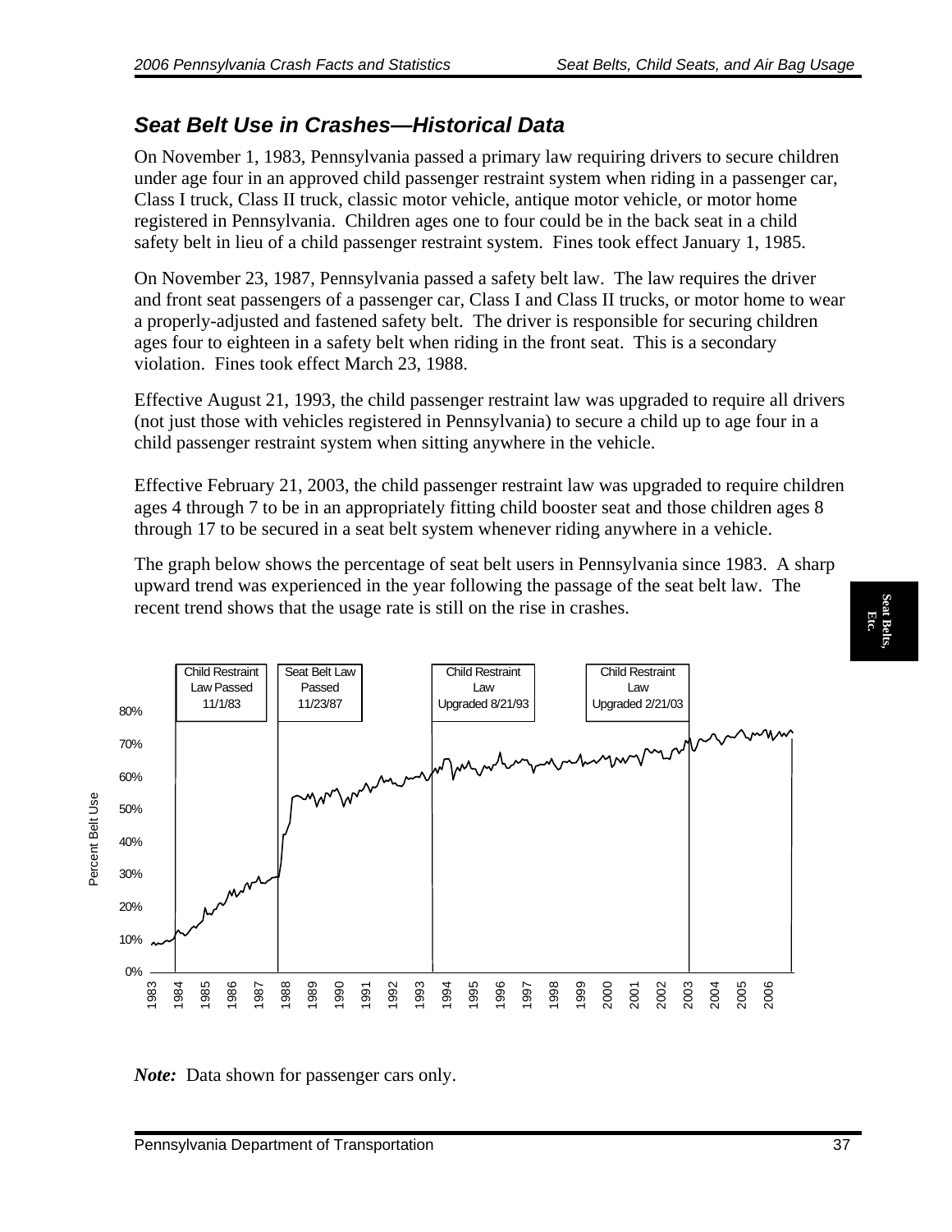## Seat Belt Use in Crashes—Historical Data

On November 1, 1983, Pennsylvania passed a primary law requiring drivers to secure children under age four in an approved child passenger restraint system when riding in a passenger car, Class I truck, Class II truck, classic motor vehicle, antique motor vehicle, or motor home registered in Pennsylvania. Children ages one to four could be in the back seat in a child safety belt in lieu of a child passenger restraint system. Fines took effect January 1, 1985.

On November 23, 1987, Pennsylvania passed a safety belt law. The law requires the driver and front seat passengers of a passenger car, Class I and Class II trucks, or motor home to wear a properly-adjusted and fastened safety belt. The driver is responsible for securing children ages four to eighteen in a safety belt when riding in the front seat. This is a secondary violation. Fines took effect March 23, 1988.

Effective August 21, 1993, the child passenger restraint law was upgraded to require all drivers (not just those with vehicles registered in Pennsylvania) to secure a child up to age four in a child passenger restraint system when sitting anywhere in the vehicle.

Effective February 21, 2003, the child passenger restraint law was upgraded to require children ages 4 through 7 to be in an appropriately fitting child booster seat and those children ages 8 through 17 to be secured in a seat belt system whenever riding anywhere in a vehicle.

The graph below shows the percentage of seat belt users in Pennsylvania since 1983. A sharp upward trend was experienced in the year following the passage of the seat belt law. The recent trend shows that the usage rate is still on the rise in crashes.

Child Restraint Law Passed 11/1/83 | Seat Belt Law Passed 11/23/87 | Child Restraint Law Upgraded 8/21/93 | Child Restraint Law Upgraded 2/21/03

Percent Belt Use: 0%, 10%, 20%, 30%, 40%, 50%, 60%, 70%, 80%

1983, 1984, 1985, 1986, 1987, 1988, 1989, 1990, 1991, 1992, 1993, 1994, 1995, 1996, 1997, 1998, 1999, 2000, 2001, 2002, 2003, 2004, 2005, 2006

***Note:*** Data shown for passenger cars only.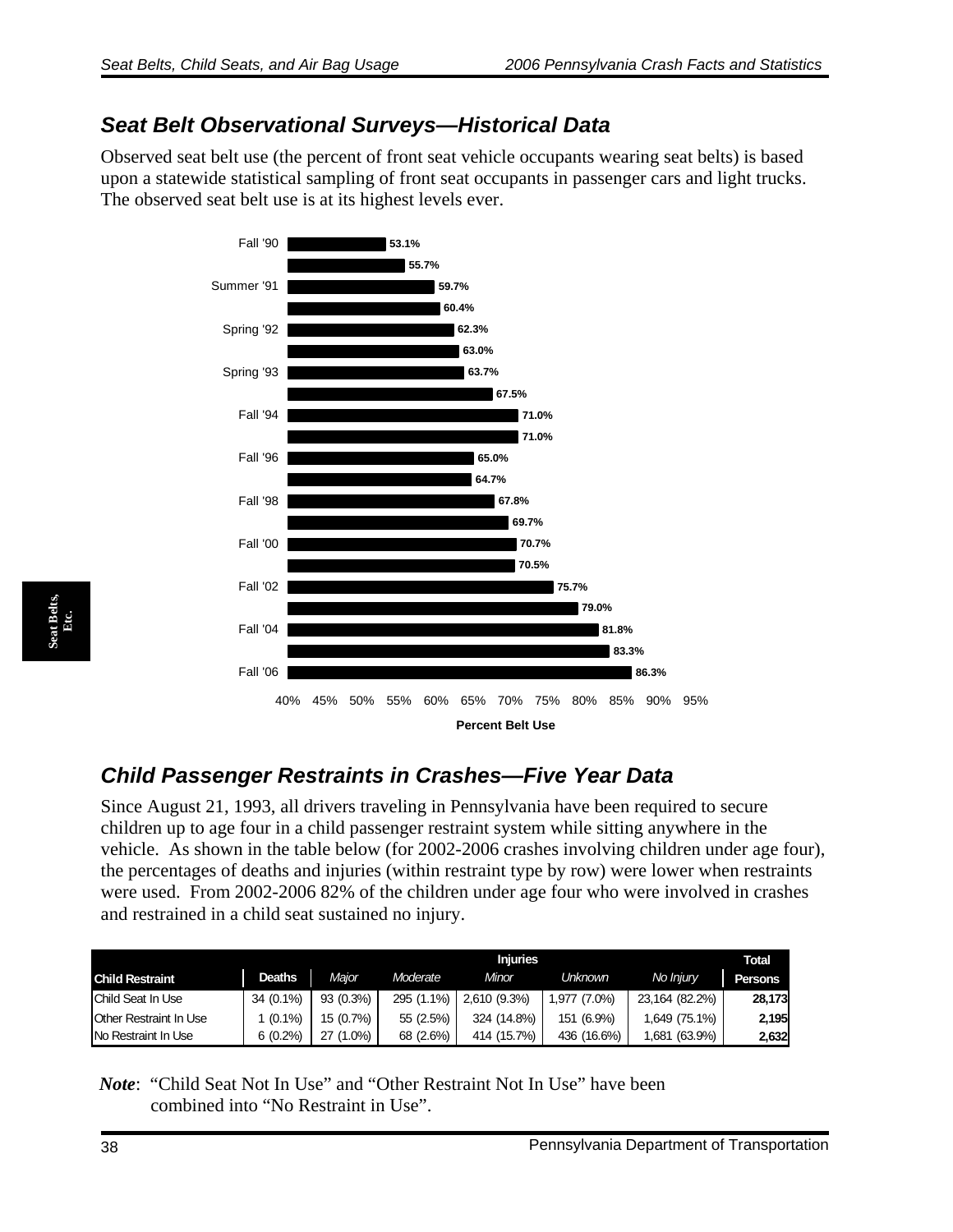## Seat Belt Observational Surveys—Historical Data

Observed seat belt use (the percent of front seat vehicle occupants wearing seat belts) is based upon a statewide statistical sampling of front seat occupants in passenger cars and light trucks. The observed seat belt use is at its highest levels ever.

| Survey | Percent Belt Use |
|---|---|
| Fall '90 | 53.1% |
| | 55.7% |
| Summer '91 | 59.7% |
| | 60.4% |
| Spring '92 | 62.3% |
| | 63.0% |
| Spring '93 | 63.7% |
| | 67.5% |
| Fall '94 | 71.0% |
| | 71.0% |
| Fall '96 | 65.0% |
| | 64.7% |
| Fall '98 | 67.8% |
| | 69.7% |
| Fall '00 | 70.7% |
| | 70.5% |
| Fall '02 | 75.7% |
| | 79.0% |
| Fall '04 | 81.8% |
| | 83.3% |
| Fall '06 | 86.3% |

## Child Passenger Restraints in Crashes—Five Year Data

Since August 21, 1993, all drivers traveling in Pennsylvania have been required to secure children up to age four in a child passenger restraint system while sitting anywhere in the vehicle. As shown in the table below (for 2002-2006 crashes involving children under age four), the percentages of deaths and injuries (within restraint type by row) were lower when restraints were used. From 2002-2006 82% of the children under age four who were involved in crashes and restrained in a child seat sustained no injury.

| | | Injuries | | | | | Total |
|---|---|---|---|---|---|---|---|
| **Child Restraint** | **Deaths** | *Major* | *Moderate* | *Minor* | *Unknown* | *No Injury* | **Persons** |
| Child Seat In Use | 34 (0.1%) | 93 (0.3%) | 295 (1.1%) | 2,610 (9.3%) | 1,977 (7.0%) | 23,164 (82.2%) | **28,173** |
| Other Restraint In Use | 1 (0.1%) | 15 (0.7%) | 55 (2.5%) | 324 (14.8%) | 151 (6.9%) | 1,649 (75.1%) | **2,195** |
| No Restraint In Use | 6 (0.2%) | 27 (1.0%) | 68 (2.6%) | 414 (15.7%) | 436 (16.6%) | 1,681 (63.9%) | **2,632** |

*Note*: "Child Seat Not In Use" and "Other Restraint Not In Use" have been combined into "No Restraint in Use".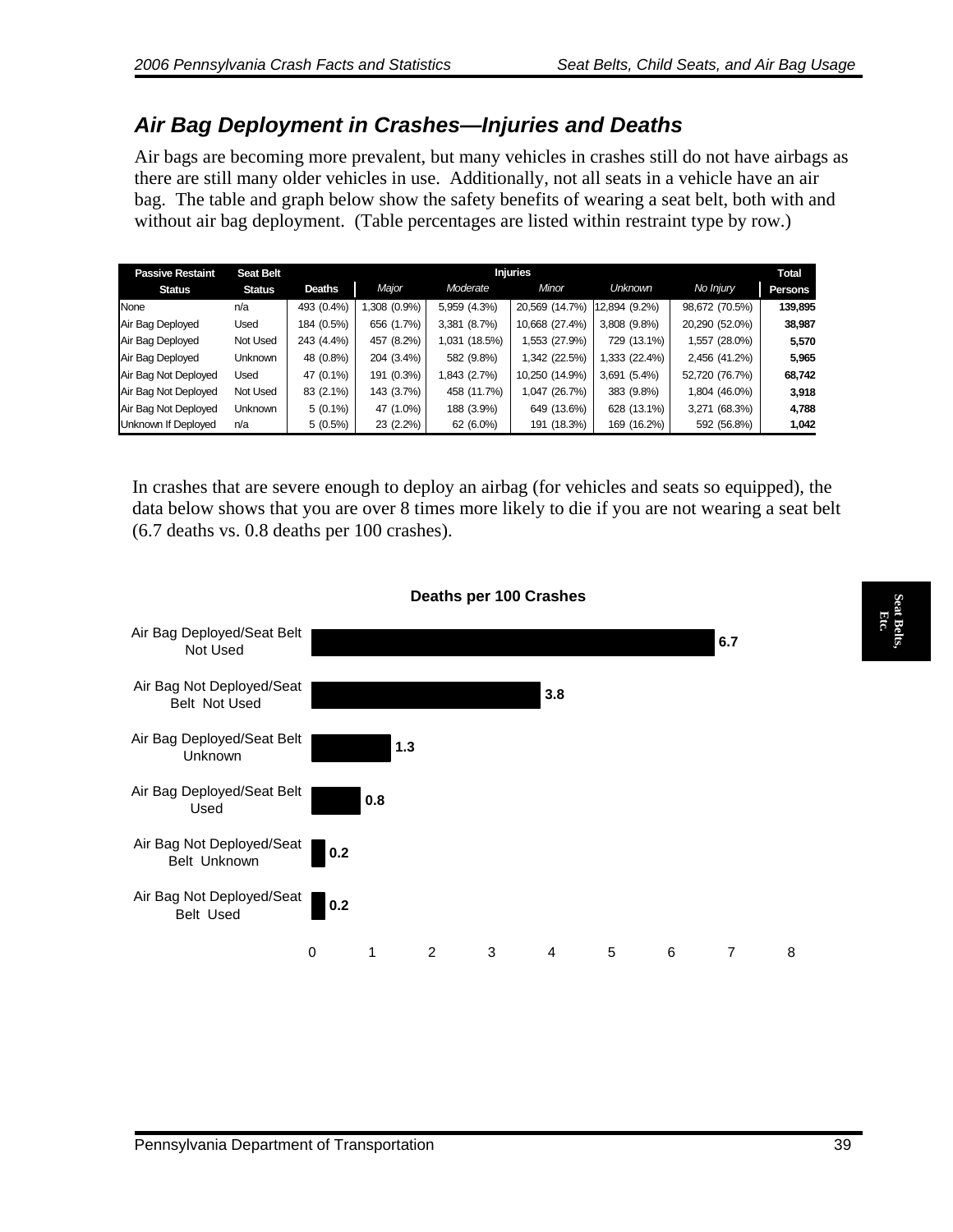## *Air Bag Deployment in Crashes—Injuries and Deaths*

Air bags are becoming more prevalent, but many vehicles in crashes still do not have airbags as there are still many older vehicles in use. Additionally, not all seats in a vehicle have an air bag. The table and graph below show the safety benefits of wearing a seat belt, both with and without air bag deployment. (Table percentages are listed within restraint type by row.)

| Passive Restaint Status | Seat Belt Status | Deaths | Injuries: *Major* | Injuries: *Moderate* | Injuries: *Minor* | Injuries: *Unknown* | *No Injury* | Total Persons |
|---|---|---|---|---|---|---|---|---|
| None | n/a | 493 (0.4%) | 1,308 (0.9%) | 5,959 (4.3%) | 20,569 (14.7%) | 12,894 (9.2%) | 98,672 (70.5%) | **139,895** |
| Air Bag Deployed | Used | 184 (0.5%) | 656 (1.7%) | 3,381 (8.7%) | 10,668 (27.4%) | 3,808 (9.8%) | 20,290 (52.0%) | **38,987** |
| Air Bag Deployed | Not Used | 243 (4.4%) | 457 (8.2%) | 1,031 (18.5%) | 1,553 (27.9%) | 729 (13.1%) | 1,557 (28.0%) | **5,570** |
| Air Bag Deployed | Unknown | 48 (0.8%) | 204 (3.4%) | 582 (9.8%) | 1,342 (22.5%) | 1,333 (22.4%) | 2,456 (41.2%) | **5,965** |
| Air Bag Not Deployed | Used | 47 (0.1%) | 191 (0.3%) | 1,843 (2.7%) | 10,250 (14.9%) | 3,691 (5.4%) | 52,720 (76.7%) | **68,742** |
| Air Bag Not Deployed | Not Used | 83 (2.1%) | 143 (3.7%) | 458 (11.7%) | 1,047 (26.7%) | 383 (9.8%) | 1,804 (46.0%) | **3,918** |
| Air Bag Not Deployed | Unknown | 5 (0.1%) | 47 (1.0%) | 188 (3.9%) | 649 (13.6%) | 628 (13.1%) | 3,271 (68.3%) | **4,788** |
| Unknown If Deployed | n/a | 5 (0.5%) | 23 (2.2%) | 62 (6.0%) | 191 (18.3%) | 169 (16.2%) | 592 (56.8%) | **1,042** |

In crashes that are severe enough to deploy an airbag (for vehicles and seats so equipped), the data below shows that you are over 8 times more likely to die if you are not wearing a seat belt (6.7 deaths vs. 0.8 deaths per 100 crashes).

**Deaths per 100 Crashes**

| Category | Deaths per 100 Crashes |
|---|---|
| Air Bag Deployed/Seat Belt Not Used | 6.7 |
| Air Bag Not Deployed/Seat Belt Not Used | 3.8 |
| Air Bag Deployed/Seat Belt Unknown | 1.3 |
| Air Bag Deployed/Seat Belt Used | 0.8 |
| Air Bag Not Deployed/Seat Belt Unknown | 0.2 |
| Air Bag Not Deployed/Seat Belt Used | 0.2 |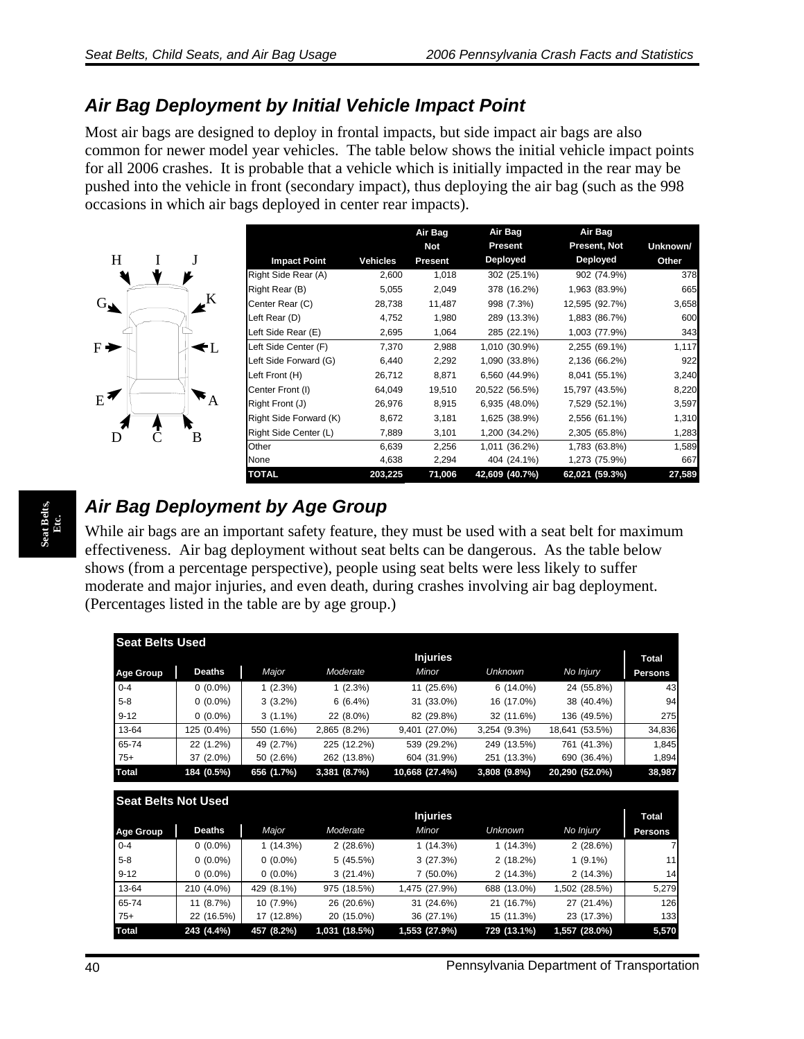## Air Bag Deployment by Initial Vehicle Impact Point

Most air bags are designed to deploy in frontal impacts, but side impact air bags are also common for newer model year vehicles. The table below shows the initial vehicle impact points for all 2006 crashes. It is probable that a vehicle which is initially impacted in the rear may be pushed into the vehicle in front (secondary impact), thus deploying the air bag (such as the 998 occasions in which air bags deployed in center rear impacts).

| Impact Point | Vehicles | Air Bag Not Present | Air Bag Present Deployed | Air Bag Present, Not Deployed | Unknown/ Other |
|---|---|---|---|---|---|
| Right Side Rear (A) | 2,600 | 1,018 | 302 (25.1%) | 902 (74.9%) | 378 |
| Right Rear (B) | 5,055 | 2,049 | 378 (16.2%) | 1,963 (83.9%) | 665 |
| Center Rear (C) | 28,738 | 11,487 | 998 (7.3%) | 12,595 (92.7%) | 3,658 |
| Left Rear (D) | 4,752 | 1,980 | 289 (13.3%) | 1,883 (86.7%) | 600 |
| Left Side Rear (E) | 2,695 | 1,064 | 285 (22.1%) | 1,003 (77.9%) | 343 |
| Left Side Center (F) | 7,370 | 2,988 | 1,010 (30.9%) | 2,255 (69.1%) | 1,117 |
| Left Side Forward (G) | 6,440 | 2,292 | 1,090 (33.8%) | 2,136 (66.2%) | 922 |
| Left Front (H) | 26,712 | 8,871 | 6,560 (44.9%) | 8,041 (55.1%) | 3,240 |
| Center Front (I) | 64,049 | 19,510 | 20,522 (56.5%) | 15,797 (43.5%) | 8,220 |
| Right Front (J) | 26,976 | 8,915 | 6,935 (48.0%) | 7,529 (52.1%) | 3,597 |
| Right Side Forward (K) | 8,672 | 3,181 | 1,625 (38.9%) | 2,556 (61.1%) | 1,310 |
| Right Side Center (L) | 7,889 | 3,101 | 1,200 (34.2%) | 2,305 (65.8%) | 1,283 |
| Other | 6,639 | 2,256 | 1,011 (36.2%) | 1,783 (63.8%) | 1,589 |
| None | 4,638 | 2,294 | 404 (24.1%) | 1,273 (75.9%) | 667 |
| **TOTAL** | **203,225** | **71,006** | **42,609 (40.7%)** | **62,021 (59.3%)** | **27,589** |

## Air Bag Deployment by Age Group

While air bags are an important safety feature, they must be used with a seat belt for maximum effectiveness. Air bag deployment without seat belts can be dangerous. As the table below shows (from a percentage perspective), people using seat belts were less likely to suffer moderate and major injuries, and even death, during crashes involving air bag deployment. (Percentages listed in the table are by age group.)

**Seat Belts Used**

| Age Group | Deaths | Injuries: *Major* | *Moderate* | *Minor* | *Unknown* | *No Injury* | Total Persons |
|---|---|---|---|---|---|---|---|
| 0-4 | 0 (0.0%) | 1 (2.3%) | 1 (2.3%) | 11 (25.6%) | 6 (14.0%) | 24 (55.8%) | 43 |
| 5-8 | 0 (0.0%) | 3 (3.2%) | 6 (6.4%) | 31 (33.0%) | 16 (17.0%) | 38 (40.4%) | 94 |
| 9-12 | 0 (0.0%) | 3 (1.1%) | 22 (8.0%) | 82 (29.8%) | 32 (11.6%) | 136 (49.5%) | 275 |
| 13-64 | 125 (0.4%) | 550 (1.6%) | 2,865 (8.2%) | 9,401 (27.0%) | 3,254 (9.3%) | 18,641 (53.5%) | 34,836 |
| 65-74 | 22 (1.2%) | 49 (2.7%) | 225 (12.2%) | 539 (29.2%) | 249 (13.5%) | 761 (41.3%) | 1,845 |
| 75+ | 37 (2.0%) | 50 (2.6%) | 262 (13.8%) | 604 (31.9%) | 251 (13.3%) | 690 (36.4%) | 1,894 |
| **Total** | **184 (0.5%)** | **656 (1.7%)** | **3,381 (8.7%)** | **10,668 (27.4%)** | **3,808 (9.8%)** | **20,290 (52.0%)** | **38,987** |

**Seat Belts Not Used**

| Age Group | Deaths | Injuries: *Major* | *Moderate* | *Minor* | *Unknown* | *No Injury* | Total Persons |
|---|---|---|---|---|---|---|---|
| 0-4 | 0 (0.0%) | 1 (14.3%) | 2 (28.6%) | 1 (14.3%) | 1 (14.3%) | 2 (28.6%) | 7 |
| 5-8 | 0 (0.0%) | 0 (0.0%) | 5 (45.5%) | 3 (27.3%) | 2 (18.2%) | 1 (9.1%) | 11 |
| 9-12 | 0 (0.0%) | 0 (0.0%) | 3 (21.4%) | 7 (50.0%) | 2 (14.3%) | 2 (14.3%) | 14 |
| 13-64 | 210 (4.0%) | 429 (8.1%) | 975 (18.5%) | 1,475 (27.9%) | 688 (13.0%) | 1,502 (28.5%) | 5,279 |
| 65-74 | 11 (8.7%) | 10 (7.9%) | 26 (20.6%) | 31 (24.6%) | 21 (16.7%) | 27 (21.4%) | 126 |
| 75+ | 22 (16.5%) | 17 (12.8%) | 20 (15.0%) | 36 (27.1%) | 15 (11.3%) | 23 (17.3%) | 133 |
| **Total** | **243 (4.4%)** | **457 (8.2%)** | **1,031 (18.5%)** | **1,553 (27.9%)** | **729 (13.1%)** | **1,557 (28.0%)** | **5,570** |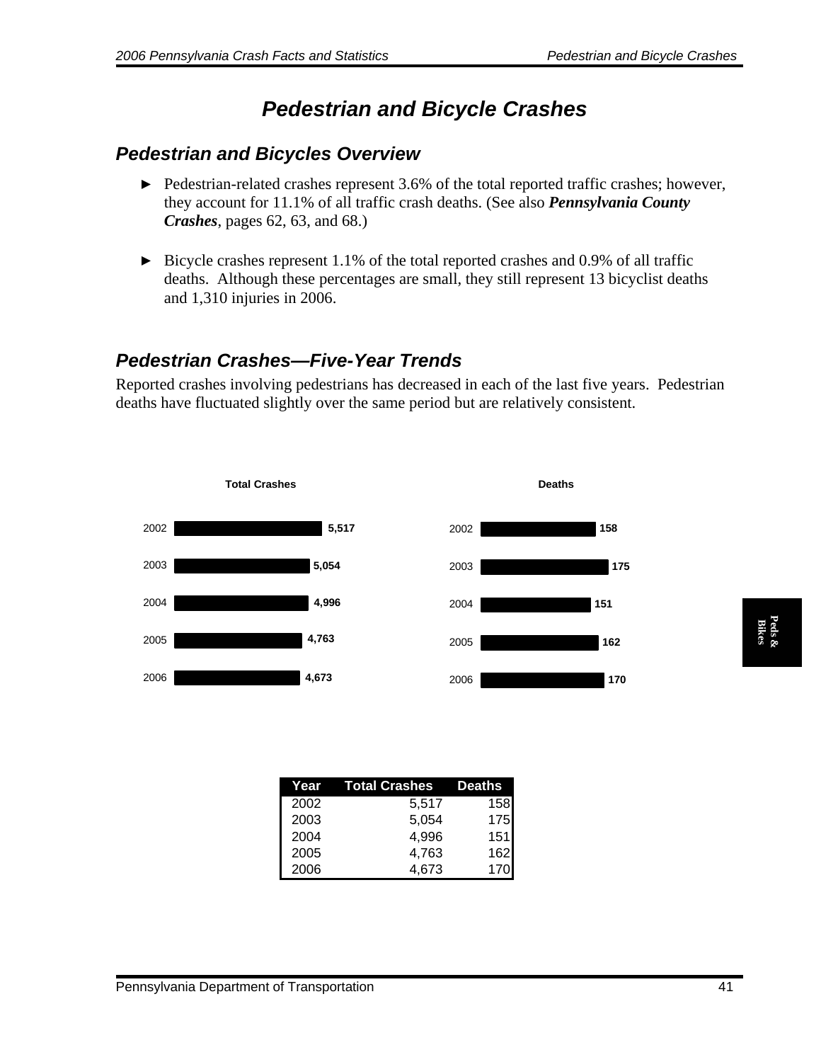# Pedestrian and Bicycle Crashes

## Pedestrian and Bicycles Overview

- ► Pedestrian-related crashes represent 3.6% of the total reported traffic crashes; however, they account for 11.1% of all traffic crash deaths. (See also ***Pennsylvania County Crashes***, pages 62, 63, and 68.)
- ► Bicycle crashes represent 1.1% of the total reported crashes and 0.9% of all traffic deaths. Although these percentages are small, they still represent 13 bicyclist deaths and 1,310 injuries in 2006.

## Pedestrian Crashes—Five-Year Trends

Reported crashes involving pedestrians has decreased in each of the last five years. Pedestrian deaths have fluctuated slightly over the same period but are relatively consistent.

**Total Crashes**

| Year | Total Crashes |
|---|---|
| 2002 | 5,517 |
| 2003 | 5,054 |
| 2004 | 4,996 |
| 2005 | 4,763 |
| 2006 | 4,673 |

**Deaths**

| Year | Deaths |
|---|---|
| 2002 | 158 |
| 2003 | 175 |
| 2004 | 151 |
| 2005 | 162 |
| 2006 | 170 |

| Year | Total Crashes | Deaths |
|---|---|---|
| 2002 | 5,517 | 158 |
| 2003 | 5,054 | 175 |
| 2004 | 4,996 | 151 |
| 2005 | 4,763 | 162 |
| 2006 | 4,673 | 170 |

Peds & Bikes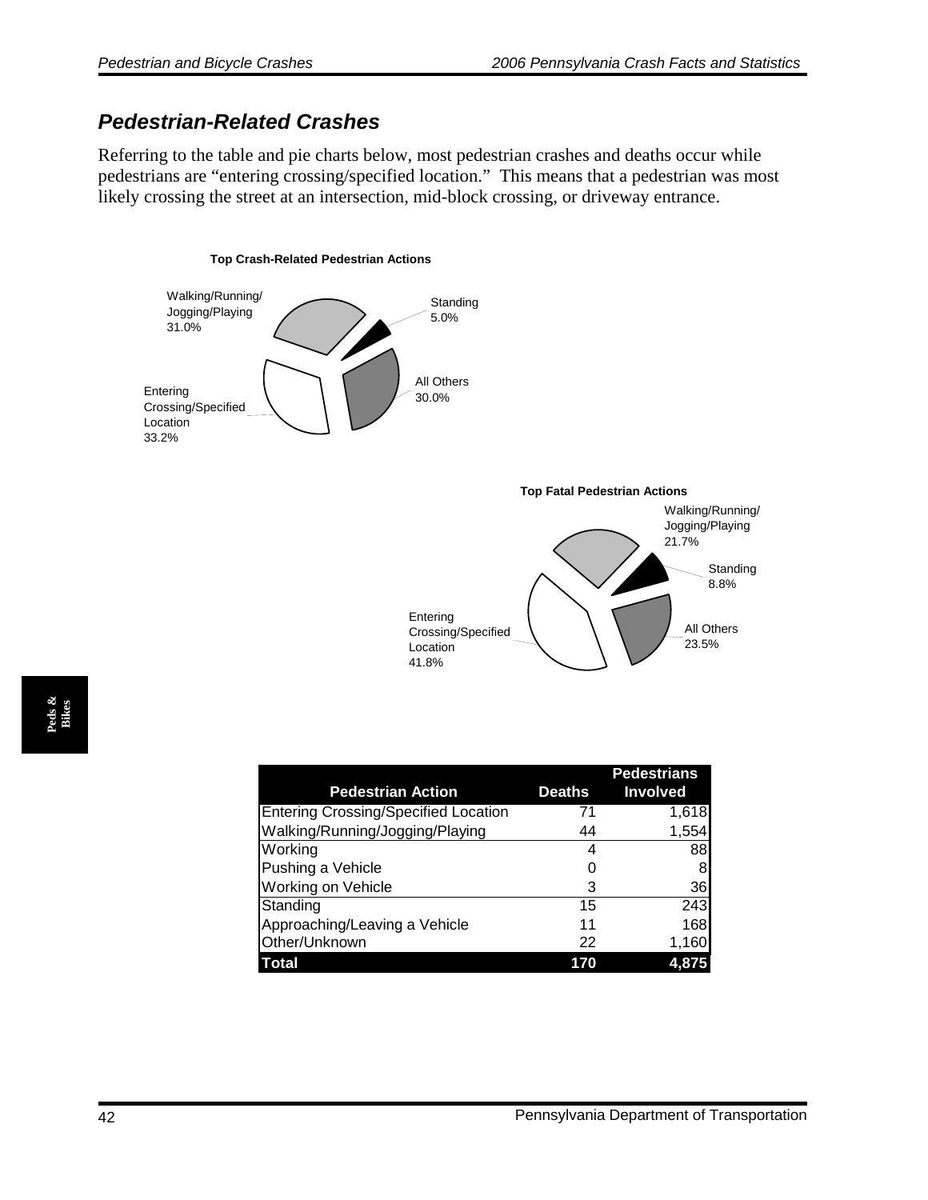## *Pedestrian-Related Crashes*

Referring to the table and pie charts below, most pedestrian crashes and deaths occur while pedestrians are "entering crossing/specified location." This means that a pedestrian was most likely crossing the street at an intersection, mid-block crossing, or driveway entrance.

**Top Crash-Related Pedestrian Actions**

Walking/Running/Jogging/Playing 31.0%
Standing 5.0%
All Others 30.0%
Entering Crossing/Specified Location 33.2%

**Top Fatal Pedestrian Actions**

Walking/Running/Jogging/Playing 21.7%
Standing 8.8%
All Others 23.5%
Entering Crossing/Specified Location 41.8%

| Pedestrian Action | Deaths | Pedestrians Involved |
|---|---|---|
| Entering Crossing/Specified Location | 71 | 1,618 |
| Walking/Running/Jogging/Playing | 44 | 1,554 |
| Working | 4 | 88 |
| Pushing a Vehicle | 0 | 8 |
| Working on Vehicle | 3 | 36 |
| Standing | 15 | 243 |
| Approaching/Leaving a Vehicle | 11 | 168 |
| Other/Unknown | 22 | 1,160 |
| **Total** | **170** | **4,875** |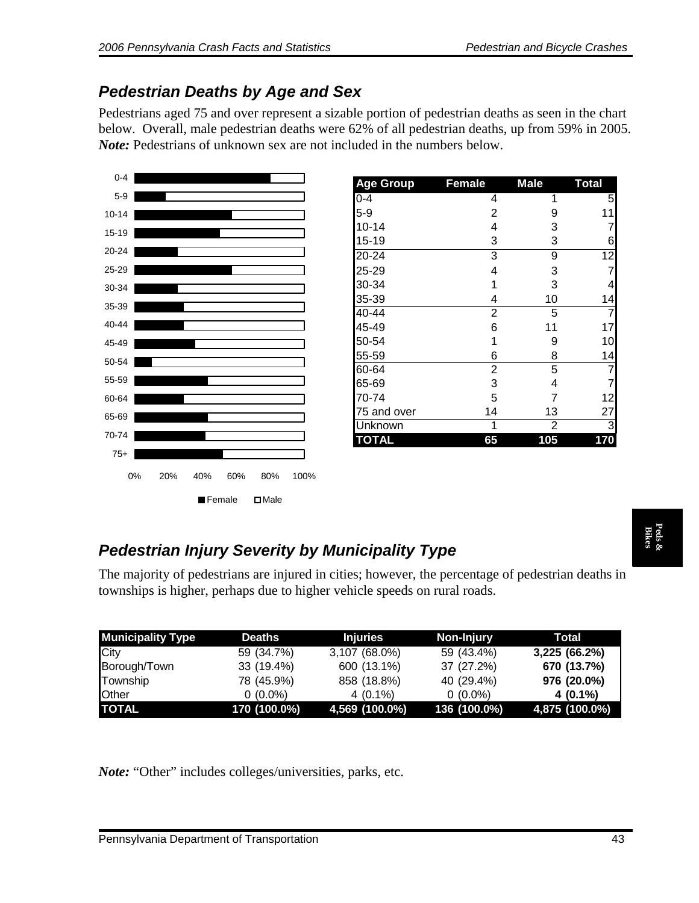## Pedestrian Deaths by Age and Sex

Pedestrians aged 75 and over represent a sizable portion of pedestrian deaths as seen in the chart below. Overall, male pedestrian deaths were 62% of all pedestrian deaths, up from 59% in 2005. ***Note:*** Pedestrians of unknown sex are not included in the numbers below.

| Age Group | Female | Male | Total |
|---|---|---|---|
| 0-4 | 4 | 1 | 5 |
| 5-9 | 2 | 9 | 11 |
| 10-14 | 4 | 3 | 7 |
| 15-19 | 3 | 3 | 6 |
| 20-24 | 3 | 9 | 12 |
| 25-29 | 4 | 3 | 7 |
| 30-34 | 1 | 3 | 4 |
| 35-39 | 4 | 10 | 14 |
| 40-44 | 2 | 5 | 7 |
| 45-49 | 6 | 11 | 17 |
| 50-54 | 1 | 9 | 10 |
| 55-59 | 6 | 8 | 14 |
| 60-64 | 2 | 5 | 7 |
| 65-69 | 3 | 4 | 7 |
| 70-74 | 5 | 7 | 12 |
| 75 and over | 14 | 13 | 27 |
| Unknown | 1 | 2 | 3 |
| **TOTAL** | **65** | **105** | **170** |

## Pedestrian Injury Severity by Municipality Type

The majority of pedestrians are injured in cities; however, the percentage of pedestrian deaths in townships is higher, perhaps due to higher vehicle speeds on rural roads.

| Municipality Type | Deaths | Injuries | Non-Injury | Total |
|---|---|---|---|---|
| City | 59 (34.7%) | 3,107 (68.0%) | 59 (43.4%) | **3,225 (66.2%)** |
| Borough/Town | 33 (19.4%) | 600 (13.1%) | 37 (27.2%) | **670 (13.7%)** |
| Township | 78 (45.9%) | 858 (18.8%) | 40 (29.4%) | **976 (20.0%)** |
| Other | 0 (0.0%) | 4 (0.1%) | 0 (0.0%) | **4 (0.1%)** |
| **TOTAL** | **170 (100.0%)** | **4,569 (100.0%)** | **136 (100.0%)** | **4,875 (100.0%)** |

***Note:*** "Other" includes colleges/universities, parks, etc.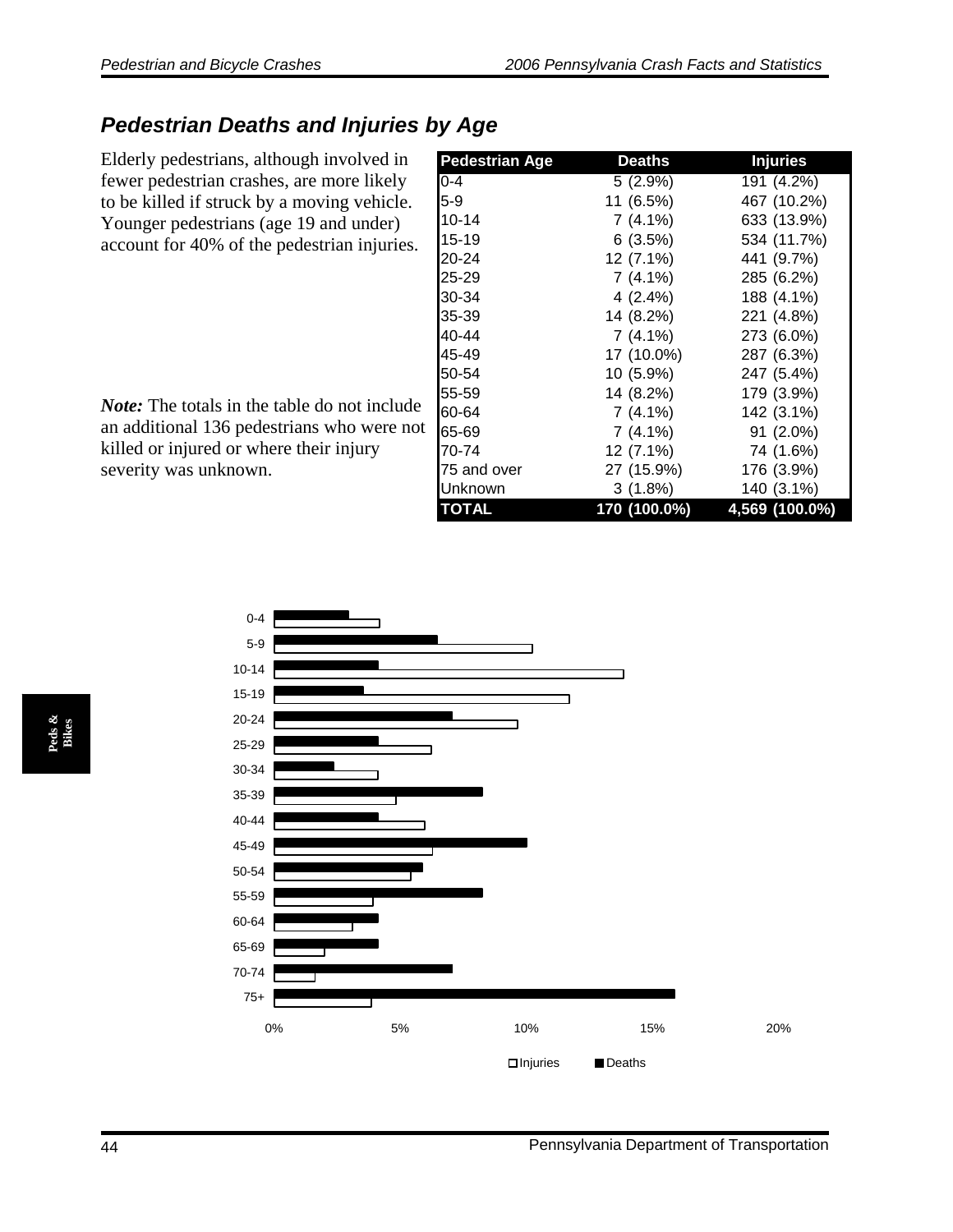## Pedestrian Deaths and Injuries by Age

Elderly pedestrians, although involved in fewer pedestrian crashes, are more likely to be killed if struck by a moving vehicle. Younger pedestrians (age 19 and under) account for 40% of the pedestrian injuries.

*Note:* The totals in the table do not include an additional 136 pedestrians who were not killed or injured or where their injury severity was unknown.

| Pedestrian Age | Deaths | Injuries |
|---|---|---|
| 0-4 | 5 (2.9%) | 191 (4.2%) |
| 5-9 | 11 (6.5%) | 467 (10.2%) |
| 10-14 | 7 (4.1%) | 633 (13.9%) |
| 15-19 | 6 (3.5%) | 534 (11.7%) |
| 20-24 | 12 (7.1%) | 441 (9.7%) |
| 25-29 | 7 (4.1%) | 285 (6.2%) |
| 30-34 | 4 (2.4%) | 188 (4.1%) |
| 35-39 | 14 (8.2%) | 221 (4.8%) |
| 40-44 | 7 (4.1%) | 273 (6.0%) |
| 45-49 | 17 (10.0%) | 287 (6.3%) |
| 50-54 | 10 (5.9%) | 247 (5.4%) |
| 55-59 | 14 (8.2%) | 179 (3.9%) |
| 60-64 | 7 (4.1%) | 142 (3.1%) |
| 65-69 | 7 (4.1%) | 91 (2.0%) |
| 70-74 | 12 (7.1%) | 74 (1.6%) |
| 75 and over | 27 (15.9%) | 176 (3.9%) |
| Unknown | 3 (1.8%) | 140 (3.1%) |
| **TOTAL** | **170 (100.0%)** | **4,569 (100.0%)** |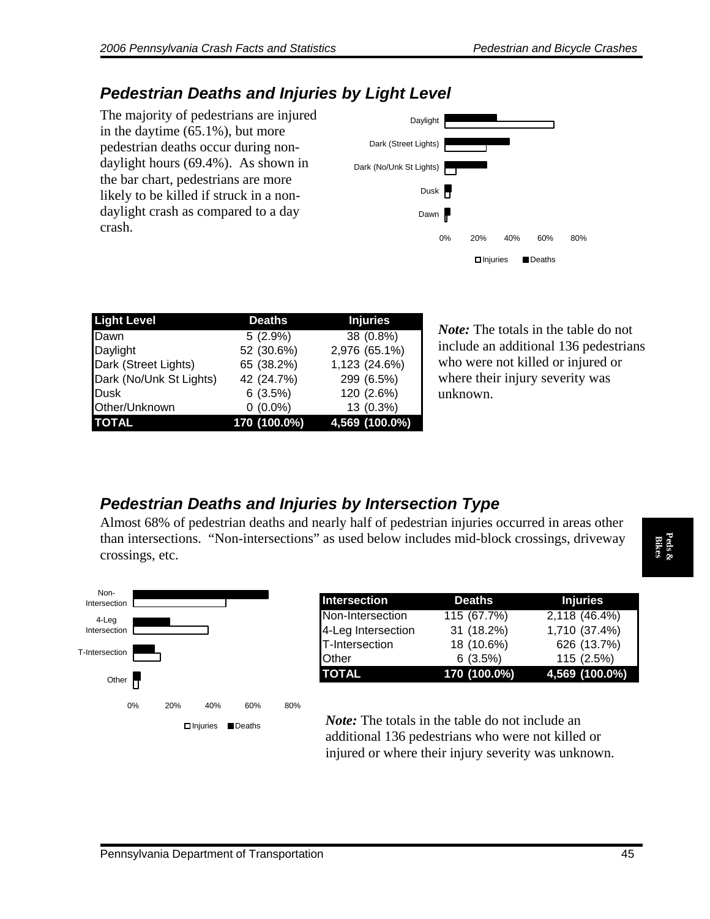## Pedestrian Deaths and Injuries by Light Level

The majority of pedestrians are injured in the daytime (65.1%), but more pedestrian deaths occur during non-daylight hours (69.4%). As shown in the bar chart, pedestrians are more likely to be killed if struck in a non-daylight crash as compared to a day crash.

| Light Level | Deaths | Injuries |
|---|---|---|
| Dawn | 5 (2.9%) | 38 (0.8%) |
| Daylight | 52 (30.6%) | 2,976 (65.1%) |
| Dark (Street Lights) | 65 (38.2%) | 1,123 (24.6%) |
| Dark (No/Unk St Lights) | 42 (24.7%) | 299 (6.5%) |
| Dusk | 6 (3.5%) | 120 (2.6%) |
| Other/Unknown | 0 (0.0%) | 13 (0.3%) |
| **TOTAL** | **170 (100.0%)** | **4,569 (100.0%)** |

***Note:*** The totals in the table do not include an additional 136 pedestrians who were not killed or injured or where their injury severity was unknown.

## Pedestrian Deaths and Injuries by Intersection Type

Almost 68% of pedestrian deaths and nearly half of pedestrian injuries occurred in areas other than intersections. "Non-intersections" as used below includes mid-block crossings, driveway crossings, etc.

| Intersection | Deaths | Injuries |
|---|---|---|
| Non-Intersection | 115 (67.7%) | 2,118 (46.4%) |
| 4-Leg Intersection | 31 (18.2%) | 1,710 (37.4%) |
| T-Intersection | 18 (10.6%) | 626 (13.7%) |
| Other | 6 (3.5%) | 115 (2.5%) |
| **TOTAL** | **170 (100.0%)** | **4,569 (100.0%)** |

***Note:*** The totals in the table do not include an additional 136 pedestrians who were not killed or injured or where their injury severity was unknown.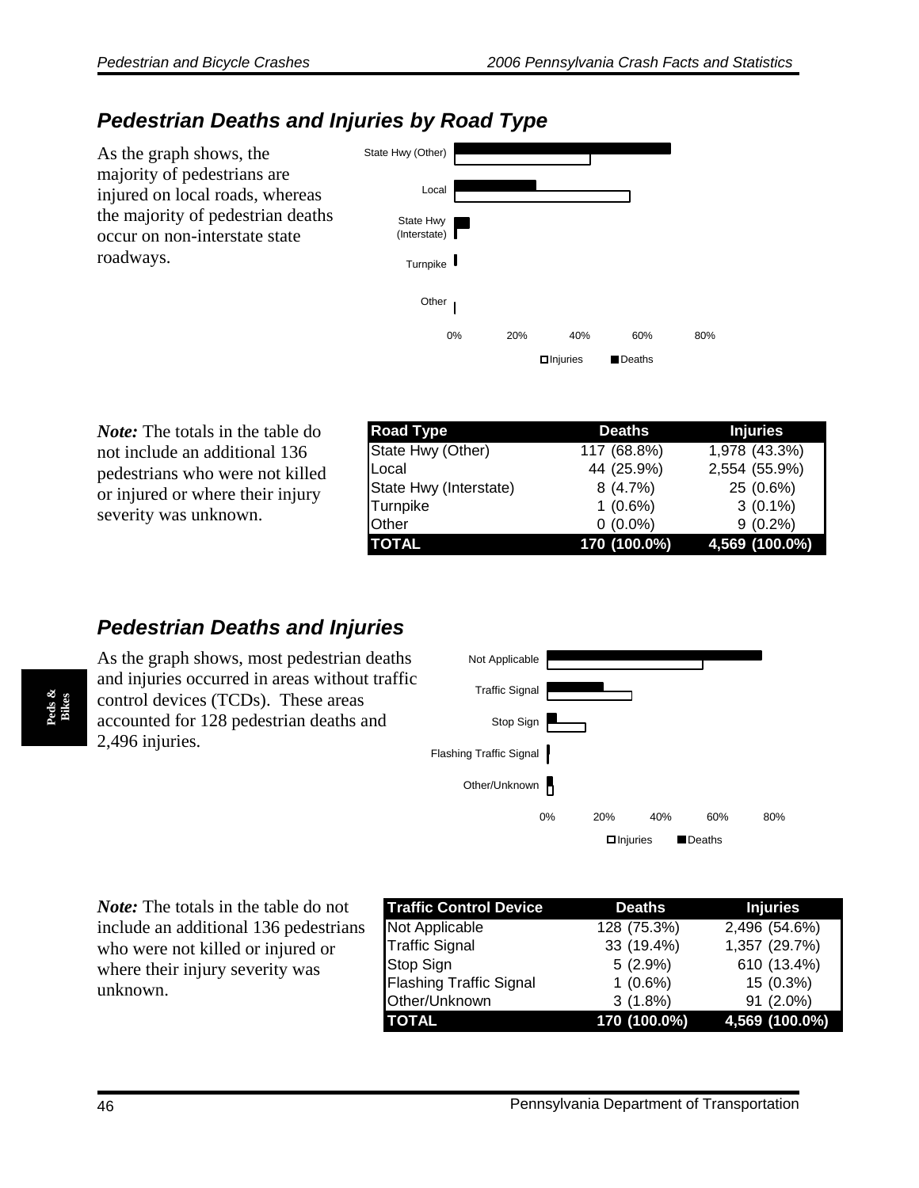## Pedestrian Deaths and Injuries by Road Type

As the graph shows, the majority of pedestrians are injured on local roads, whereas the majority of pedestrian deaths occur on non-interstate state roadways.

*Note:* The totals in the table do not include an additional 136 pedestrians who were not killed or injured or where their injury severity was unknown.

| Road Type | Deaths | Injuries |
|---|---|---|
| State Hwy (Other) | 117 (68.8%) | 1,978 (43.3%) |
| Local | 44 (25.9%) | 2,554 (55.9%) |
| State Hwy (Interstate) | 8 (4.7%) | 25 (0.6%) |
| Turnpike | 1 (0.6%) | 3 (0.1%) |
| Other | 0 (0.0%) | 9 (0.2%) |
| **TOTAL** | **170 (100.0%)** | **4,569 (100.0%)** |

## Pedestrian Deaths and Injuries

As the graph shows, most pedestrian deaths and injuries occurred in areas without traffic control devices (TCDs). These areas accounted for 128 pedestrian deaths and 2,496 injuries.

*Note:* The totals in the table do not include an additional 136 pedestrians who were not killed or injured or where their injury severity was unknown.

| Traffic Control Device | Deaths | Injuries |
|---|---|---|
| Not Applicable | 128 (75.3%) | 2,496 (54.6%) |
| Traffic Signal | 33 (19.4%) | 1,357 (29.7%) |
| Stop Sign | 5 (2.9%) | 610 (13.4%) |
| Flashing Traffic Signal | 1 (0.6%) | 15 (0.3%) |
| Other/Unknown | 3 (1.8%) | 91 (2.0%) |
| **TOTAL** | **170 (100.0%)** | **4,569 (100.0%)** |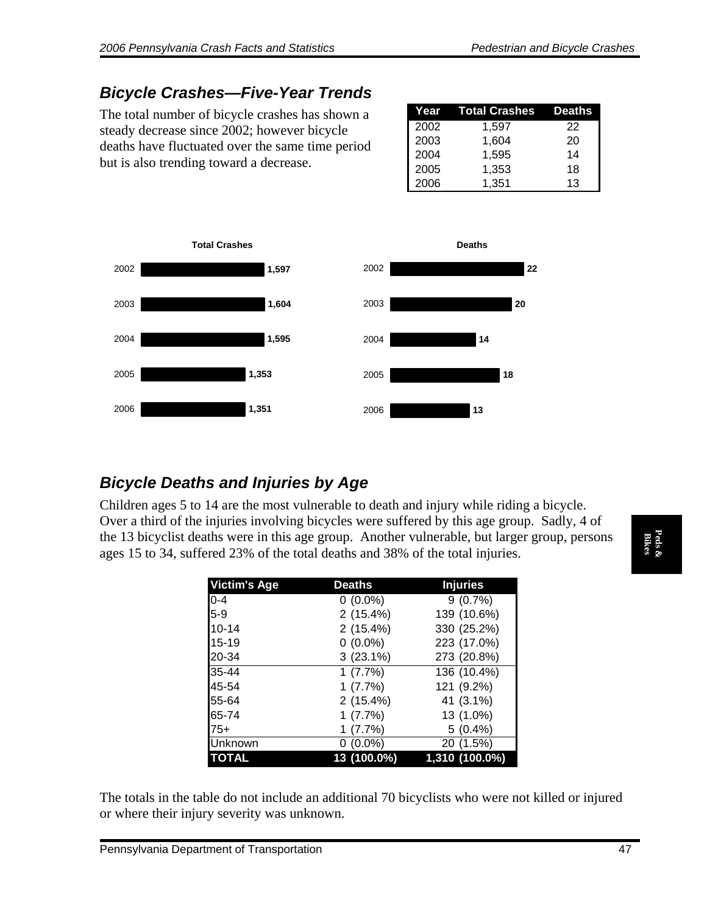## Bicycle Crashes—Five-Year Trends

The total number of bicycle crashes has shown a steady decrease since 2002; however bicycle deaths have fluctuated over the same time period but is also trending toward a decrease.

| Year | Total Crashes | Deaths |
|---|---|---|
| 2002 | 1,597 | 22 |
| 2003 | 1,604 | 20 |
| 2004 | 1,595 | 14 |
| 2005 | 1,353 | 18 |
| 2006 | 1,351 | 13 |

**Total Crashes**

| Year | Total Crashes |
|---|---|
| 2002 | 1,597 |
| 2003 | 1,604 |
| 2004 | 1,595 |
| 2005 | 1,353 |
| 2006 | 1,351 |

**Deaths**

| Year | Deaths |
|---|---|
| 2002 | 22 |
| 2003 | 20 |
| 2004 | 14 |
| 2005 | 18 |
| 2006 | 13 |

## Bicycle Deaths and Injuries by Age

Children ages 5 to 14 are the most vulnerable to death and injury while riding a bicycle. Over a third of the injuries involving bicycles were suffered by this age group. Sadly, 4 of the 13 bicyclist deaths were in this age group. Another vulnerable, but larger group, persons ages 15 to 34, suffered 23% of the total deaths and 38% of the total injuries.

| Victim's Age | Deaths | Injuries |
|---|---|---|
| 0-4 | 0 (0.0%) | 9 (0.7%) |
| 5-9 | 2 (15.4%) | 139 (10.6%) |
| 10-14 | 2 (15.4%) | 330 (25.2%) |
| 15-19 | 0 (0.0%) | 223 (17.0%) |
| 20-34 | 3 (23.1%) | 273 (20.8%) |
| 35-44 | 1 (7.7%) | 136 (10.4%) |
| 45-54 | 1 (7.7%) | 121 (9.2%) |
| 55-64 | 2 (15.4%) | 41 (3.1%) |
| 65-74 | 1 (7.7%) | 13 (1.0%) |
| 75+ | 1 (7.7%) | 5 (0.4%) |
| Unknown | 0 (0.0%) | 20 (1.5%) |
| **TOTAL** | **13 (100.0%)** | **1,310 (100.0%)** |

The totals in the table do not include an additional 70 bicyclists who were not killed or injured or where their injury severity was unknown.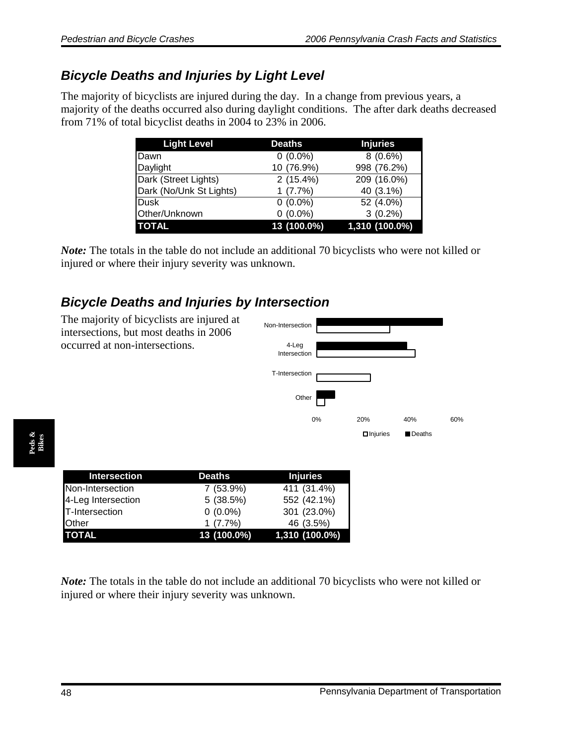## Bicycle Deaths and Injuries by Light Level

The majority of bicyclists are injured during the day. In a change from previous years, a majority of the deaths occurred also during daylight conditions. The after dark deaths decreased from 71% of total bicyclist deaths in 2004 to 23% in 2006.

| Light Level | Deaths | Injuries |
|---|---|---|
| Dawn | 0 (0.0%) | 8 (0.6%) |
| Daylight | 10 (76.9%) | 998 (76.2%) |
| Dark (Street Lights) | 2 (15.4%) | 209 (16.0%) |
| Dark (No/Unk St Lights) | 1 (7.7%) | 40 (3.1%) |
| Dusk | 0 (0.0%) | 52 (4.0%) |
| Other/Unknown | 0 (0.0%) | 3 (0.2%) |
| **TOTAL** | **13 (100.0%)** | **1,310 (100.0%)** |

*Note:* The totals in the table do not include an additional 70 bicyclists who were not killed or injured or where their injury severity was unknown.

## Bicycle Deaths and Injuries by Intersection

The majority of bicyclists are injured at intersections, but most deaths in 2006 occurred at non-intersections.

| Intersection | Deaths | Injuries |
|---|---|---|
| Non-Intersection | 7 (53.9%) | 411 (31.4%) |
| 4-Leg Intersection | 5 (38.5%) | 552 (42.1%) |
| T-Intersection | 0 (0.0%) | 301 (23.0%) |
| Other | 1 (7.7%) | 46 (3.5%) |
| **TOTAL** | **13 (100.0%)** | **1,310 (100.0%)** |

*Note:* The totals in the table do not include an additional 70 bicyclists who were not killed or injured or where their injury severity was unknown.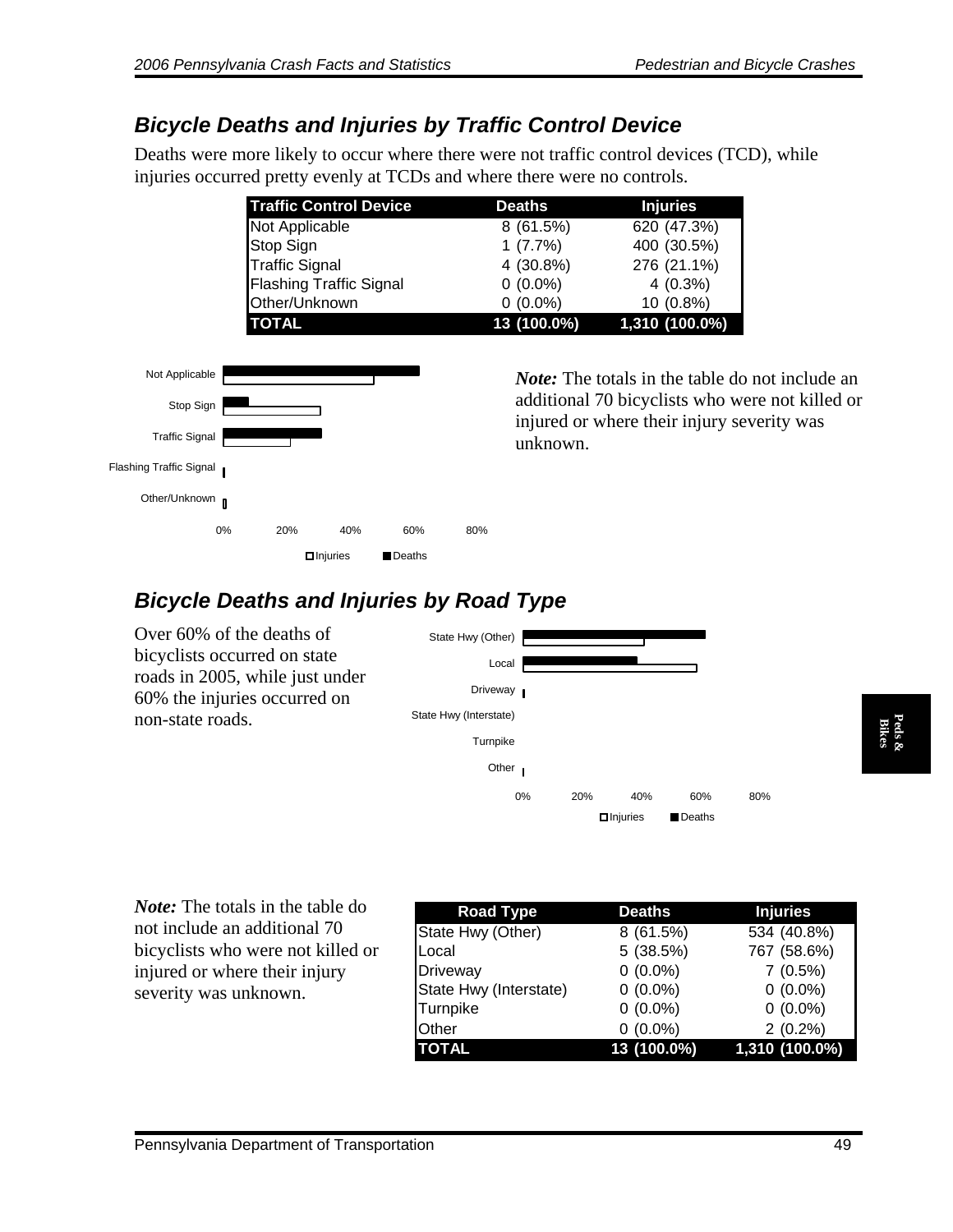## Bicycle Deaths and Injuries by Traffic Control Device

Deaths were more likely to occur where there were not traffic control devices (TCD), while injuries occurred pretty evenly at TCDs and where there were no controls.

| Traffic Control Device | Deaths | Injuries |
|---|---|---|
| Not Applicable | 8 (61.5%) | 620 (47.3%) |
| Stop Sign | 1 (7.7%) | 400 (30.5%) |
| Traffic Signal | 4 (30.8%) | 276 (21.1%) |
| Flashing Traffic Signal | 0 (0.0%) | 4 (0.3%) |
| Other/Unknown | 0 (0.0%) | 10 (0.8%) |
| **TOTAL** | **13 (100.0%)** | **1,310 (100.0%)** |

*Note:* The totals in the table do not include an additional 70 bicyclists who were not killed or injured or where their injury severity was unknown.

## Bicycle Deaths and Injuries by Road Type

Over 60% of the deaths of bicyclists occurred on state roads in 2005, while just under 60% the injuries occurred on non-state roads.

*Note:* The totals in the table do not include an additional 70 bicyclists who were not killed or injured or where their injury severity was unknown.

| Road Type | Deaths | Injuries |
|---|---|---|
| State Hwy (Other) | 8 (61.5%) | 534 (40.8%) |
| Local | 5 (38.5%) | 767 (58.6%) |
| Driveway | 0 (0.0%) | 7 (0.5%) |
| State Hwy (Interstate) | 0 (0.0%) | 0 (0.0%) |
| Turnpike | 0 (0.0%) | 0 (0.0%) |
| Other | 0 (0.0%) | 2 (0.2%) |
| **TOTAL** | **13 (100.0%)** | **1,310 (100.0%)** |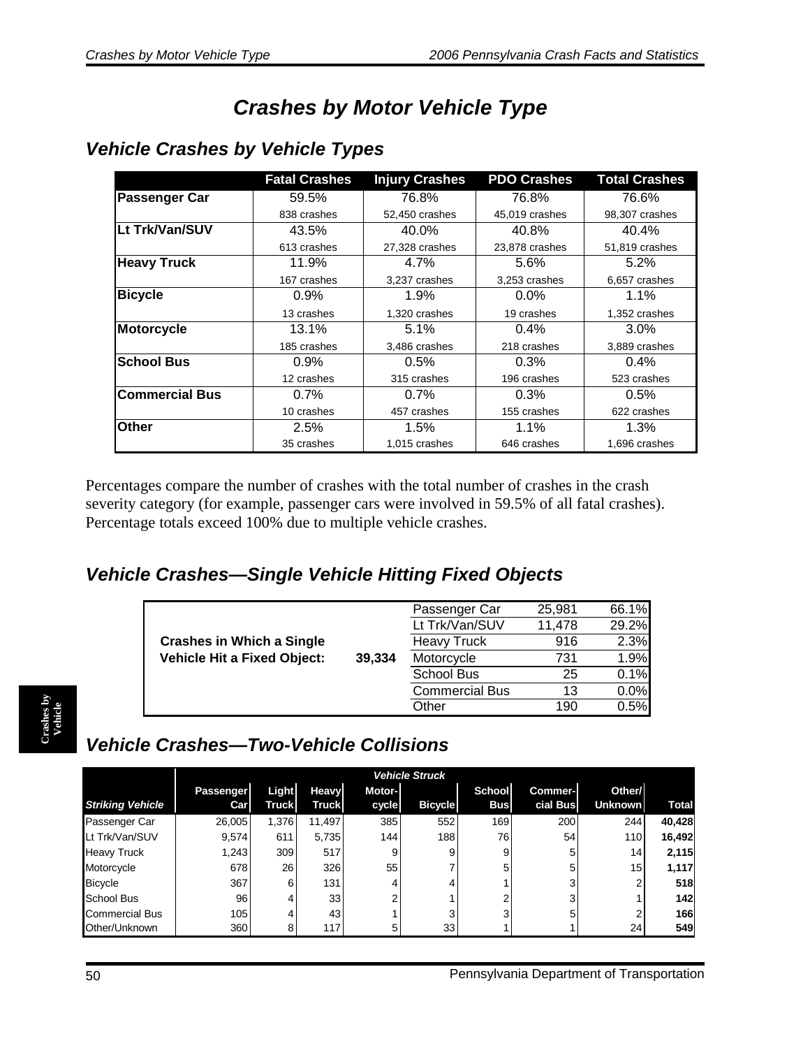# Crashes by Motor Vehicle Type

## Vehicle Crashes by Vehicle Types

| | Fatal Crashes | Injury Crashes | PDO Crashes | Total Crashes |
|---|---|---|---|---|
| **Passenger Car** | 59.5%<br>838 crashes | 76.8%<br>52,450 crashes | 76.8%<br>45,019 crashes | 76.6%<br>98,307 crashes |
| **Lt Trk/Van/SUV** | 43.5%<br>613 crashes | 40.0%<br>27,328 crashes | 40.8%<br>23,878 crashes | 40.4%<br>51,819 crashes |
| **Heavy Truck** | 11.9%<br>167 crashes | 4.7%<br>3,237 crashes | 5.6%<br>3,253 crashes | 5.2%<br>6,657 crashes |
| **Bicycle** | 0.9%<br>13 crashes | 1.9%<br>1,320 crashes | 0.0%<br>19 crashes | 1.1%<br>1,352 crashes |
| **Motorcycle** | 13.1%<br>185 crashes | 5.1%<br>3,486 crashes | 0.4%<br>218 crashes | 3.0%<br>3,889 crashes |
| **School Bus** | 0.9%<br>12 crashes | 0.5%<br>315 crashes | 0.3%<br>196 crashes | 0.4%<br>523 crashes |
| **Commercial Bus** | 0.7%<br>10 crashes | 0.7%<br>457 crashes | 0.3%<br>155 crashes | 0.5%<br>622 crashes |
| **Other** | 2.5%<br>35 crashes | 1.5%<br>1,015 crashes | 1.1%<br>646 crashes | 1.3%<br>1,696 crashes |

Percentages compare the number of crashes with the total number of crashes in the crash severity category (for example, passenger cars were involved in 59.5% of all fatal crashes). Percentage totals exceed 100% due to multiple vehicle crashes.

## Vehicle Crashes—Single Vehicle Hitting Fixed Objects

**Crashes in Which a Single Vehicle Hit a Fixed Object: 39,334**

| Vehicle | Crashes | Percent |
|---|---|---|
| Passenger Car | 25,981 | 66.1% |
| Lt Trk/Van/SUV | 11,478 | 29.2% |
| Heavy Truck | 916 | 2.3% |
| Motorcycle | 731 | 1.9% |
| School Bus | 25 | 0.1% |
| Commercial Bus | 13 | 0.0% |
| Other | 190 | 0.5% |

## Vehicle Crashes—Two-Vehicle Collisions

| | Vehicle Struck | | | | | | | | |
|---|---|---|---|---|---|---|---|---|---|
| **Striking Vehicle** | **Passenger Car** | **Light Truck** | **Heavy Truck** | **Motor-cycle** | **Bicycle** | **School Bus** | **Commer-cial Bus** | **Other/ Unknown** | **Total** |
| Passenger Car | 26,005 | 1,376 | 11,497 | 385 | 552 | 169 | 200 | 244 | **40,428** |
| Lt Trk/Van/SUV | 9,574 | 611 | 5,735 | 144 | 188 | 76 | 54 | 110 | **16,492** |
| Heavy Truck | 1,243 | 309 | 517 | 9 | 9 | 9 | 5 | 14 | **2,115** |
| Motorcycle | 678 | 26 | 326 | 55 | 7 | 5 | 5 | 15 | **1,117** |
| Bicycle | 367 | 6 | 131 | 4 | 4 | 1 | 3 | 2 | **518** |
| School Bus | 96 | 4 | 33 | 2 | 1 | 2 | 3 | 1 | **142** |
| Commercial Bus | 105 | 4 | 43 | 1 | 3 | 3 | 5 | 2 | **166** |
| Other/Unknown | 360 | 8 | 117 | 5 | 33 | 1 | 1 | 24 | **549** |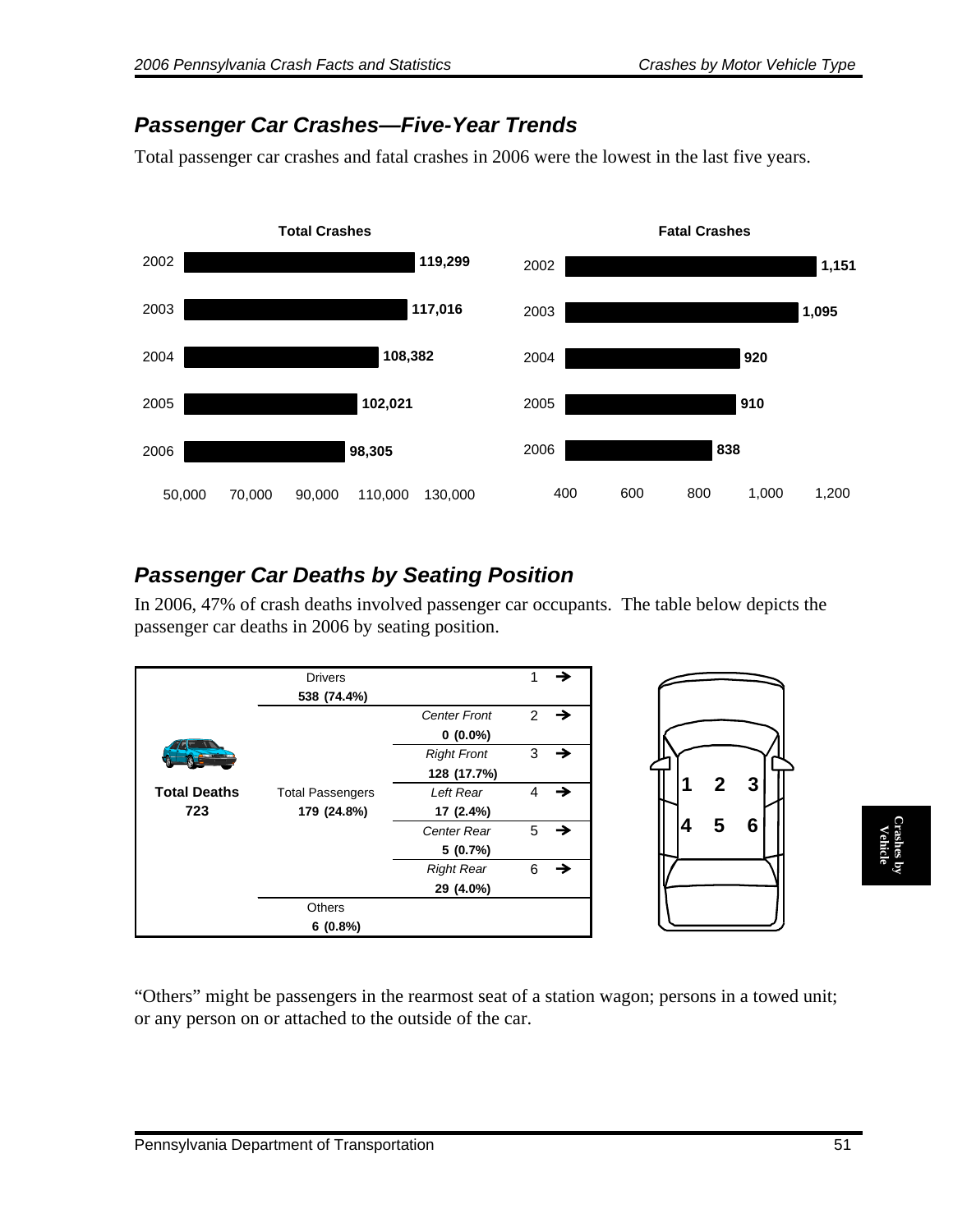## Passenger Car Crashes—Five-Year Trends

Total passenger car crashes and fatal crashes in 2006 were the lowest in the last five years.

**Total Crashes**

| Year | Total Crashes |
|---|---|
| 2002 | 119,299 |
| 2003 | 117,016 |
| 2004 | 108,382 |
| 2005 | 102,021 |
| 2006 | 98,305 |

**Fatal Crashes**

| Year | Fatal Crashes |
|---|---|
| 2002 | 1,151 |
| 2003 | 1,095 |
| 2004 | 920 |
| 2005 | 910 |
| 2006 | 838 |

## Passenger Car Deaths by Seating Position

In 2006, 47% of crash deaths involved passenger car occupants. The table below depicts the passenger car deaths in 2006 by seating position.

| | | | Seat Position |
|---|---|---|---|
| **Total Deaths** 723 | Drivers **538 (74.4%)** | | 1 |
| | Total Passengers **179 (24.8%)** | *Center Front* **0 (0.0%)** | 2 |
| | | *Right Front* **128 (17.7%)** | 3 |
| | | *Left Rear* **17 (2.4%)** | 4 |
| | | *Center Rear* **5 (0.7%)** | 5 |
| | | *Right Rear* **29 (4.0%)** | 6 |
| | Others **6 (0.8%)** | | |

"Others" might be passengers in the rearmost seat of a station wagon; persons in a towed unit; or any person on or attached to the outside of the car.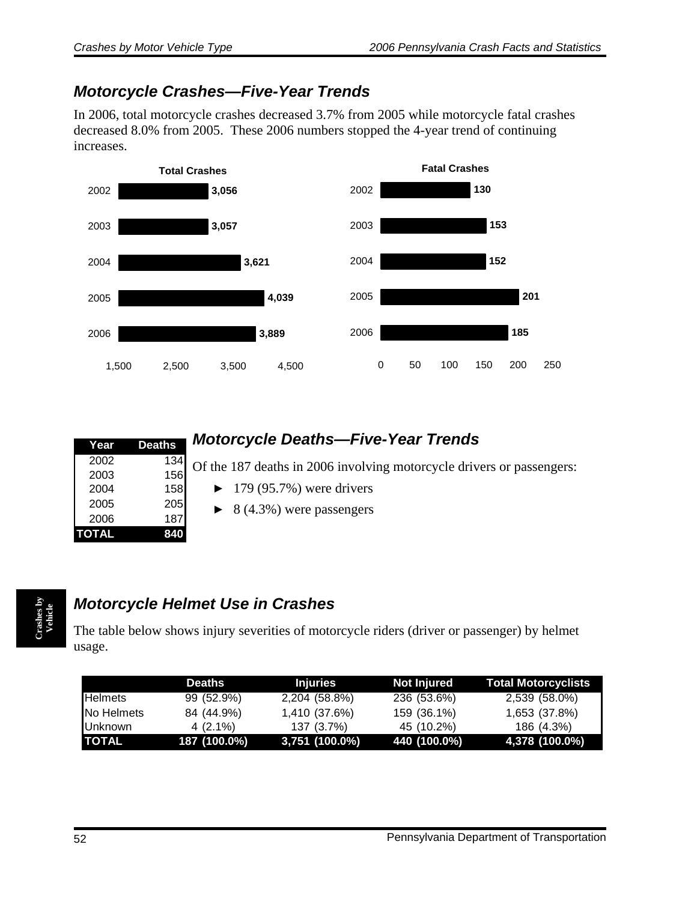## Motorcycle Crashes—Five-Year Trends

In 2006, total motorcycle crashes decreased 3.7% from 2005 while motorcycle fatal crashes decreased 8.0% from 2005. These 2006 numbers stopped the 4-year trend of continuing increases.

**Total Crashes**

| Year | Total Crashes |
|---|---|
| 2002 | 3,056 |
| 2003 | 3,057 |
| 2004 | 3,621 |
| 2005 | 4,039 |
| 2006 | 3,889 |

**Fatal Crashes**

| Year | Fatal Crashes |
|---|---|
| 2002 | 130 |
| 2003 | 153 |
| 2004 | 152 |
| 2005 | 201 |
| 2006 | 185 |

## Motorcycle Deaths—Five-Year Trends

| Year | Deaths |
|---|---|
| 2002 | 134 |
| 2003 | 156 |
| 2004 | 158 |
| 2005 | 205 |
| 2006 | 187 |
| **TOTAL** | **840** |

Of the 187 deaths in 2006 involving motorcycle drivers or passengers:

- 179 (95.7%) were drivers
- 8 (4.3%) were passengers

## Motorcycle Helmet Use in Crashes

The table below shows injury severities of motorcycle riders (driver or passenger) by helmet usage.

| | Deaths | Injuries | Not Injured | Total Motorcyclists |
|---|---|---|---|---|
| Helmets | 99 (52.9%) | 2,204 (58.8%) | 236 (53.6%) | 2,539 (58.0%) |
| No Helmets | 84 (44.9%) | 1,410 (37.6%) | 159 (36.1%) | 1,653 (37.8%) |
| Unknown | 4 (2.1%) | 137 (3.7%) | 45 (10.2%) | 186 (4.3%) |
| **TOTAL** | **187 (100.0%)** | **3,751 (100.0%)** | **440 (100.0%)** | **4,378 (100.0%)** |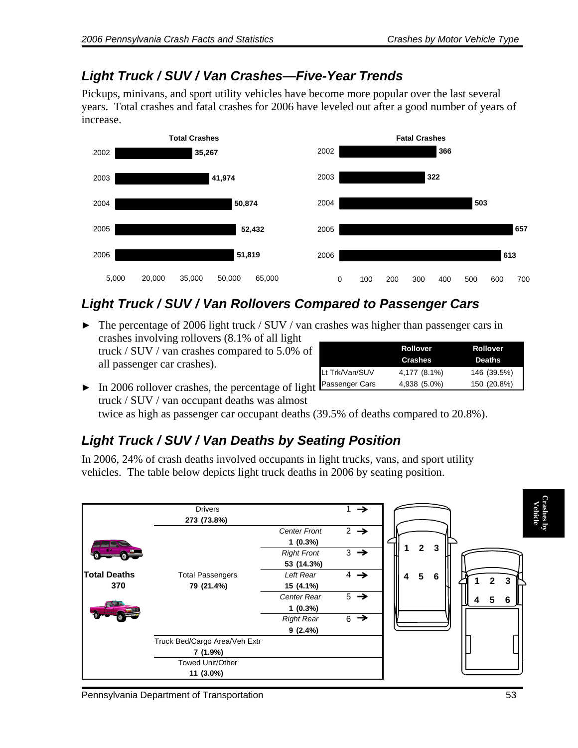## Light Truck / SUV / Van Crashes—Five-Year Trends

Pickups, minivans, and sport utility vehicles have become more popular over the last several years. Total crashes and fatal crashes for 2006 have leveled out after a good number of years of increase.

**Total Crashes**

| Year | Total Crashes |
|---|---|
| 2002 | 35,267 |
| 2003 | 41,974 |
| 2004 | 50,874 |
| 2005 | 52,432 |
| 2006 | 51,819 |

**Fatal Crashes**

| Year | Fatal Crashes |
|---|---|
| 2002 | 366 |
| 2003 | 322 |
| 2004 | 503 |
| 2005 | 657 |
| 2006 | 613 |

## Light Truck / SUV / Van Rollovers Compared to Passenger Cars

- The percentage of 2006 light truck / SUV / van crashes was higher than passenger cars in crashes involving rollovers (8.1% of all light truck / SUV / van crashes compared to 5.0% of all passenger car crashes).
- In 2006 rollover crashes, the percentage of light truck / SUV / van occupant deaths was almost twice as high as passenger car occupant deaths (39.5% of deaths compared to 20.8%).

| | Rollover Crashes | Rollover Deaths |
|---|---|---|
| Lt Trk/Van/SUV | 4,177 (8.1%) | 146 (39.5%) |
| Passenger Cars | 4,938 (5.0%) | 150 (20.8%) |

## Light Truck / SUV / Van Deaths by Seating Position

In 2006, 24% of crash deaths involved occupants in light trucks, vans, and sport utility vehicles. The table below depicts light truck deaths in 2006 by seating position.

| | | | Position |
|---|---|---|---|
| **Total Deaths** 370 | Drivers 273 (73.8%) | | 1 |
| | Total Passengers 79 (21.4%) | *Center Front* 1 (0.3%) | 2 |
| | | *Right Front* 53 (14.3%) | 3 |
| | | *Left Rear* 15 (4.1%) | 4 |
| | | *Center Rear* 1 (0.3%) | 5 |
| | | *Right Rear* 9 (2.4%) | 6 |
| | Truck Bed/Cargo Area/Veh Extr 7 (1.9%) | | |
| | Towed Unit/Other 11 (3.0%) | | |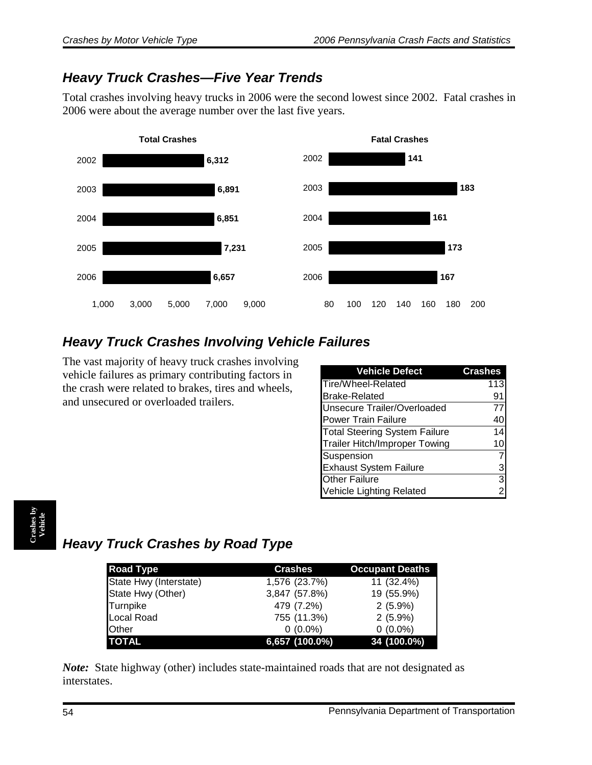## Heavy Truck Crashes—Five Year Trends

Total crashes involving heavy trucks in 2006 were the second lowest since 2002. Fatal crashes in 2006 were about the average number over the last five years.

**Total Crashes**

| Year | Total Crashes |
|---|---|
| 2002 | 6,312 |
| 2003 | 6,891 |
| 2004 | 6,851 |
| 2005 | 7,231 |
| 2006 | 6,657 |

**Fatal Crashes**

| Year | Fatal Crashes |
|---|---|
| 2002 | 141 |
| 2003 | 183 |
| 2004 | 161 |
| 2005 | 173 |
| 2006 | 167 |

## Heavy Truck Crashes Involving Vehicle Failures

The vast majority of heavy truck crashes involving vehicle failures as primary contributing factors in the crash were related to brakes, tires and wheels, and unsecured or overloaded trailers.

| Vehicle Defect | Crashes |
|---|---|
| Tire/Wheel-Related | 113 |
| Brake-Related | 91 |
| Unsecure Trailer/Overloaded | 77 |
| Power Train Failure | 40 |
| Total Steering System Failure | 14 |
| Trailer Hitch/Improper Towing | 10 |
| Suspension | 7 |
| Exhaust System Failure | 3 |
| Other Failure | 3 |
| Vehicle Lighting Related | 2 |

## Heavy Truck Crashes by Road Type

| Road Type | Crashes | Occupant Deaths |
|---|---|---|
| State Hwy (Interstate) | 1,576 (23.7%) | 11 (32.4%) |
| State Hwy (Other) | 3,847 (57.8%) | 19 (55.9%) |
| Turnpike | 479 (7.2%) | 2 (5.9%) |
| Local Road | 755 (11.3%) | 2 (5.9%) |
| Other | 0 (0.0%) | 0 (0.0%) |
| **TOTAL** | **6,657 (100.0%)** | **34 (100.0%)** |

*Note:* State highway (other) includes state-maintained roads that are not designated as interstates.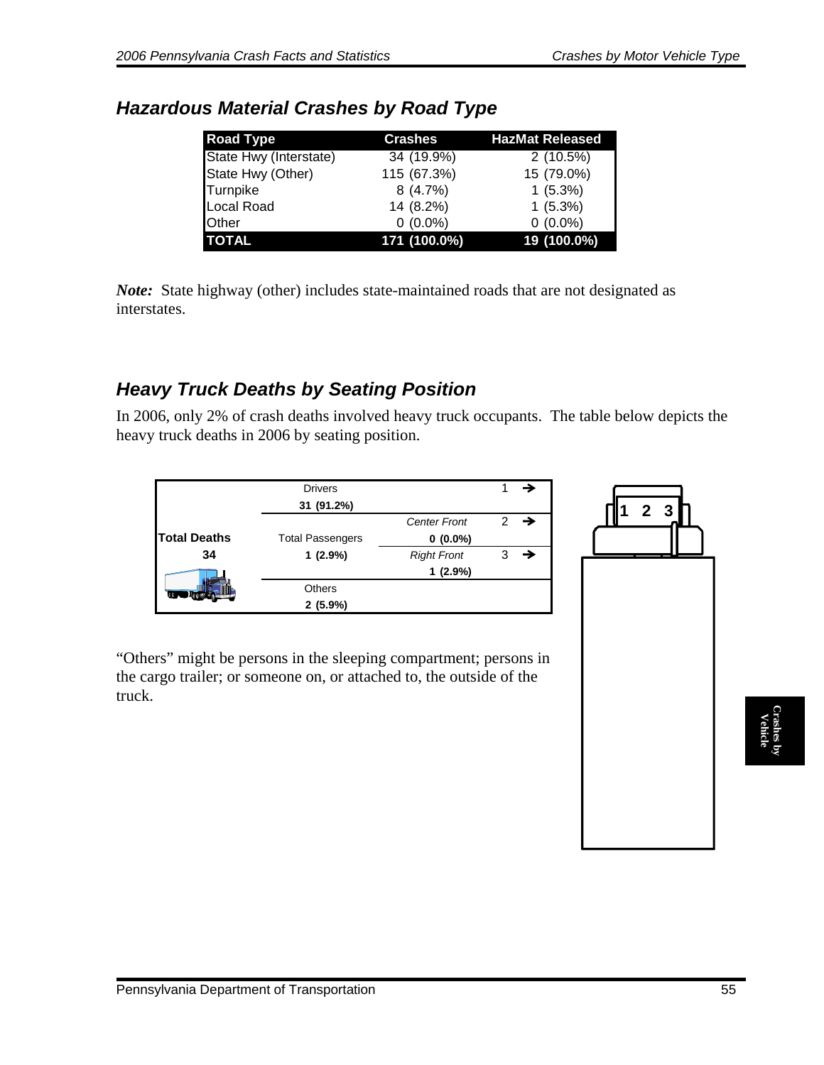## Hazardous Material Crashes by Road Type

| Road Type | Crashes | HazMat Released |
|---|---|---|
| State Hwy (Interstate) | 34 (19.9%) | 2 (10.5%) |
| State Hwy (Other) | 115 (67.3%) | 15 (79.0%) |
| Turnpike | 8 (4.7%) | 1 (5.3%) |
| Local Road | 14 (8.2%) | 1 (5.3%) |
| Other | 0 (0.0%) | 0 (0.0%) |
| **TOTAL** | **171 (100.0%)** | **19 (100.0%)** |

***Note:*** State highway (other) includes state-maintained roads that are not designated as interstates.

## Heavy Truck Deaths by Seating Position

In 2006, only 2% of crash deaths involved heavy truck occupants. The table below depicts the heavy truck deaths in 2006 by seating position.

| Total Deaths | Category | Position | Seat |
|---|---|---|---|
| **34** | Drivers **31 (91.2%)** | | 1 → |
| | Total Passengers **1 (2.9%)** | *Center Front* **0 (0.0%)** | 2 → |
| | | *Right Front* **1 (2.9%)** | 3 → |
| | Others **2 (5.9%)** | | |

"Others" might be persons in the sleeping compartment; persons in the cargo trailer; or someone on, or attached to, the outside of the truck.

1 2 3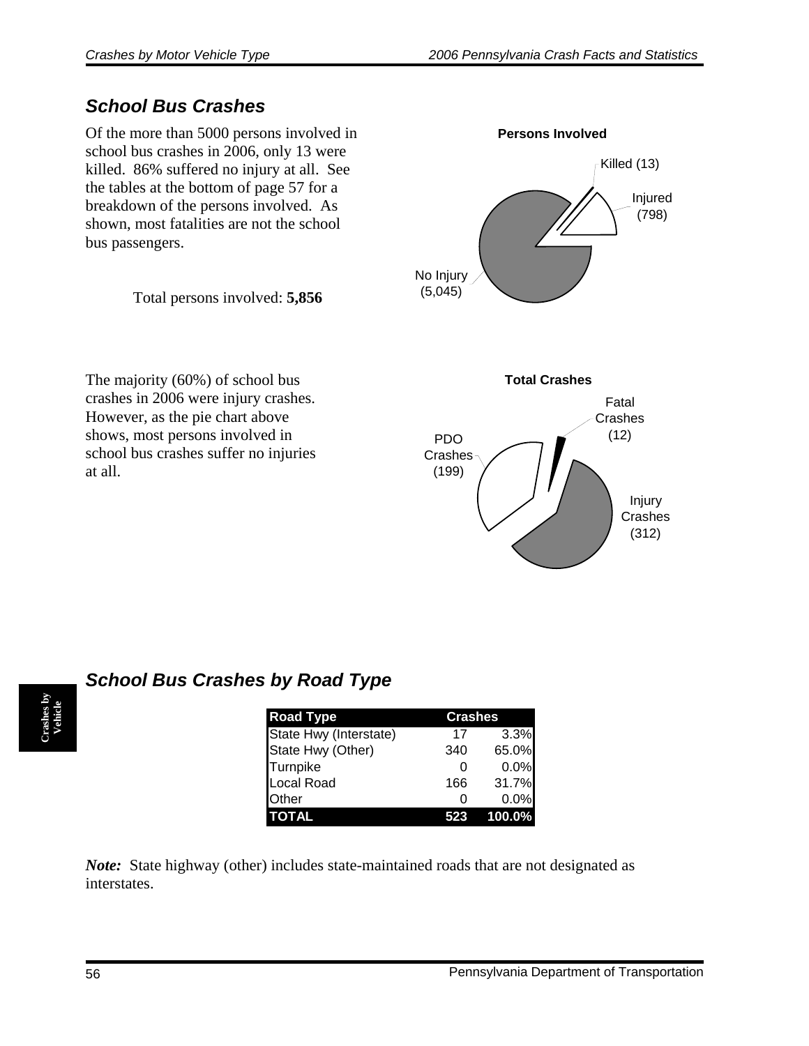## School Bus Crashes

Of the more than 5000 persons involved in school bus crashes in 2006, only 13 were killed. 86% suffered no injury at all. See the tables at the bottom of page 57 for a breakdown of the persons involved. As shown, most fatalities are not the school bus passengers.

Total persons involved: **5,856**

**Persons Involved**

- Killed (13)
- Injured (798)
- No Injury (5,045)

The majority (60%) of school bus crashes in 2006 were injury crashes. However, as the pie chart above shows, most persons involved in school bus crashes suffer no injuries at all.

**Total Crashes**

- Fatal Crashes (12)
- Injury Crashes (312)
- PDO Crashes (199)

## School Bus Crashes by Road Type

| Road Type | Crashes | |
|---|---|---|
| State Hwy (Interstate) | 17 | 3.3% |
| State Hwy (Other) | 340 | 65.0% |
| Turnpike | 0 | 0.0% |
| Local Road | 166 | 31.7% |
| Other | 0 | 0.0% |
| **TOTAL** | **523** | **100.0%** |

***Note:*** State highway (other) includes state-maintained roads that are not designated as interstates.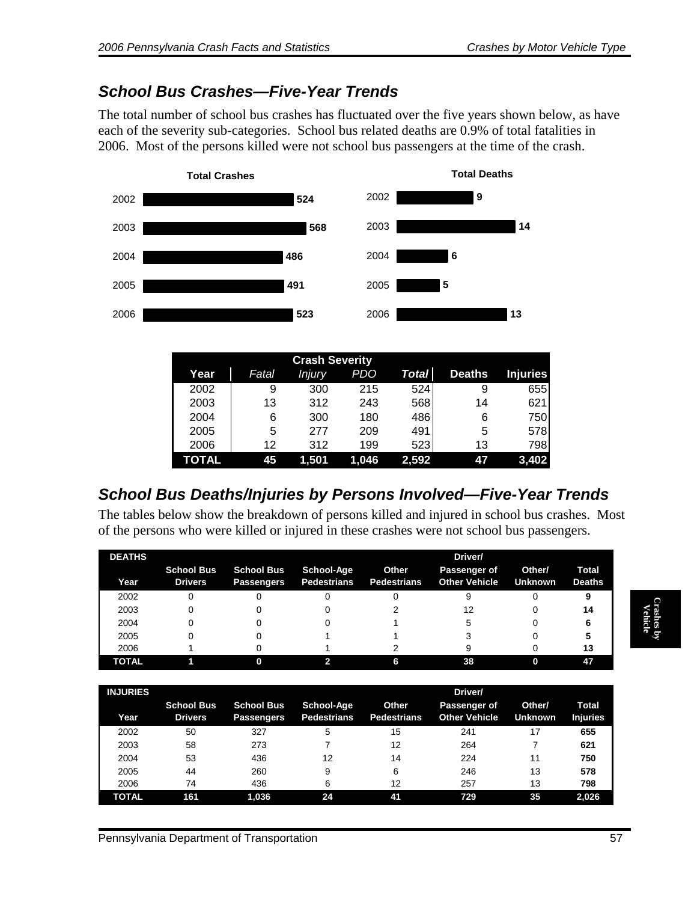## School Bus Crashes—Five-Year Trends

The total number of school bus crashes has fluctuated over the five years shown below, as have each of the severity sub-categories. School bus related deaths are 0.9% of total fatalities in 2006. Most of the persons killed were not school bus passengers at the time of the crash.

**Total Crashes**

| Year | Total Crashes |
|---|---|
| 2002 | 524 |
| 2003 | 568 |
| 2004 | 486 |
| 2005 | 491 |
| 2006 | 523 |

**Total Deaths**

| Year | Total Deaths |
|---|---|
| 2002 | 9 |
| 2003 | 14 |
| 2004 | 6 |
| 2005 | 5 |
| 2006 | 13 |

| | Crash Severity | | | | | |
|---|---|---|---|---|---|---|
| **Year** | *Fatal* | *Injury* | *PDO* | ***Total*** | **Deaths** | **Injuries** |
| 2002 | 9 | 300 | 215 | 524 | 9 | 655 |
| 2003 | 13 | 312 | 243 | 568 | 14 | 621 |
| 2004 | 6 | 300 | 180 | 486 | 6 | 750 |
| 2005 | 5 | 277 | 209 | 491 | 5 | 578 |
| 2006 | 12 | 312 | 199 | 523 | 13 | 798 |
| **TOTAL** | **45** | **1,501** | **1,046** | **2,592** | **47** | **3,402** |

## School Bus Deaths/Injuries by Persons Involved—Five-Year Trends

The tables below show the breakdown of persons killed and injured in school bus crashes. Most of the persons who were killed or injured in these crashes were not school bus passengers.

| DEATHS Year | School Bus Drivers | School Bus Passengers | School-Age Pedestrians | Other Pedestrians | Driver/ Passenger of Other Vehicle | Other/ Unknown | Total Deaths |
|---|---|---|---|---|---|---|---|
| 2002 | 0 | 0 | 0 | 0 | 9 | 0 | **9** |
| 2003 | 0 | 0 | 0 | 2 | 12 | 0 | **14** |
| 2004 | 0 | 0 | 0 | 1 | 5 | 0 | **6** |
| 2005 | 0 | 0 | 1 | 1 | 3 | 0 | **5** |
| 2006 | 1 | 0 | 1 | 2 | 9 | 0 | **13** |
| **TOTAL** | **1** | **0** | **2** | **6** | **38** | **0** | **47** |

| INJURIES Year | School Bus Drivers | School Bus Passengers | School-Age Pedestrians | Other Pedestrians | Driver/ Passenger of Other Vehicle | Other/ Unknown | Total Injuries |
|---|---|---|---|---|---|---|---|
| 2002 | 50 | 327 | 5 | 15 | 241 | 17 | **655** |
| 2003 | 58 | 273 | 7 | 12 | 264 | 7 | **621** |
| 2004 | 53 | 436 | 12 | 14 | 224 | 11 | **750** |
| 2005 | 44 | 260 | 9 | 6 | 246 | 13 | **578** |
| 2006 | 74 | 436 | 6 | 12 | 257 | 13 | **798** |
| **TOTAL** | **161** | **1,036** | **24** | **41** | **729** | **35** | **2,026** |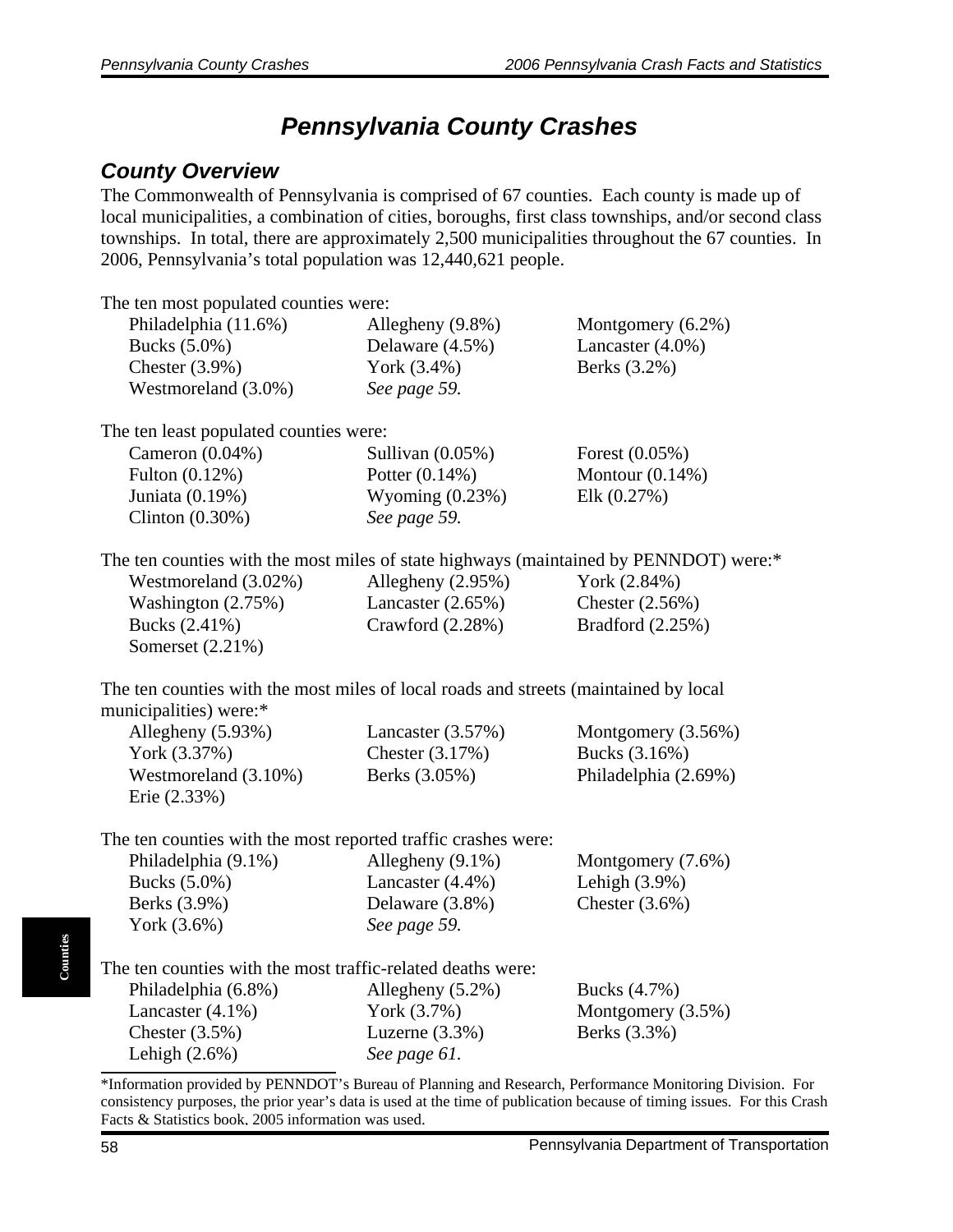# Pennsylvania County Crashes

## County Overview

The Commonwealth of Pennsylvania is comprised of 67 counties. Each county is made up of local municipalities, a combination of cities, boroughs, first class townships, and/or second class townships. In total, there are approximately 2,500 municipalities throughout the 67 counties. In 2006, Pennsylvania's total population was 12,440,621 people.

The ten most populated counties were:

| | | |
|---|---|---|
| Philadelphia (11.6%) | Allegheny (9.8%) | Montgomery (6.2%) |
| Bucks (5.0%) | Delaware (4.5%) | Lancaster (4.0%) |
| Chester (3.9%) | York (3.4%) | Berks (3.2%) |
| Westmoreland (3.0%) | *See page 59.* | |

The ten least populated counties were:

| | | |
|---|---|---|
| Cameron (0.04%) | Sullivan (0.05%) | Forest (0.05%) |
| Fulton (0.12%) | Potter (0.14%) | Montour (0.14%) |
| Juniata (0.19%) | Wyoming (0.23%) | Elk (0.27%) |
| Clinton (0.30%) | *See page 59.* | |

The ten counties with the most miles of state highways (maintained by PENNDOT) were:*

| | | |
|---|---|---|
| Westmoreland (3.02%) | Allegheny (2.95%) | York (2.84%) |
| Washington (2.75%) | Lancaster (2.65%) | Chester (2.56%) |
| Bucks (2.41%) | Crawford (2.28%) | Bradford (2.25%) |
| Somerset (2.21%) | | |

The ten counties with the most miles of local roads and streets (maintained by local municipalities) were:*

| | | |
|---|---|---|
| Allegheny (5.93%) | Lancaster (3.57%) | Montgomery (3.56%) |
| York (3.37%) | Chester (3.17%) | Bucks (3.16%) |
| Westmoreland (3.10%) | Berks (3.05%) | Philadelphia (2.69%) |
| Erie (2.33%) | | |

The ten counties with the most reported traffic crashes were:

| | | |
|---|---|---|
| Philadelphia (9.1%) | Allegheny (9.1%) | Montgomery (7.6%) |
| Bucks (5.0%) | Lancaster (4.4%) | Lehigh (3.9%) |
| Berks (3.9%) | Delaware (3.8%) | Chester (3.6%) |
| York (3.6%) | *See page 59.* | |

The ten counties with the most traffic-related deaths were:

| | | |
|---|---|---|
| Philadelphia (6.8%) | Allegheny (5.2%) | Bucks (4.7%) |
| Lancaster (4.1%) | York (3.7%) | Montgomery (3.5%) |
| Chester (3.5%) | Luzerne (3.3%) | Berks (3.3%) |
| Lehigh (2.6%) | *See page 61.* | |

*Information provided by PENNDOT's Bureau of Planning and Research, Performance Monitoring Division. For consistency purposes, the prior year's data is used at the time of publication because of timing issues. For this Crash Facts & Statistics book, 2005 information was used.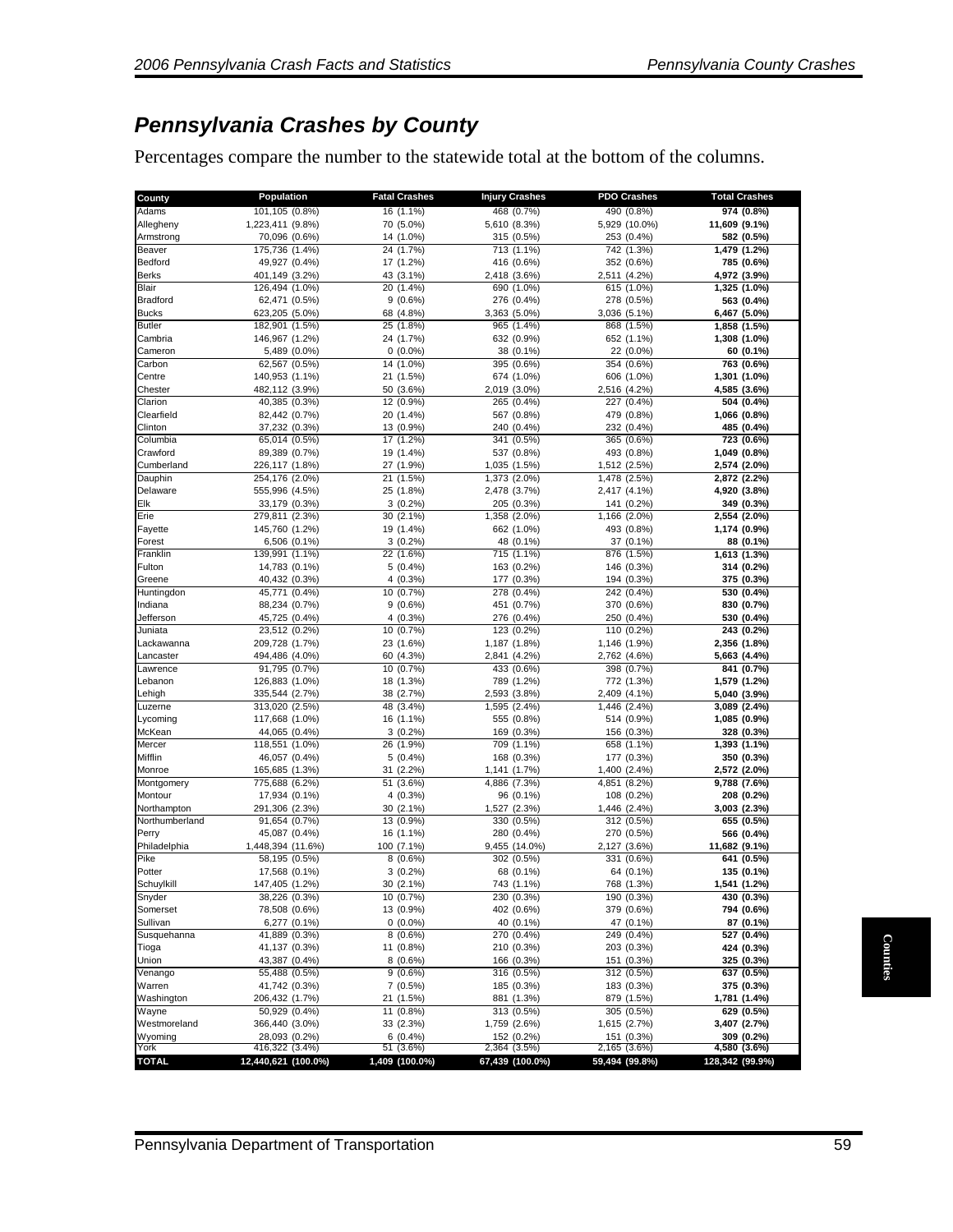# Pennsylvania Crashes by County

Percentages compare the number to the statewide total at the bottom of the columns.

| County | Population | Fatal Crashes | Injury Crashes | PDO Crashes | Total Crashes |
|---|---|---|---|---|---|
| Adams | 101,105 (0.8%) | 16 (1.1%) | 468 (0.7%) | 490 (0.8%) | **974 (0.8%)** |
| Allegheny | 1,223,411 (9.8%) | 70 (5.0%) | 5,610 (8.3%) | 5,929 (10.0%) | **11,609 (9.1%)** |
| Armstrong | 70,096 (0.6%) | 14 (1.0%) | 315 (0.5%) | 253 (0.4%) | **582 (0.5%)** |
| Beaver | 175,736 (1.4%) | 24 (1.7%) | 713 (1.1%) | 742 (1.3%) | **1,479 (1.2%)** |
| Bedford | 49,927 (0.4%) | 17 (1.2%) | 416 (0.6%) | 352 (0.6%) | **785 (0.6%)** |
| Berks | 401,149 (3.2%) | 43 (3.1%) | 2,418 (3.6%) | 2,511 (4.2%) | **4,972 (3.9%)** |
| Blair | 126,494 (1.0%) | 20 (1.4%) | 690 (1.0%) | 615 (1.0%) | **1,325 (1.0%)** |
| Bradford | 62,471 (0.5%) | 9 (0.6%) | 276 (0.4%) | 278 (0.5%) | **563 (0.4%)** |
| Bucks | 623,205 (5.0%) | 68 (4.8%) | 3,363 (5.0%) | 3,036 (5.1%) | **6,467 (5.0%)** |
| Butler | 182,901 (1.5%) | 25 (1.8%) | 965 (1.4%) | 868 (1.5%) | **1,858 (1.5%)** |
| Cambria | 146,967 (1.2%) | 24 (1.7%) | 632 (0.9%) | 652 (1.1%) | **1,308 (1.0%)** |
| Cameron | 5,489 (0.0%) | 0 (0.0%) | 38 (0.1%) | 22 (0.0%) | **60 (0.1%)** |
| Carbon | 62,567 (0.5%) | 14 (1.0%) | 395 (0.6%) | 354 (0.6%) | **763 (0.6%)** |
| Centre | 140,953 (1.1%) | 21 (1.5%) | 674 (1.0%) | 606 (1.0%) | **1,301 (1.0%)** |
| Chester | 482,112 (3.9%) | 50 (3.6%) | 2,019 (3.0%) | 2,516 (4.2%) | **4,585 (3.6%)** |
| Clarion | 40,385 (0.3%) | 12 (0.9%) | 265 (0.4%) | 227 (0.4%) | **504 (0.4%)** |
| Clearfield | 82,442 (0.7%) | 20 (1.4%) | 567 (0.8%) | 479 (0.8%) | **1,066 (0.8%)** |
| Clinton | 37,232 (0.3%) | 13 (0.9%) | 240 (0.4%) | 232 (0.4%) | **485 (0.4%)** |
| Columbia | 65,014 (0.5%) | 17 (1.2%) | 341 (0.5%) | 365 (0.6%) | **723 (0.6%)** |
| Crawford | 89,389 (0.7%) | 19 (1.4%) | 537 (0.8%) | 493 (0.8%) | **1,049 (0.8%)** |
| Cumberland | 226,117 (1.8%) | 27 (1.9%) | 1,035 (1.5%) | 1,512 (2.5%) | **2,574 (2.0%)** |
| Dauphin | 254,176 (2.0%) | 21 (1.5%) | 1,373 (2.0%) | 1,478 (2.5%) | **2,872 (2.2%)** |
| Delaware | 555,996 (4.5%) | 25 (1.8%) | 2,478 (3.7%) | 2,417 (4.1%) | **4,920 (3.8%)** |
| Elk | 33,179 (0.3%) | 3 (0.2%) | 205 (0.3%) | 141 (0.2%) | **349 (0.3%)** |
| Erie | 279,811 (2.3%) | 30 (2.1%) | 1,358 (2.0%) | 1,166 (2.0%) | **2,554 (2.0%)** |
| Fayette | 145,760 (1.2%) | 19 (1.4%) | 662 (1.0%) | 493 (0.8%) | **1,174 (0.9%)** |
| Forest | 6,506 (0.1%) | 3 (0.2%) | 48 (0.1%) | 37 (0.1%) | **88 (0.1%)** |
| Franklin | 139,991 (1.1%) | 22 (1.6%) | 715 (1.1%) | 876 (1.5%) | **1,613 (1.3%)** |
| Fulton | 14,783 (0.1%) | 5 (0.4%) | 163 (0.2%) | 146 (0.3%) | **314 (0.2%)** |
| Greene | 40,432 (0.3%) | 4 (0.3%) | 177 (0.3%) | 194 (0.3%) | **375 (0.3%)** |
| Huntingdon | 45,771 (0.4%) | 10 (0.7%) | 278 (0.4%) | 242 (0.4%) | **530 (0.4%)** |
| Indiana | 88,234 (0.7%) | 9 (0.6%) | 451 (0.7%) | 370 (0.6%) | **830 (0.7%)** |
| Jefferson | 45,725 (0.4%) | 4 (0.3%) | 276 (0.4%) | 250 (0.4%) | **530 (0.4%)** |
| Juniata | 23,512 (0.2%) | 10 (0.7%) | 123 (0.2%) | 110 (0.2%) | **243 (0.2%)** |
| Lackawanna | 209,728 (1.7%) | 23 (1.6%) | 1,187 (1.8%) | 1,146 (1.9%) | **2,356 (1.8%)** |
| Lancaster | 494,486 (4.0%) | 60 (4.3%) | 2,841 (4.2%) | 2,762 (4.6%) | **5,663 (4.4%)** |
| Lawrence | 91,795 (0.7%) | 10 (0.7%) | 433 (0.6%) | 398 (0.7%) | **841 (0.7%)** |
| Lebanon | 126,883 (1.0%) | 18 (1.3%) | 789 (1.2%) | 772 (1.3%) | **1,579 (1.2%)** |
| Lehigh | 335,544 (2.7%) | 38 (2.7%) | 2,593 (3.8%) | 2,409 (4.1%) | **5,040 (3.9%)** |
| Luzerne | 313,020 (2.5%) | 48 (3.4%) | 1,595 (2.4%) | 1,446 (2.4%) | **3,089 (2.4%)** |
| Lycoming | 117,668 (1.0%) | 16 (1.1%) | 555 (0.8%) | 514 (0.9%) | **1,085 (0.9%)** |
| McKean | 44,065 (0.4%) | 3 (0.2%) | 169 (0.3%) | 156 (0.3%) | **328 (0.3%)** |
| Mercer | 118,551 (1.0%) | 26 (1.9%) | 709 (1.1%) | 658 (1.1%) | **1,393 (1.1%)** |
| Mifflin | 46,057 (0.4%) | 5 (0.4%) | 168 (0.3%) | 177 (0.3%) | **350 (0.3%)** |
| Monroe | 165,685 (1.3%) | 31 (2.2%) | 1,141 (1.7%) | 1,400 (2.4%) | **2,572 (2.0%)** |
| Montgomery | 775,688 (6.2%) | 51 (3.6%) | 4,886 (7.3%) | 4,851 (8.2%) | **9,788 (7.6%)** |
| Montour | 17,934 (0.1%) | 4 (0.3%) | 96 (0.1%) | 108 (0.2%) | **208 (0.2%)** |
| Northampton | 291,306 (2.3%) | 30 (2.1%) | 1,527 (2.3%) | 1,446 (2.4%) | **3,003 (2.3%)** |
| Northumberland | 91,654 (0.7%) | 13 (0.9%) | 330 (0.5%) | 312 (0.5%) | **655 (0.5%)** |
| Perry | 45,087 (0.4%) | 16 (1.1%) | 280 (0.4%) | 270 (0.5%) | **566 (0.4%)** |
| Philadelphia | 1,448,394 (11.6%) | 100 (7.1%) | 9,455 (14.0%) | 2,127 (3.6%) | **11,682 (9.1%)** |
| Pike | 58,195 (0.5%) | 8 (0.6%) | 302 (0.5%) | 331 (0.6%) | **641 (0.5%)** |
| Potter | 17,568 (0.1%) | 3 (0.2%) | 68 (0.1%) | 64 (0.1%) | **135 (0.1%)** |
| Schuylkill | 147,405 (1.2%) | 30 (2.1%) | 743 (1.1%) | 768 (1.3%) | **1,541 (1.2%)** |
| Snyder | 38,226 (0.3%) | 10 (0.7%) | 230 (0.3%) | 190 (0.3%) | **430 (0.3%)** |
| Somerset | 78,508 (0.6%) | 13 (0.9%) | 402 (0.6%) | 379 (0.6%) | **794 (0.6%)** |
| Sullivan | 6,277 (0.1%) | 0 (0.0%) | 40 (0.1%) | 47 (0.1%) | **87 (0.1%)** |
| Susquehanna | 41,889 (0.3%) | 8 (0.6%) | 270 (0.4%) | 249 (0.4%) | **527 (0.4%)** |
| Tioga | 41,137 (0.3%) | 11 (0.8%) | 210 (0.3%) | 203 (0.3%) | **424 (0.3%)** |
| Union | 43,387 (0.4%) | 8 (0.6%) | 166 (0.3%) | 151 (0.3%) | **325 (0.3%)** |
| Venango | 55,488 (0.5%) | 9 (0.6%) | 316 (0.5%) | 312 (0.5%) | **637 (0.5%)** |
| Warren | 41,742 (0.3%) | 7 (0.5%) | 185 (0.3%) | 183 (0.3%) | **375 (0.3%)** |
| Washington | 206,432 (1.7%) | 21 (1.5%) | 881 (1.3%) | 879 (1.5%) | **1,781 (1.4%)** |
| Wayne | 50,929 (0.4%) | 11 (0.8%) | 313 (0.5%) | 305 (0.5%) | **629 (0.5%)** |
| Westmoreland | 366,440 (3.0%) | 33 (2.3%) | 1,759 (2.6%) | 1,615 (2.7%) | **3,407 (2.7%)** |
| Wyoming | 28,093 (0.2%) | 6 (0.4%) | 152 (0.2%) | 151 (0.3%) | **309 (0.2%)** |
| York | 416,322 (3.4%) | 51 (3.6%) | 2,364 (3.5%) | 2,165 (3.6%) | **4,580 (3.6%)** |
| **TOTAL** | **12,440,621 (100.0%)** | **1,409 (100.0%)** | **67,439 (100.0%)** | **59,494 (99.8%)** | **128,342 (99.9%)** |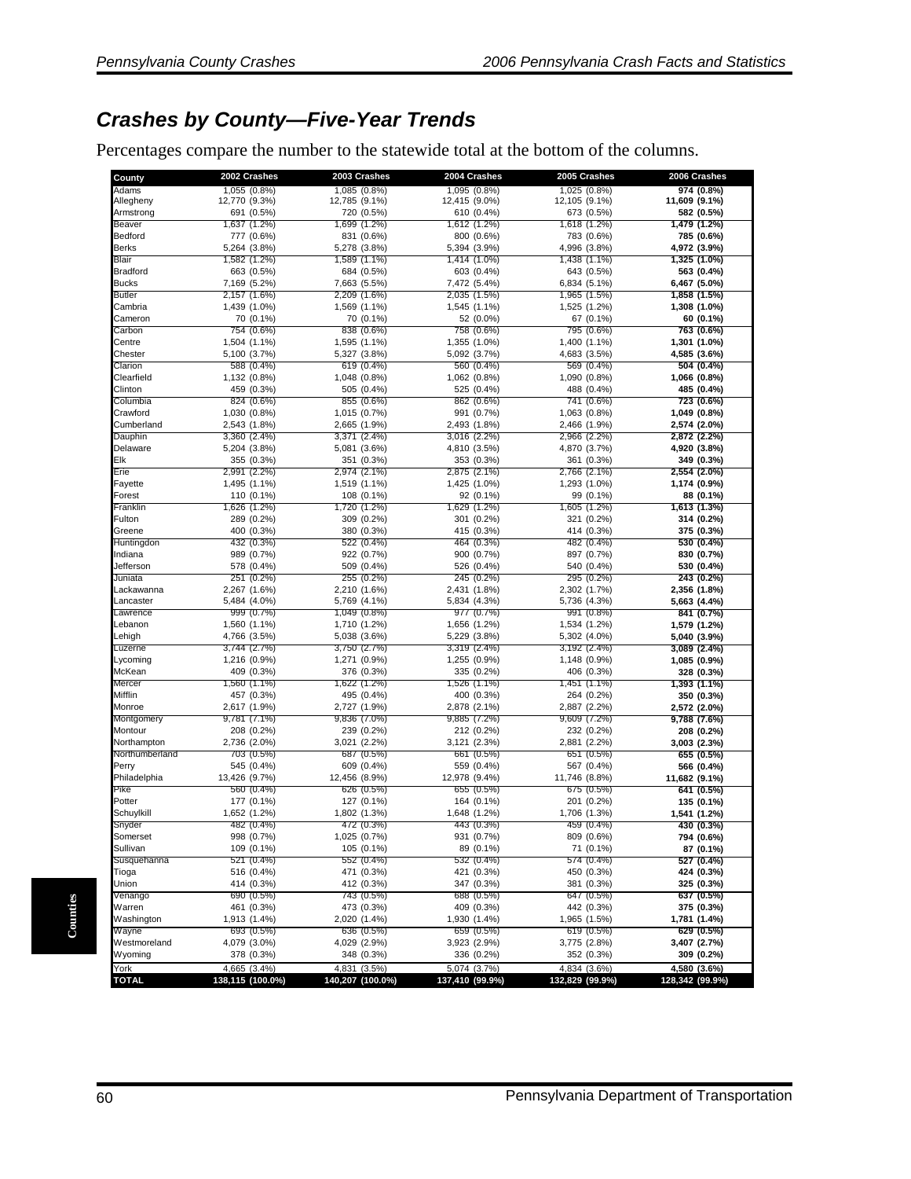## Crashes by County—Five-Year Trends

Percentages compare the number to the statewide total at the bottom of the columns.

| County | 2002 Crashes | 2003 Crashes | 2004 Crashes | 2005 Crashes | 2006 Crashes |
|---|---|---|---|---|---|
| Adams | 1,055 (0.8%) | 1,085 (0.8%) | 1,095 (0.8%) | 1,025 (0.8%) | **974 (0.8%)** |
| Allegheny | 12,770 (9.3%) | 12,785 (9.1%) | 12,415 (9.0%) | 12,105 (9.1%) | **11,609 (9.1%)** |
| Armstrong | 691 (0.5%) | 720 (0.5%) | 610 (0.4%) | 673 (0.5%) | **582 (0.5%)** |
| Beaver | 1,637 (1.2%) | 1,699 (1.2%) | 1,612 (1.2%) | 1,618 (1.2%) | **1,479 (1.2%)** |
| Bedford | 777 (0.6%) | 831 (0.6%) | 800 (0.6%) | 783 (0.6%) | **785 (0.6%)** |
| Berks | 5,264 (3.8%) | 5,278 (3.8%) | 5,394 (3.9%) | 4,996 (3.8%) | **4,972 (3.9%)** |
| Blair | 1,582 (1.2%) | 1,589 (1.1%) | 1,414 (1.0%) | 1,438 (1.1%) | **1,325 (1.0%)** |
| Bradford | 663 (0.5%) | 684 (0.5%) | 603 (0.4%) | 643 (0.5%) | **563 (0.4%)** |
| Bucks | 7,169 (5.2%) | 7,663 (5.5%) | 7,472 (5.4%) | 6,834 (5.1%) | **6,467 (5.0%)** |
| Butler | 2,157 (1.6%) | 2,209 (1.6%) | 2,035 (1.5%) | 1,965 (1.5%) | **1,858 (1.5%)** |
| Cambria | 1,439 (1.0%) | 1,569 (1.1%) | 1,545 (1.1%) | 1,525 (1.2%) | **1,308 (1.0%)** |
| Cameron | 70 (0.1%) | 70 (0.1%) | 52 (0.0%) | 67 (0.1%) | **60 (0.1%)** |
| Carbon | 754 (0.6%) | 838 (0.6%) | 758 (0.6%) | 795 (0.6%) | **763 (0.6%)** |
| Centre | 1,504 (1.1%) | 1,595 (1.1%) | 1,355 (1.0%) | 1,400 (1.1%) | **1,301 (1.0%)** |
| Chester | 5,100 (3.7%) | 5,327 (3.8%) | 5,092 (3.7%) | 4,683 (3.5%) | **4,585 (3.6%)** |
| Clarion | 588 (0.4%) | 619 (0.4%) | 560 (0.4%) | 569 (0.4%) | **504 (0.4%)** |
| Clearfield | 1,132 (0.8%) | 1,048 (0.8%) | 1,062 (0.8%) | 1,090 (0.8%) | **1,066 (0.8%)** |
| Clinton | 459 (0.3%) | 505 (0.4%) | 525 (0.4%) | 488 (0.4%) | **485 (0.4%)** |
| Columbia | 824 (0.6%) | 855 (0.6%) | 862 (0.6%) | 741 (0.6%) | **723 (0.6%)** |
| Crawford | 1,030 (0.8%) | 1,015 (0.7%) | 991 (0.7%) | 1,063 (0.8%) | **1,049 (0.8%)** |
| Cumberland | 2,543 (1.8%) | 2,665 (1.9%) | 2,493 (1.8%) | 2,466 (1.9%) | **2,574 (2.0%)** |
| Dauphin | 3,360 (2.4%) | 3,371 (2.4%) | 3,016 (2.2%) | 2,966 (2.2%) | **2,872 (2.2%)** |
| Delaware | 5,204 (3.8%) | 5,081 (3.6%) | 4,810 (3.5%) | 4,870 (3.7%) | **4,920 (3.8%)** |
| Elk | 355 (0.3%) | 351 (0.3%) | 353 (0.3%) | 361 (0.3%) | **349 (0.3%)** |
| Erie | 2,991 (2.2%) | 2,974 (2.1%) | 2,875 (2.1%) | 2,766 (2.1%) | **2,554 (2.0%)** |
| Fayette | 1,495 (1.1%) | 1,519 (1.1%) | 1,425 (1.0%) | 1,293 (1.0%) | **1,174 (0.9%)** |
| Forest | 110 (0.1%) | 108 (0.1%) | 92 (0.1%) | 99 (0.1%) | **88 (0.1%)** |
| Franklin | 1,626 (1.2%) | 1,720 (1.2%) | 1,629 (1.2%) | 1,605 (1.2%) | **1,613 (1.3%)** |
| Fulton | 289 (0.2%) | 309 (0.2%) | 301 (0.2%) | 321 (0.2%) | **314 (0.2%)** |
| Greene | 400 (0.3%) | 380 (0.3%) | 415 (0.3%) | 414 (0.3%) | **375 (0.3%)** |
| Huntingdon | 432 (0.3%) | 522 (0.4%) | 464 (0.3%) | 482 (0.4%) | **530 (0.4%)** |
| Indiana | 989 (0.7%) | 922 (0.7%) | 900 (0.7%) | 897 (0.7%) | **830 (0.7%)** |
| Jefferson | 578 (0.4%) | 509 (0.4%) | 526 (0.4%) | 540 (0.4%) | **530 (0.4%)** |
| Juniata | 251 (0.2%) | 255 (0.2%) | 245 (0.2%) | 295 (0.2%) | **243 (0.2%)** |
| Lackawanna | 2,267 (1.6%) | 2,210 (1.6%) | 2,431 (1.8%) | 2,302 (1.7%) | **2,356 (1.8%)** |
| Lancaster | 5,484 (4.0%) | 5,769 (4.1%) | 5,834 (4.3%) | 5,736 (4.3%) | **5,663 (4.4%)** |
| Lawrence | 999 (0.7%) | 1,049 (0.8%) | 977 (0.7%) | 991 (0.8%) | **841 (0.7%)** |
| Lebanon | 1,560 (1.1%) | 1,710 (1.2%) | 1,656 (1.2%) | 1,534 (1.2%) | **1,579 (1.2%)** |
| Lehigh | 4,766 (3.5%) | 5,038 (3.6%) | 5,229 (3.8%) | 5,302 (4.0%) | **5,040 (3.9%)** |
| Luzerne | 3,744 (2.7%) | 3,750 (2.7%) | 3,319 (2.4%) | 3,192 (2.4%) | **3,089 (2.4%)** |
| Lycoming | 1,216 (0.9%) | 1,271 (0.9%) | 1,255 (0.9%) | 1,148 (0.9%) | **1,085 (0.9%)** |
| McKean | 409 (0.3%) | 376 (0.3%) | 335 (0.2%) | 406 (0.3%) | **328 (0.3%)** |
| Mercer | 1,560 (1.1%) | 1,622 (1.2%) | 1,526 (1.1%) | 1,451 (1.1%) | **1,393 (1.1%)** |
| Mifflin | 457 (0.3%) | 495 (0.4%) | 400 (0.3%) | 264 (0.2%) | **350 (0.3%)** |
| Monroe | 2,617 (1.9%) | 2,727 (1.9%) | 2,878 (2.1%) | 2,887 (2.2%) | **2,572 (2.0%)** |
| Montgomery | 9,781 (7.1%) | 9,836 (7.0%) | 9,885 (7.2%) | 9,609 (7.2%) | **9,788 (7.6%)** |
| Montour | 208 (0.2%) | 239 (0.2%) | 212 (0.2%) | 232 (0.2%) | **208 (0.2%)** |
| Northampton | 2,736 (2.0%) | 3,021 (2.2%) | 3,121 (2.3%) | 2,881 (2.2%) | **3,003 (2.3%)** |
| Northumberland | 703 (0.5%) | 687 (0.5%) | 661 (0.5%) | 651 (0.5%) | **655 (0.5%)** |
| Perry | 545 (0.4%) | 609 (0.4%) | 559 (0.4%) | 567 (0.4%) | **566 (0.4%)** |
| Philadelphia | 13,426 (9.7%) | 12,456 (8.9%) | 12,978 (9.4%) | 11,746 (8.8%) | **11,682 (9.1%)** |
| Pike | 560 (0.4%) | 626 (0.5%) | 655 (0.5%) | 675 (0.5%) | **641 (0.5%)** |
| Potter | 177 (0.1%) | 127 (0.1%) | 164 (0.1%) | 201 (0.2%) | **135 (0.1%)** |
| Schuylkill | 1,652 (1.2%) | 1,802 (1.3%) | 1,648 (1.2%) | 1,706 (1.3%) | **1,541 (1.2%)** |
| Snyder | 482 (0.4%) | 472 (0.3%) | 443 (0.3%) | 459 (0.4%) | **430 (0.3%)** |
| Somerset | 998 (0.7%) | 1,025 (0.7%) | 931 (0.7%) | 809 (0.6%) | **794 (0.6%)** |
| Sullivan | 109 (0.1%) | 105 (0.1%) | 89 (0.1%) | 71 (0.1%) | **87 (0.1%)** |
| Susquehanna | 521 (0.4%) | 552 (0.4%) | 532 (0.4%) | 574 (0.4%) | **527 (0.4%)** |
| Tioga | 516 (0.4%) | 471 (0.3%) | 421 (0.3%) | 450 (0.3%) | **424 (0.3%)** |
| Union | 414 (0.3%) | 412 (0.3%) | 347 (0.3%) | 381 (0.3%) | **325 (0.3%)** |
| Venango | 690 (0.5%) | 743 (0.5%) | 688 (0.5%) | 647 (0.5%) | **637 (0.5%)** |
| Warren | 461 (0.3%) | 473 (0.3%) | 409 (0.3%) | 442 (0.3%) | **375 (0.3%)** |
| Washington | 1,913 (1.4%) | 2,020 (1.4%) | 1,930 (1.4%) | 1,965 (1.5%) | **1,781 (1.4%)** |
| Wayne | 693 (0.5%) | 636 (0.5%) | 659 (0.5%) | 619 (0.5%) | **629 (0.5%)** |
| Westmoreland | 4,079 (3.0%) | 4,029 (2.9%) | 3,923 (2.9%) | 3,775 (2.8%) | **3,407 (2.7%)** |
| Wyoming | 378 (0.3%) | 348 (0.3%) | 336 (0.2%) | 352 (0.3%) | **309 (0.2%)** |
| York | 4,665 (3.4%) | 4,831 (3.5%) | 5,074 (3.7%) | 4,834 (3.6%) | **4,580 (3.6%)** |
| **TOTAL** | **138,115 (100.0%)** | **140,207 (100.0%)** | **137,410 (99.9%)** | **132,829 (99.9%)** | **128,342 (99.9%)** |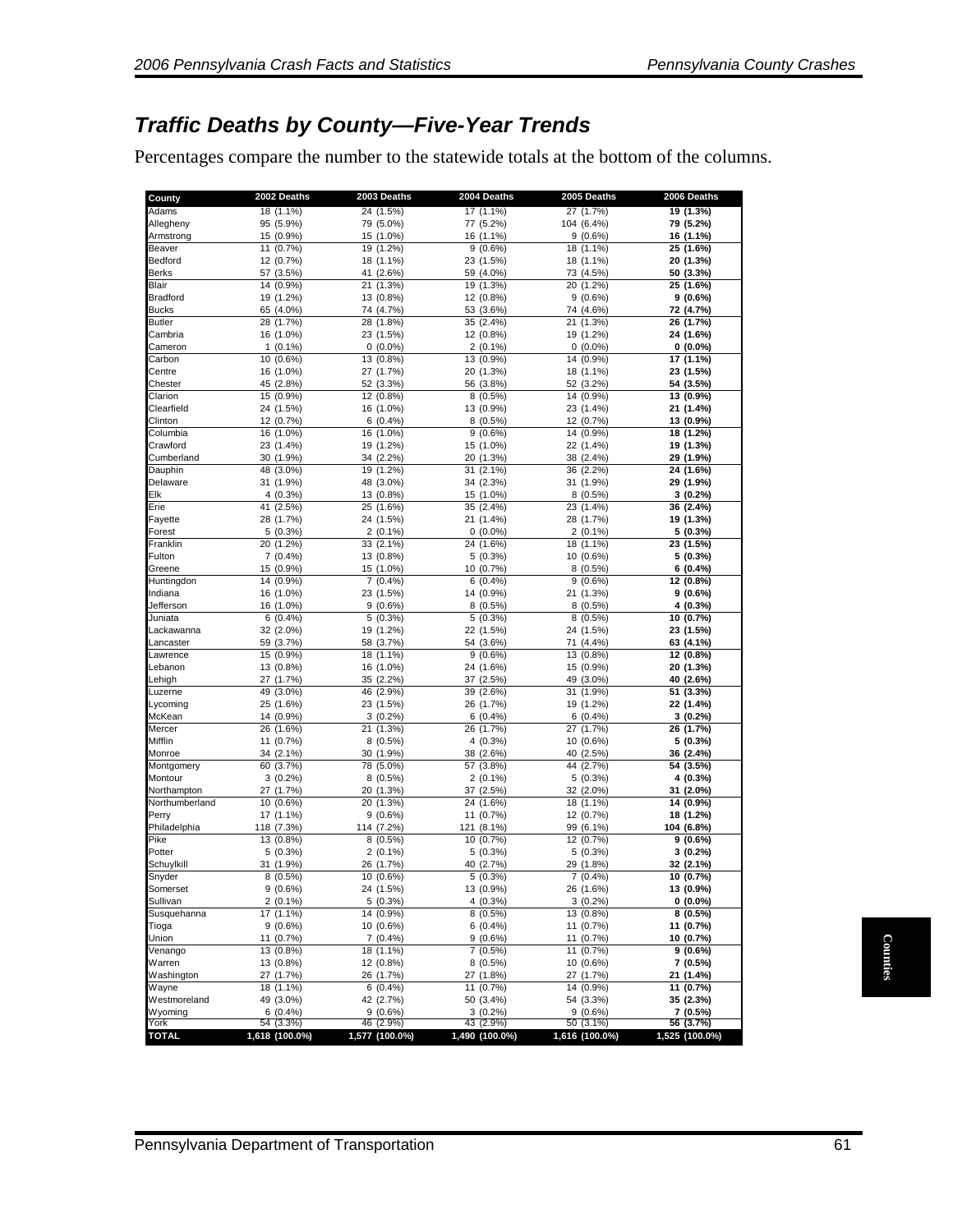# Traffic Deaths by County—Five-Year Trends

Percentages compare the number to the statewide totals at the bottom of the columns.

| County | 2002 Deaths | 2003 Deaths | 2004 Deaths | 2005 Deaths | 2006 Deaths |
|---|---|---|---|---|---|
| Adams | 18 (1.1%) | 24 (1.5%) | 17 (1.1%) | 27 (1.7%) | **19 (1.3%)** |
| Allegheny | 95 (5.9%) | 79 (5.0%) | 77 (5.2%) | 104 (6.4%) | **79 (5.2%)** |
| Armstrong | 15 (0.9%) | 15 (1.0%) | 16 (1.1%) | 9 (0.6%) | **16 (1.1%)** |
| Beaver | 11 (0.7%) | 19 (1.2%) | 9 (0.6%) | 18 (1.1%) | **25 (1.6%)** |
| Bedford | 12 (0.7%) | 18 (1.1%) | 23 (1.5%) | 18 (1.1%) | **20 (1.3%)** |
| Berks | 57 (3.5%) | 41 (2.6%) | 59 (4.0%) | 73 (4.5%) | **50 (3.3%)** |
| Blair | 14 (0.9%) | 21 (1.3%) | 19 (1.3%) | 20 (1.2%) | **25 (1.6%)** |
| Bradford | 19 (1.2%) | 13 (0.8%) | 12 (0.8%) | 9 (0.6%) | **9 (0.6%)** |
| Bucks | 65 (4.0%) | 74 (4.7%) | 53 (3.6%) | 74 (4.6%) | **72 (4.7%)** |
| Butler | 28 (1.7%) | 28 (1.8%) | 35 (2.4%) | 21 (1.3%) | **26 (1.7%)** |
| Cambria | 16 (1.0%) | 23 (1.5%) | 12 (0.8%) | 19 (1.2%) | **24 (1.6%)** |
| Cameron | 1 (0.1%) | 0 (0.0%) | 2 (0.1%) | 0 (0.0%) | **0 (0.0%)** |
| Carbon | 10 (0.6%) | 13 (0.8%) | 13 (0.9%) | 14 (0.9%) | **17 (1.1%)** |
| Centre | 16 (1.0%) | 27 (1.7%) | 20 (1.3%) | 18 (1.1%) | **23 (1.5%)** |
| Chester | 45 (2.8%) | 52 (3.3%) | 56 (3.8%) | 52 (3.2%) | **54 (3.5%)** |
| Clarion | 15 (0.9%) | 12 (0.8%) | 8 (0.5%) | 14 (0.9%) | **13 (0.9%)** |
| Clearfield | 24 (1.5%) | 16 (1.0%) | 13 (0.9%) | 23 (1.4%) | **21 (1.4%)** |
| Clinton | 12 (0.7%) | 6 (0.4%) | 8 (0.5%) | 12 (0.7%) | **13 (0.9%)** |
| Columbia | 16 (1.0%) | 16 (1.0%) | 9 (0.6%) | 14 (0.9%) | **18 (1.2%)** |
| Crawford | 23 (1.4%) | 19 (1.2%) | 15 (1.0%) | 22 (1.4%) | **19 (1.3%)** |
| Cumberland | 30 (1.9%) | 34 (2.2%) | 20 (1.3%) | 38 (2.4%) | **29 (1.9%)** |
| Dauphin | 48 (3.0%) | 19 (1.2%) | 31 (2.1%) | 36 (2.2%) | **24 (1.6%)** |
| Delaware | 31 (1.9%) | 48 (3.0%) | 34 (2.3%) | 31 (1.9%) | **29 (1.9%)** |
| Elk | 4 (0.3%) | 13 (0.8%) | 15 (1.0%) | 8 (0.5%) | **3 (0.2%)** |
| Erie | 41 (2.5%) | 25 (1.6%) | 35 (2.4%) | 23 (1.4%) | **36 (2.4%)** |
| Fayette | 28 (1.7%) | 24 (1.5%) | 21 (1.4%) | 28 (1.7%) | **19 (1.3%)** |
| Forest | 5 (0.3%) | 2 (0.1%) | 0 (0.0%) | 2 (0.1%) | **5 (0.3%)** |
| Franklin | 20 (1.2%) | 33 (2.1%) | 24 (1.6%) | 18 (1.1%) | **23 (1.5%)** |
| Fulton | 7 (0.4%) | 13 (0.8%) | 5 (0.3%) | 10 (0.6%) | **5 (0.3%)** |
| Greene | 15 (0.9%) | 15 (1.0%) | 10 (0.7%) | 8 (0.5%) | **6 (0.4%)** |
| Huntingdon | 14 (0.9%) | 7 (0.4%) | 6 (0.4%) | 9 (0.6%) | **12 (0.8%)** |
| Indiana | 16 (1.0%) | 23 (1.5%) | 14 (0.9%) | 21 (1.3%) | **9 (0.6%)** |
| Jefferson | 16 (1.0%) | 9 (0.6%) | 8 (0.5%) | 8 (0.5%) | **4 (0.3%)** |
| Juniata | 6 (0.4%) | 5 (0.3%) | 5 (0.3%) | 8 (0.5%) | **10 (0.7%)** |
| Lackawanna | 32 (2.0%) | 19 (1.2%) | 22 (1.5%) | 24 (1.5%) | **23 (1.5%)** |
| Lancaster | 59 (3.7%) | 58 (3.7%) | 54 (3.6%) | 71 (4.4%) | **63 (4.1%)** |
| Lawrence | 15 (0.9%) | 18 (1.1%) | 9 (0.6%) | 13 (0.8%) | **12 (0.8%)** |
| Lebanon | 13 (0.8%) | 16 (1.0%) | 24 (1.6%) | 15 (0.9%) | **20 (1.3%)** |
| Lehigh | 27 (1.7%) | 35 (2.2%) | 37 (2.5%) | 49 (3.0%) | **40 (2.6%)** |
| Luzerne | 49 (3.0%) | 46 (2.9%) | 39 (2.6%) | 31 (1.9%) | **51 (3.3%)** |
| Lycoming | 25 (1.6%) | 23 (1.5%) | 26 (1.7%) | 19 (1.2%) | **22 (1.4%)** |
| McKean | 14 (0.9%) | 3 (0.2%) | 6 (0.4%) | 6 (0.4%) | **3 (0.2%)** |
| Mercer | 26 (1.6%) | 21 (1.3%) | 26 (1.7%) | 27 (1.7%) | **26 (1.7%)** |
| Mifflin | 11 (0.7%) | 8 (0.5%) | 4 (0.3%) | 10 (0.6%) | **5 (0.3%)** |
| Monroe | 34 (2.1%) | 30 (1.9%) | 38 (2.6%) | 40 (2.5%) | **36 (2.4%)** |
| Montgomery | 60 (3.7%) | 78 (5.0%) | 57 (3.8%) | 44 (2.7%) | **54 (3.5%)** |
| Montour | 3 (0.2%) | 8 (0.5%) | 2 (0.1%) | 5 (0.3%) | **4 (0.3%)** |
| Northampton | 27 (1.7%) | 20 (1.3%) | 37 (2.5%) | 32 (2.0%) | **31 (2.0%)** |
| Northumberland | 10 (0.6%) | 20 (1.3%) | 24 (1.6%) | 18 (1.1%) | **14 (0.9%)** |
| Perry | 17 (1.1%) | 9 (0.6%) | 11 (0.7%) | 12 (0.7%) | **18 (1.2%)** |
| Philadelphia | 118 (7.3%) | 114 (7.2%) | 121 (8.1%) | 99 (6.1%) | **104 (6.8%)** |
| Pike | 13 (0.8%) | 8 (0.5%) | 10 (0.7%) | 12 (0.7%) | **9 (0.6%)** |
| Potter | 5 (0.3%) | 2 (0.1%) | 5 (0.3%) | 5 (0.3%) | **3 (0.2%)** |
| Schuylkill | 31 (1.9%) | 26 (1.7%) | 40 (2.7%) | 29 (1.8%) | **32 (2.1%)** |
| Snyder | 8 (0.5%) | 10 (0.6%) | 5 (0.3%) | 7 (0.4%) | **10 (0.7%)** |
| Somerset | 9 (0.6%) | 24 (1.5%) | 13 (0.9%) | 26 (1.6%) | **13 (0.9%)** |
| Sullivan | 2 (0.1%) | 5 (0.3%) | 4 (0.3%) | 3 (0.2%) | **0 (0.0%)** |
| Susquehanna | 17 (1.1%) | 14 (0.9%) | 8 (0.5%) | 13 (0.8%) | **8 (0.5%)** |
| Tioga | 9 (0.6%) | 10 (0.6%) | 6 (0.4%) | 11 (0.7%) | **11 (0.7%)** |
| Union | 11 (0.7%) | 7 (0.4%) | 9 (0.6%) | 11 (0.7%) | **10 (0.7%)** |
| Venango | 13 (0.8%) | 18 (1.1%) | 7 (0.5%) | 11 (0.7%) | **9 (0.6%)** |
| Warren | 13 (0.8%) | 12 (0.8%) | 8 (0.5%) | 10 (0.6%) | **7 (0.5%)** |
| Washington | 27 (1.7%) | 26 (1.7%) | 27 (1.8%) | 27 (1.7%) | **21 (1.4%)** |
| Wayne | 18 (1.1%) | 6 (0.4%) | 11 (0.7%) | 14 (0.9%) | **11 (0.7%)** |
| Westmoreland | 49 (3.0%) | 42 (2.7%) | 50 (3.4%) | 54 (3.3%) | **35 (2.3%)** |
| Wyoming | 6 (0.4%) | 9 (0.6%) | 3 (0.2%) | 9 (0.6%) | **7 (0.5%)** |
| York | 54 (3.3%) | 46 (2.9%) | 43 (2.9%) | 50 (3.1%) | **56 (3.7%)** |
| **TOTAL** | **1,618 (100.0%)** | **1,577 (100.0%)** | **1,490 (100.0%)** | **1,616 (100.0%)** | **1,525 (100.0%)** |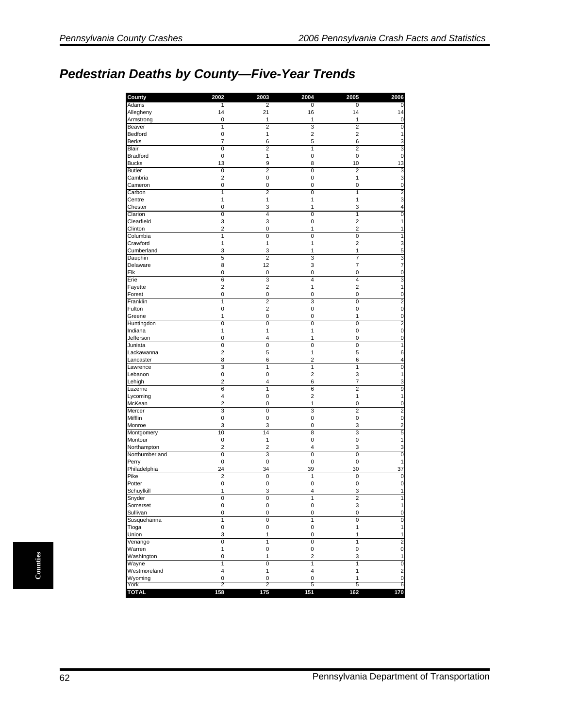## Pedestrian Deaths by County—Five-Year Trends

| County | 2002 | 2003 | 2004 | 2005 | 2006 |
|---|---|---|---|---|---|
| Adams | 1 | 2 | 0 | 0 | 0 |
| Allegheny | 14 | 21 | 16 | 14 | 14 |
| Armstrong | 0 | 1 | 1 | 1 | 0 |
| Beaver | 1 | 2 | 3 | 2 | 0 |
| Bedford | 0 | 1 | 2 | 2 | 1 |
| Berks | 7 | 6 | 5 | 6 | 3 |
| Blair | 0 | 2 | 1 | 2 | 3 |
| Bradford | 0 | 1 | 0 | 0 | 0 |
| Bucks | 13 | 9 | 8 | 10 | 13 |
| Butler | 0 | 2 | 0 | 2 | 3 |
| Cambria | 2 | 0 | 0 | 1 | 3 |
| Cameron | 0 | 0 | 0 | 0 | 0 |
| Carbon | 1 | 2 | 0 | 1 | 2 |
| Centre | 1 | 1 | 1 | 1 | 3 |
| Chester | 0 | 3 | 1 | 3 | 4 |
| Clarion | 0 | 4 | 0 | 1 | 0 |
| Clearfield | 3 | 3 | 0 | 2 | 1 |
| Clinton | 2 | 0 | 1 | 2 | 1 |
| Columbia | 1 | 0 | 0 | 0 | 1 |
| Crawford | 1 | 1 | 1 | 2 | 3 |
| Cumberland | 3 | 3 | 1 | 1 | 5 |
| Dauphin | 5 | 2 | 3 | 7 | 3 |
| Delaware | 8 | 12 | 3 | 7 | 7 |
| Elk | 0 | 0 | 0 | 0 | 0 |
| Erie | 6 | 3 | 4 | 4 | 3 |
| Fayette | 2 | 2 | 1 | 2 | 1 |
| Forest | 0 | 0 | 0 | 0 | 0 |
| Franklin | 1 | 2 | 3 | 0 | 2 |
| Fulton | 0 | 2 | 0 | 0 | 0 |
| Greene | 1 | 0 | 0 | 1 | 0 |
| Huntingdon | 0 | 0 | 0 | 0 | 2 |
| Indiana | 1 | 1 | 1 | 0 | 0 |
| Jefferson | 0 | 4 | 1 | 0 | 0 |
| Juniata | 0 | 0 | 0 | 0 | 1 |
| Lackawanna | 2 | 5 | 1 | 5 | 6 |
| Lancaster | 8 | 6 | 2 | 6 | 4 |
| Lawrence | 3 | 1 | 1 | 1 | 0 |
| Lebanon | 0 | 0 | 2 | 3 | 1 |
| Lehigh | 2 | 4 | 6 | 7 | 3 |
| Luzerne | 6 | 1 | 6 | 2 | 9 |
| Lycoming | 4 | 0 | 2 | 1 | 1 |
| McKean | 2 | 0 | 1 | 0 | 0 |
| Mercer | 3 | 0 | 3 | 2 | 2 |
| Mifflin | 0 | 0 | 0 | 0 | 0 |
| Monroe | 3 | 3 | 0 | 3 | 2 |
| Montgomery | 10 | 14 | 8 | 3 | 5 |
| Montour | 0 | 1 | 0 | 0 | 1 |
| Northampton | 2 | 2 | 4 | 3 | 3 |
| Northumberland | 0 | 3 | 0 | 0 | 0 |
| Perry | 0 | 0 | 0 | 0 | 1 |
| Philadelphia | 24 | 34 | 39 | 30 | 37 |
| Pike | 2 | 0 | 1 | 0 | 0 |
| Potter | 0 | 0 | 0 | 0 | 0 |
| Schuylkill | 1 | 3 | 4 | 3 | 1 |
| Snyder | 0 | 0 | 1 | 2 | 1 |
| Somerset | 0 | 0 | 0 | 3 | 1 |
| Sullivan | 0 | 0 | 0 | 0 | 0 |
| Susquehanna | 1 | 0 | 1 | 0 | 0 |
| Tioga | 0 | 0 | 0 | 1 | 1 |
| Union | 3 | 1 | 0 | 1 | 1 |
| Venango | 0 | 1 | 0 | 1 | 2 |
| Warren | 1 | 0 | 0 | 0 | 0 |
| Washington | 0 | 1 | 2 | 3 | 1 |
| Wayne | 1 | 0 | 1 | 1 | 0 |
| Westmoreland | 4 | 1 | 4 | 1 | 2 |
| Wyoming | 0 | 0 | 0 | 1 | 0 |
| York | 2 | 2 | 5 | 5 | 6 |
| **TOTAL** | **158** | **175** | **151** | **162** | **170** |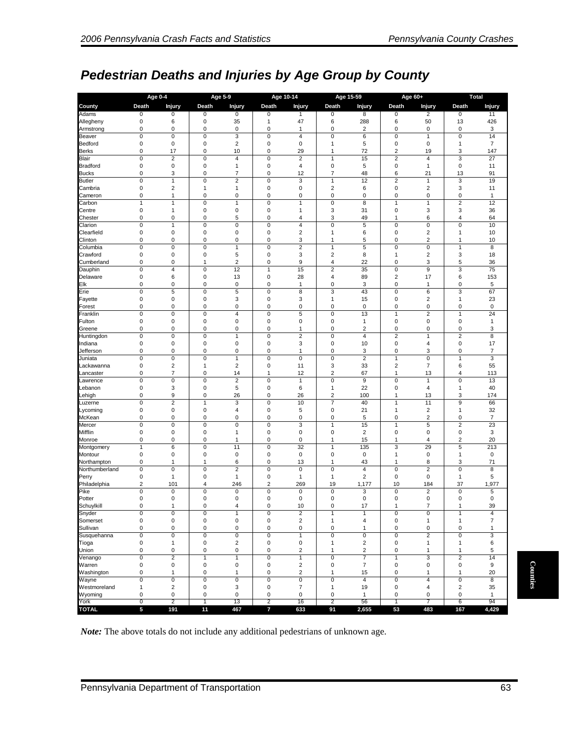# Pedestrian Deaths and Injuries by Age Group by County

| | Age 0-4 | | Age 5-9 | | Age 10-14 | | Age 15-59 | | Age 60+ | | Total | |
|---|---|---|---|---|---|---|---|---|---|---|---|---|
| County | Death | Injury | Death | Injury | Death | Injury | Death | Injury | Death | Injury | Death | Injury |
| Adams | 0 | 0 | 0 | 0 | 0 | 1 | 0 | 8 | 0 | 2 | 0 | 11 |
| Allegheny | 0 | 6 | 0 | 35 | 1 | 47 | 6 | 288 | 6 | 50 | 13 | 426 |
| Armstrong | 0 | 0 | 0 | 0 | 0 | 1 | 0 | 2 | 0 | 0 | 0 | 3 |
| Beaver | 0 | 0 | 0 | 3 | 0 | 4 | 0 | 6 | 0 | 1 | 0 | 14 |
| Bedford | 0 | 0 | 0 | 2 | 0 | 0 | 1 | 5 | 0 | 0 | 1 | 7 |
| Berks | 0 | 17 | 0 | 10 | 0 | 29 | 1 | 72 | 2 | 19 | 3 | 147 |
| Blair | 0 | 2 | 0 | 4 | 0 | 2 | 1 | 15 | 2 | 4 | 3 | 27 |
| Bradford | 0 | 0 | 0 | 1 | 0 | 4 | 0 | 5 | 0 | 1 | 0 | 11 |
| Bucks | 0 | 3 | 0 | 7 | 0 | 12 | 7 | 48 | 6 | 21 | 13 | 91 |
| Butler | 0 | 1 | 0 | 2 | 0 | 3 | 1 | 12 | 2 | 1 | 3 | 19 |
| Cambria | 0 | 2 | 1 | 1 | 0 | 0 | 2 | 6 | 0 | 2 | 3 | 11 |
| Cameron | 0 | 1 | 0 | 0 | 0 | 0 | 0 | 0 | 0 | 0 | 0 | 1 |
| Carbon | 1 | 1 | 0 | 1 | 0 | 1 | 0 | 8 | 1 | 1 | 2 | 12 |
| Centre | 0 | 1 | 0 | 0 | 0 | 1 | 3 | 31 | 0 | 3 | 3 | 36 |
| Chester | 0 | 0 | 0 | 5 | 0 | 4 | 3 | 49 | 1 | 6 | 4 | 64 |
| Clarion | 0 | 1 | 0 | 0 | 0 | 4 | 0 | 5 | 0 | 0 | 0 | 10 |
| Clearfield | 0 | 0 | 0 | 0 | 0 | 2 | 1 | 6 | 0 | 2 | 1 | 10 |
| Clinton | 0 | 0 | 0 | 0 | 0 | 3 | 1 | 5 | 0 | 2 | 1 | 10 |
| Columbia | 0 | 0 | 0 | 1 | 0 | 2 | 1 | 5 | 0 | 0 | 1 | 8 |
| Crawford | 0 | 0 | 0 | 5 | 0 | 3 | 2 | 8 | 1 | 2 | 3 | 18 |
| Cumberland | 0 | 0 | 1 | 2 | 0 | 9 | 4 | 22 | 0 | 3 | 5 | 36 |
| Dauphin | 0 | 4 | 0 | 12 | 1 | 15 | 2 | 35 | 0 | 9 | 3 | 75 |
| Delaware | 0 | 6 | 0 | 13 | 0 | 28 | 4 | 89 | 2 | 17 | 6 | 153 |
| Elk | 0 | 0 | 0 | 0 | 0 | 1 | 0 | 3 | 0 | 1 | 0 | 5 |
| Erie | 0 | 5 | 0 | 5 | 0 | 8 | 3 | 43 | 0 | 6 | 3 | 67 |
| Fayette | 0 | 0 | 0 | 3 | 0 | 3 | 1 | 15 | 0 | 2 | 1 | 23 |
| Forest | 0 | 0 | 0 | 0 | 0 | 0 | 0 | 0 | 0 | 0 | 0 | 0 |
| Franklin | 0 | 0 | 0 | 4 | 0 | 5 | 0 | 13 | 1 | 2 | 1 | 24 |
| Fulton | 0 | 0 | 0 | 0 | 0 | 0 | 0 | 1 | 0 | 0 | 0 | 1 |
| Greene | 0 | 0 | 0 | 0 | 0 | 1 | 0 | 2 | 0 | 0 | 0 | 3 |
| Huntingdon | 0 | 0 | 0 | 1 | 0 | 2 | 0 | 4 | 2 | 1 | 2 | 8 |
| Indiana | 0 | 0 | 0 | 0 | 0 | 3 | 0 | 10 | 0 | 4 | 0 | 17 |
| Jefferson | 0 | 0 | 0 | 0 | 0 | 1 | 0 | 3 | 0 | 3 | 0 | 7 |
| Juniata | 0 | 0 | 0 | 1 | 0 | 0 | 0 | 2 | 1 | 0 | 1 | 3 |
| Lackawanna | 0 | 2 | 1 | 2 | 0 | 11 | 3 | 33 | 2 | 7 | 6 | 55 |
| Lancaster | 0 | 7 | 0 | 14 | 1 | 12 | 2 | 67 | 1 | 13 | 4 | 113 |
| Lawrence | 0 | 0 | 0 | 2 | 0 | 1 | 0 | 9 | 0 | 1 | 0 | 13 |
| Lebanon | 0 | 3 | 0 | 5 | 0 | 6 | 1 | 22 | 0 | 4 | 1 | 40 |
| Lehigh | 0 | 9 | 0 | 26 | 0 | 26 | 2 | 100 | 1 | 13 | 3 | 174 |
| Luzerne | 0 | 2 | 1 | 3 | 0 | 10 | 7 | 40 | 1 | 11 | 9 | 66 |
| Lycoming | 0 | 0 | 0 | 4 | 0 | 5 | 0 | 21 | 1 | 2 | 1 | 32 |
| McKean | 0 | 0 | 0 | 0 | 0 | 0 | 0 | 5 | 0 | 2 | 0 | 7 |
| Mercer | 0 | 0 | 0 | 0 | 0 | 3 | 1 | 15 | 1 | 5 | 2 | 23 |
| Mifflin | 0 | 0 | 0 | 1 | 0 | 0 | 0 | 2 | 0 | 0 | 0 | 3 |
| Monroe | 0 | 0 | 0 | 1 | 0 | 0 | 1 | 15 | 1 | 4 | 2 | 20 |
| Montgomery | 1 | 6 | 0 | 11 | 0 | 32 | 1 | 135 | 3 | 29 | 5 | 213 |
| Montour | 0 | 0 | 0 | 0 | 0 | 0 | 0 | 0 | 1 | 0 | 1 | 0 |
| Northampton | 0 | 1 | 1 | 6 | 0 | 13 | 1 | 43 | 1 | 8 | 3 | 71 |
| Northumberland | 0 | 0 | 0 | 2 | 0 | 0 | 0 | 4 | 0 | 2 | 0 | 8 |
| Perry | 0 | 1 | 0 | 1 | 0 | 1 | 1 | 2 | 0 | 0 | 1 | 5 |
| Philadelphia | 2 | 101 | 4 | 246 | 2 | 269 | 19 | 1,177 | 10 | 184 | 37 | 1,977 |
| Pike | 0 | 0 | 0 | 0 | 0 | 0 | 0 | 3 | 0 | 2 | 0 | 5 |
| Potter | 0 | 0 | 0 | 0 | 0 | 0 | 0 | 0 | 0 | 0 | 0 | 0 |
| Schuylkill | 0 | 1 | 0 | 4 | 0 | 10 | 0 | 17 | 1 | 7 | 1 | 39 |
| Snyder | 0 | 0 | 0 | 1 | 0 | 2 | 1 | 1 | 0 | 0 | 1 | 4 |
| Somerset | 0 | 0 | 0 | 0 | 0 | 2 | 1 | 4 | 0 | 1 | 1 | 7 |
| Sullivan | 0 | 0 | 0 | 0 | 0 | 0 | 0 | 1 | 0 | 0 | 0 | 1 |
| Susquehanna | 0 | 0 | 0 | 0 | 0 | 1 | 0 | 0 | 0 | 2 | 0 | 3 |
| Tioga | 0 | 1 | 0 | 2 | 0 | 0 | 1 | 2 | 0 | 1 | 1 | 6 |
| Union | 0 | 0 | 0 | 0 | 0 | 2 | 1 | 2 | 0 | 1 | 1 | 5 |
| Venango | 0 | 2 | 1 | 1 | 0 | 1 | 0 | 7 | 1 | 3 | 2 | 14 |
| Warren | 0 | 0 | 0 | 0 | 0 | 2 | 0 | 7 | 0 | 0 | 0 | 9 |
| Washington | 0 | 1 | 0 | 1 | 0 | 2 | 1 | 15 | 0 | 1 | 1 | 20 |
| Wayne | 0 | 0 | 0 | 0 | 0 | 0 | 0 | 4 | 0 | 4 | 0 | 8 |
| Westmoreland | 1 | 2 | 0 | 3 | 0 | 7 | 1 | 19 | 0 | 4 | 2 | 35 |
| Wyoming | 0 | 0 | 0 | 0 | 0 | 0 | 0 | 1 | 0 | 0 | 0 | 1 |
| York | 0 | 2 | 1 | 13 | 2 | 16 | 2 | 56 | 1 | 7 | 6 | 94 |
| **TOTAL** | **5** | **191** | **11** | **467** | **7** | **633** | **91** | **2,655** | **53** | **483** | **167** | **4,429** |

***Note:*** The above totals do not include any additional pedestrians of unknown age.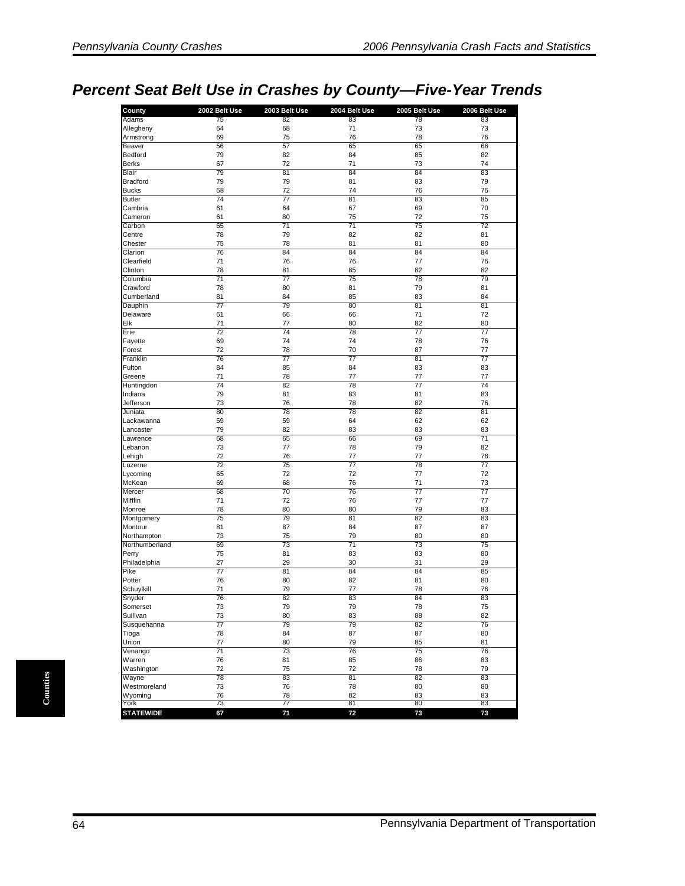## Percent Seat Belt Use in Crashes by County—Five-Year Trends

| County | 2002 Belt Use | 2003 Belt Use | 2004 Belt Use | 2005 Belt Use | 2006 Belt Use |
|---|---|---|---|---|---|
| Adams | 75 | 82 | 83 | 78 | 83 |
| Allegheny | 64 | 68 | 71 | 73 | 73 |
| Armstrong | 69 | 75 | 76 | 78 | 76 |
| Beaver | 56 | 57 | 65 | 65 | 66 |
| Bedford | 79 | 82 | 84 | 85 | 82 |
| Berks | 67 | 72 | 71 | 73 | 74 |
| Blair | 79 | 81 | 84 | 84 | 83 |
| Bradford | 79 | 79 | 81 | 83 | 79 |
| Bucks | 68 | 72 | 74 | 76 | 76 |
| Butler | 74 | 77 | 81 | 83 | 85 |
| Cambria | 61 | 64 | 67 | 69 | 70 |
| Cameron | 61 | 80 | 75 | 72 | 75 |
| Carbon | 65 | 71 | 71 | 75 | 72 |
| Centre | 78 | 79 | 82 | 82 | 81 |
| Chester | 75 | 78 | 81 | 81 | 80 |
| Clarion | 76 | 84 | 84 | 84 | 84 |
| Clearfield | 71 | 76 | 76 | 77 | 76 |
| Clinton | 78 | 81 | 85 | 82 | 82 |
| Columbia | 71 | 77 | 75 | 78 | 79 |
| Crawford | 78 | 80 | 81 | 79 | 81 |
| Cumberland | 81 | 84 | 85 | 83 | 84 |
| Dauphin | 77 | 79 | 80 | 81 | 81 |
| Delaware | 61 | 66 | 66 | 71 | 72 |
| Elk | 71 | 77 | 80 | 82 | 80 |
| Erie | 72 | 74 | 78 | 77 | 77 |
| Fayette | 69 | 74 | 74 | 78 | 76 |
| Forest | 72 | 78 | 70 | 87 | 77 |
| Franklin | 76 | 77 | 77 | 81 | 77 |
| Fulton | 84 | 85 | 84 | 83 | 83 |
| Greene | 71 | 78 | 77 | 77 | 77 |
| Huntingdon | 74 | 82 | 78 | 77 | 74 |
| Indiana | 79 | 81 | 83 | 81 | 83 |
| Jefferson | 73 | 76 | 78 | 82 | 76 |
| Juniata | 80 | 78 | 78 | 82 | 81 |
| Lackawanna | 59 | 59 | 64 | 62 | 62 |
| Lancaster | 79 | 82 | 83 | 83 | 83 |
| Lawrence | 68 | 65 | 66 | 69 | 71 |
| Lebanon | 73 | 77 | 78 | 79 | 82 |
| Lehigh | 72 | 76 | 77 | 77 | 76 |
| Luzerne | 72 | 75 | 77 | 78 | 77 |
| Lycoming | 65 | 72 | 72 | 77 | 72 |
| McKean | 69 | 68 | 76 | 71 | 73 |
| Mercer | 68 | 70 | 76 | 77 | 77 |
| Mifflin | 71 | 72 | 76 | 77 | 77 |
| Monroe | 78 | 80 | 80 | 79 | 83 |
| Montgomery | 75 | 79 | 81 | 82 | 83 |
| Montour | 81 | 87 | 84 | 87 | 87 |
| Northampton | 73 | 75 | 79 | 80 | 80 |
| Northumberland | 69 | 73 | 71 | 73 | 75 |
| Perry | 75 | 81 | 83 | 83 | 80 |
| Philadelphia | 27 | 29 | 30 | 31 | 29 |
| Pike | 77 | 81 | 84 | 84 | 85 |
| Potter | 76 | 80 | 82 | 81 | 80 |
| Schuylkill | 71 | 79 | 77 | 78 | 76 |
| Snyder | 76 | 82 | 83 | 84 | 83 |
| Somerset | 73 | 79 | 79 | 78 | 75 |
| Sullivan | 73 | 80 | 83 | 88 | 82 |
| Susquehanna | 77 | 79 | 79 | 82 | 76 |
| Tioga | 78 | 84 | 87 | 87 | 80 |
| Union | 77 | 80 | 79 | 85 | 81 |
| Venango | 71 | 73 | 76 | 75 | 76 |
| Warren | 76 | 81 | 85 | 86 | 83 |
| Washington | 72 | 75 | 72 | 78 | 79 |
| Wayne | 78 | 83 | 81 | 82 | 83 |
| Westmoreland | 73 | 76 | 78 | 80 | 80 |
| Wyoming | 76 | 78 | 82 | 83 | 83 |
| York | 73 | 77 | 81 | 80 | 83 |
| **STATEWIDE** | **67** | **71** | **72** | **73** | **73** |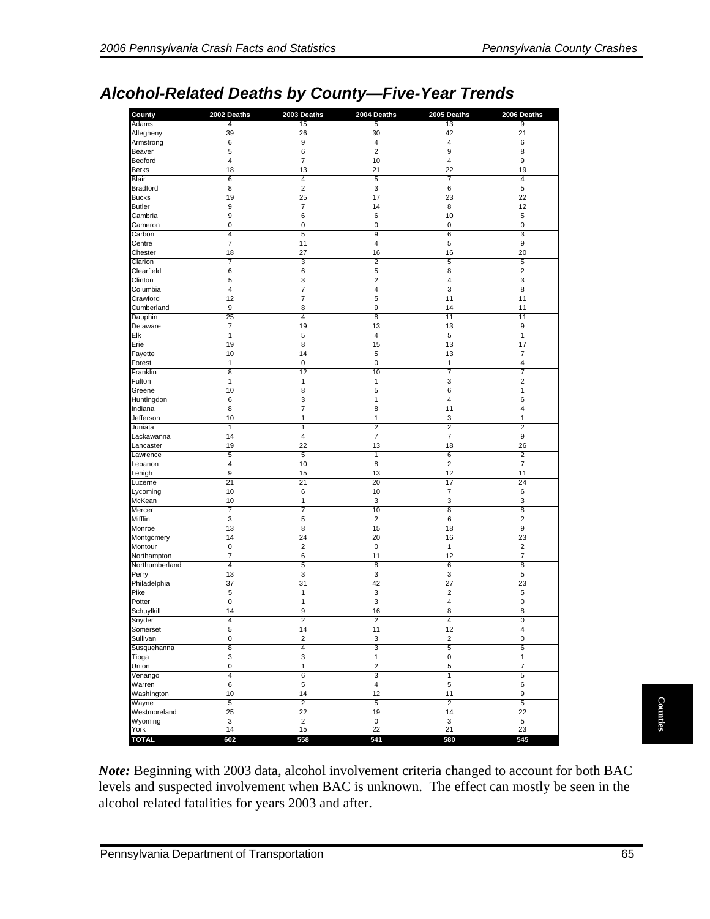## Alcohol-Related Deaths by County—Five-Year Trends

| County | 2002 Deaths | 2003 Deaths | 2004 Deaths | 2005 Deaths | 2006 Deaths |
|---|---|---|---|---|---|
| Adams | 4 | 15 | 5 | 13 | 9 |
| Allegheny | 39 | 26 | 30 | 42 | 21 |
| Armstrong | 6 | 9 | 4 | 4 | 6 |
| Beaver | 5 | 6 | 2 | 9 | 8 |
| Bedford | 4 | 7 | 10 | 4 | 9 |
| Berks | 18 | 13 | 21 | 22 | 19 |
| Blair | 6 | 4 | 5 | 7 | 4 |
| Bradford | 8 | 2 | 3 | 6 | 5 |
| Bucks | 19 | 25 | 17 | 23 | 22 |
| Butler | 9 | 7 | 14 | 8 | 12 |
| Cambria | 9 | 6 | 6 | 10 | 5 |
| Cameron | 0 | 0 | 0 | 0 | 0 |
| Carbon | 4 | 5 | 9 | 6 | 3 |
| Centre | 7 | 11 | 4 | 5 | 9 |
| Chester | 18 | 27 | 16 | 16 | 20 |
| Clarion | 7 | 3 | 2 | 5 | 5 |
| Clearfield | 6 | 6 | 5 | 8 | 2 |
| Clinton | 5 | 3 | 2 | 4 | 3 |
| Columbia | 4 | 7 | 4 | 3 | 8 |
| Crawford | 12 | 7 | 5 | 11 | 11 |
| Cumberland | 9 | 8 | 9 | 14 | 11 |
| Dauphin | 25 | 4 | 8 | 11 | 11 |
| Delaware | 7 | 19 | 13 | 13 | 9 |
| Elk | 1 | 5 | 4 | 5 | 1 |
| Erie | 19 | 8 | 15 | 13 | 17 |
| Fayette | 10 | 14 | 5 | 13 | 7 |
| Forest | 1 | 0 | 0 | 1 | 4 |
| Franklin | 8 | 12 | 10 | 7 | 7 |
| Fulton | 1 | 1 | 1 | 3 | 2 |
| Greene | 10 | 8 | 5 | 6 | 1 |
| Huntingdon | 6 | 3 | 1 | 4 | 6 |
| Indiana | 8 | 7 | 8 | 11 | 4 |
| Jefferson | 10 | 1 | 1 | 3 | 1 |
| Juniata | 1 | 1 | 2 | 2 | 2 |
| Lackawanna | 14 | 4 | 7 | 7 | 9 |
| Lancaster | 19 | 22 | 13 | 18 | 26 |
| Lawrence | 5 | 5 | 1 | 6 | 2 |
| Lebanon | 4 | 10 | 8 | 2 | 7 |
| Lehigh | 9 | 15 | 13 | 12 | 11 |
| Luzerne | 21 | 21 | 20 | 17 | 24 |
| Lycoming | 10 | 6 | 10 | 7 | 6 |
| McKean | 10 | 1 | 3 | 3 | 3 |
| Mercer | 7 | 7 | 10 | 8 | 8 |
| Mifflin | 3 | 5 | 2 | 6 | 2 |
| Monroe | 13 | 8 | 15 | 18 | 9 |
| Montgomery | 14 | 24 | 20 | 16 | 23 |
| Montour | 0 | 2 | 0 | 1 | 2 |
| Northampton | 7 | 6 | 11 | 12 | 7 |
| Northumberland | 4 | 5 | 8 | 6 | 8 |
| Perry | 13 | 3 | 3 | 3 | 5 |
| Philadelphia | 37 | 31 | 42 | 27 | 23 |
| Pike | 5 | 1 | 3 | 2 | 5 |
| Potter | 0 | 1 | 3 | 4 | 0 |
| Schuylkill | 14 | 9 | 16 | 8 | 8 |
| Snyder | 4 | 2 | 2 | 4 | 0 |
| Somerset | 5 | 14 | 11 | 12 | 4 |
| Sullivan | 0 | 2 | 3 | 2 | 0 |
| Susquehanna | 8 | 4 | 3 | 5 | 6 |
| Tioga | 3 | 3 | 1 | 0 | 1 |
| Union | 0 | 1 | 2 | 5 | 7 |
| Venango | 4 | 6 | 3 | 1 | 5 |
| Warren | 6 | 5 | 4 | 5 | 6 |
| Washington | 10 | 14 | 12 | 11 | 9 |
| Wayne | 5 | 2 | 5 | 2 | 5 |
| Westmoreland | 25 | 22 | 19 | 14 | 22 |
| Wyoming | 3 | 2 | 0 | 3 | 5 |
| York | 14 | 15 | 22 | 21 | 23 |
| **TOTAL** | **602** | **558** | **541** | **580** | **545** |

***Note:*** Beginning with 2003 data, alcohol involvement criteria changed to account for both BAC levels and suspected involvement when BAC is unknown. The effect can mostly be seen in the alcohol related fatalities for years 2003 and after.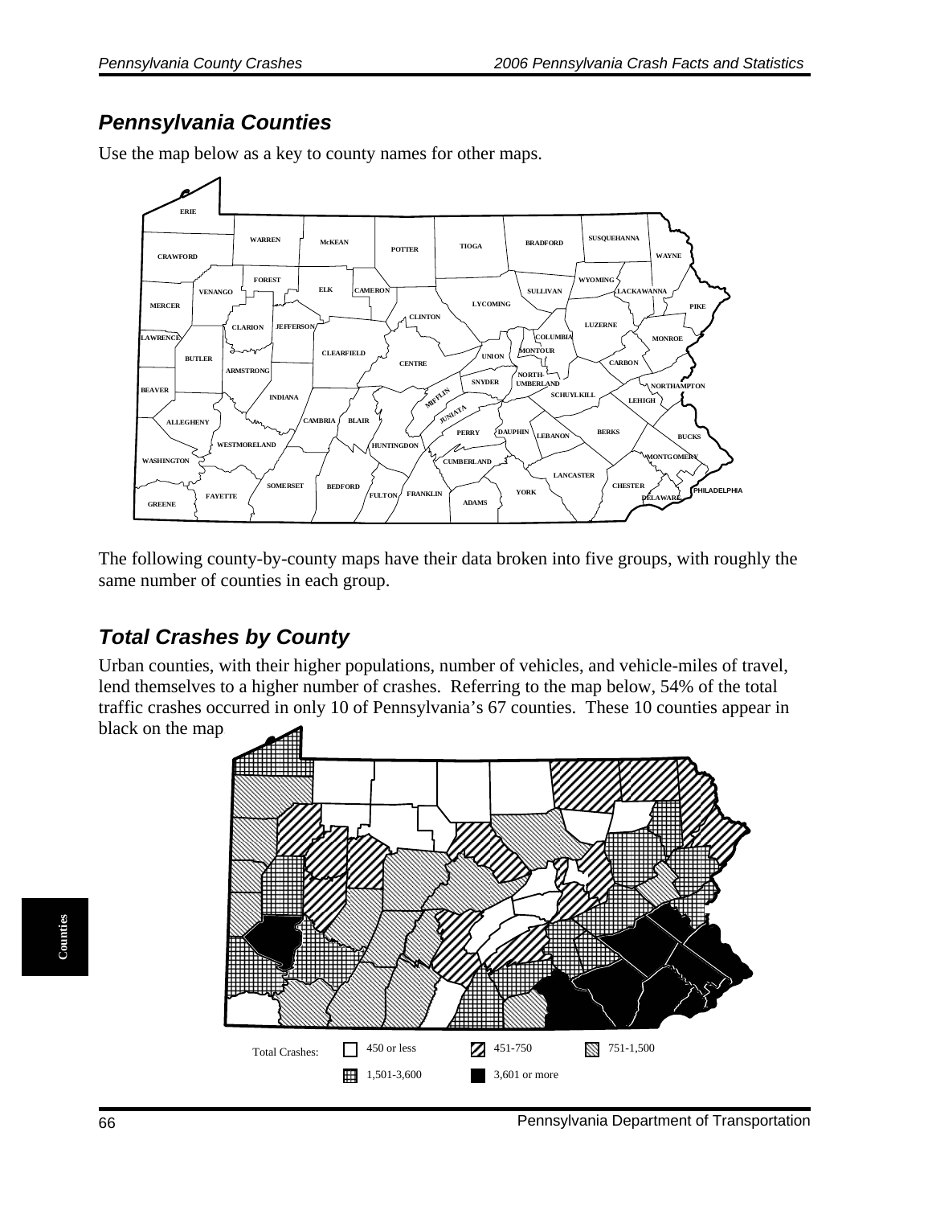## Pennsylvania Counties

Use the map below as a key to county names for other maps.

ERIE, WARREN, McKEAN, POTTER, TIOGA, BRADFORD, SUSQUEHANNA, WAYNE, CRAWFORD, FOREST, ELK, CAMERON, SULLIVAN, WYOMING, LACKAWANNA, PIKE, MERCER, VENANGO, LYCOMING, CLINTON, LUZERNE, MONROE, LAWRENCE, CLARION, JEFFERSON, COLUMBIA, MONTOUR, BUTLER, CLEARFIELD, CENTRE, UNION, CARBON, ARMSTRONG, NORTH-UMBERLAND, SNYDER, NORTHAMPTON, BEAVER, INDIANA, MIFFLIN, SCHUYLKILL, LEHIGH, JUNIATA, ALLEGHENY, CAMBRIA, BLAIR, PERRY, DAUPHIN, LEBANON, BERKS, BUCKS, WESTMORELAND, HUNTINGDON, CUMBERLAND, MONTGOMERY, WASHINGTON, LANCASTER, SOMERSET, BEDFORD, CHESTER, FAYETTE, FULTON, FRANKLIN, YORK, PHILADELPHIA, DELAWARE, GREENE, ADAMS

The following county-by-county maps have their data broken into five groups, with roughly the same number of counties in each group.

## Total Crashes by County

Urban counties, with their higher populations, number of vehicles, and vehicle-miles of travel, lend themselves to a higher number of crashes. Referring to the map below, 54% of the total traffic crashes occurred in only 10 of Pennsylvania's 67 counties. These 10 counties appear in black on the map

Total Crashes:
- 450 or less
- 451-750
- 751-1,500
- 1,501-3,600
- 3,601 or more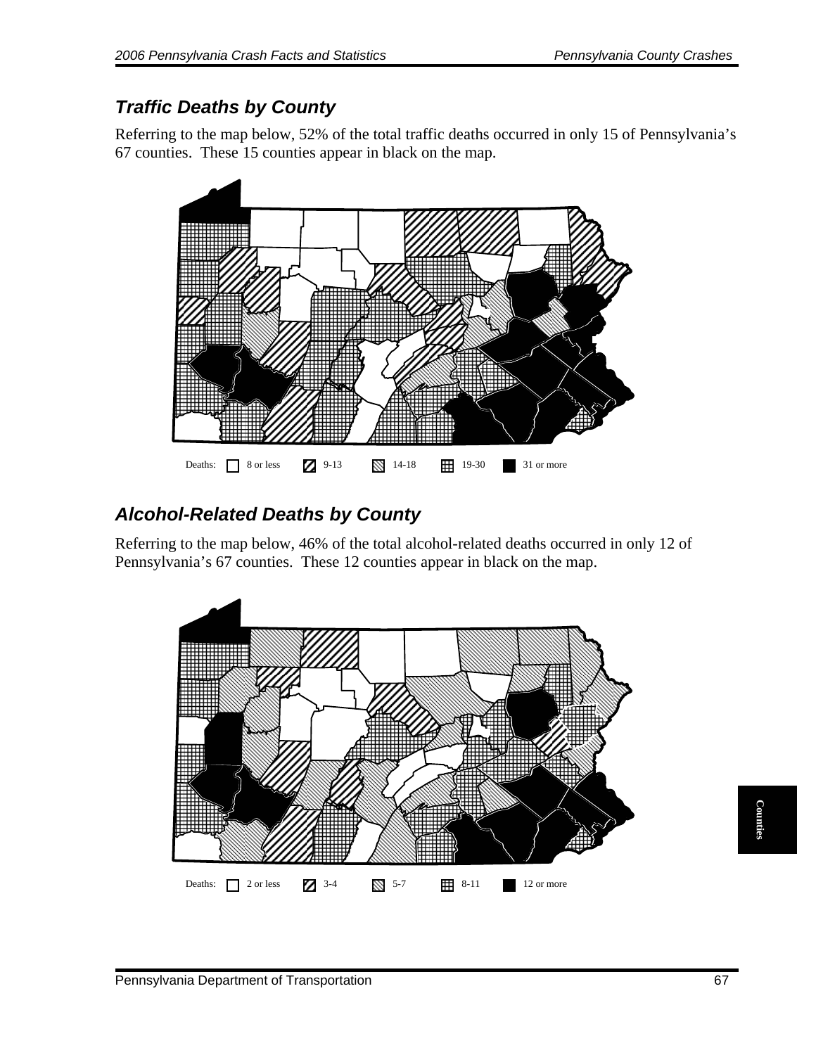## Traffic Deaths by County

Referring to the map below, 52% of the total traffic deaths occurred in only 15 of Pennsylvania's 67 counties. These 15 counties appear in black on the map.

Deaths: 8 or less | 9-13 | 14-18 | 19-30 | 31 or more

## Alcohol-Related Deaths by County

Referring to the map below, 46% of the total alcohol-related deaths occurred in only 12 of Pennsylvania's 67 counties. These 12 counties appear in black on the map.

Deaths: 2 or less | 3-4 | 5-7 | 8-11 | 12 or more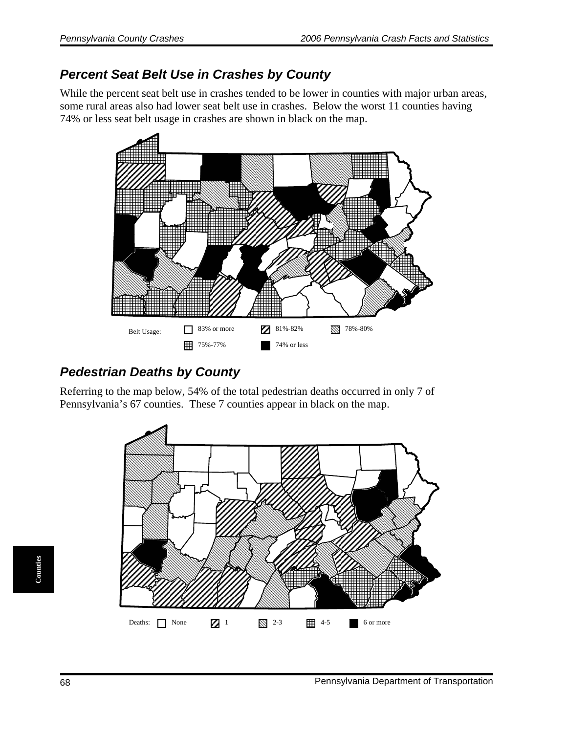## Percent Seat Belt Use in Crashes by County

While the percent seat belt use in crashes tended to be lower in counties with major urban areas, some rural areas also had lower seat belt use in crashes. Below the worst 11 counties having 74% or less seat belt usage in crashes are shown in black on the map.

Belt Usage: 83% or more | 81%-82% | 78%-80% | 75%-77% | 74% or less

## Pedestrian Deaths by County

Referring to the map below, 54% of the total pedestrian deaths occurred in only 7 of Pennsylvania's 67 counties. These 7 counties appear in black on the map.

Deaths: None | 1 | 2-3 | 4-5 | 6 or more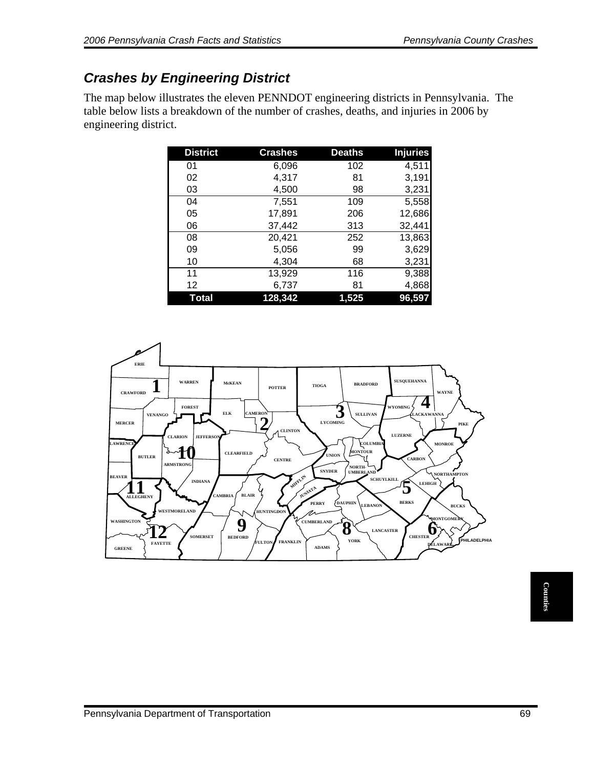## *Crashes by Engineering District*

The map below illustrates the eleven PENNDOT engineering districts in Pennsylvania. The table below lists a breakdown of the number of crashes, deaths, and injuries in 2006 by engineering district.

| District | Crashes | Deaths | Injuries |
|---|---|---|---|
| 01 | 6,096 | 102 | 4,511 |
| 02 | 4,317 | 81 | 3,191 |
| 03 | 4,500 | 98 | 3,231 |
| 04 | 7,551 | 109 | 5,558 |
| 05 | 17,891 | 206 | 12,686 |
| 06 | 37,442 | 313 | 32,441 |
| 08 | 20,421 | 252 | 13,863 |
| 09 | 5,056 | 99 | 3,629 |
| 10 | 4,304 | 68 | 3,231 |
| 11 | 13,929 | 116 | 9,388 |
| 12 | 6,737 | 81 | 4,868 |
| **Total** | **128,342** | **1,525** | **96,597** |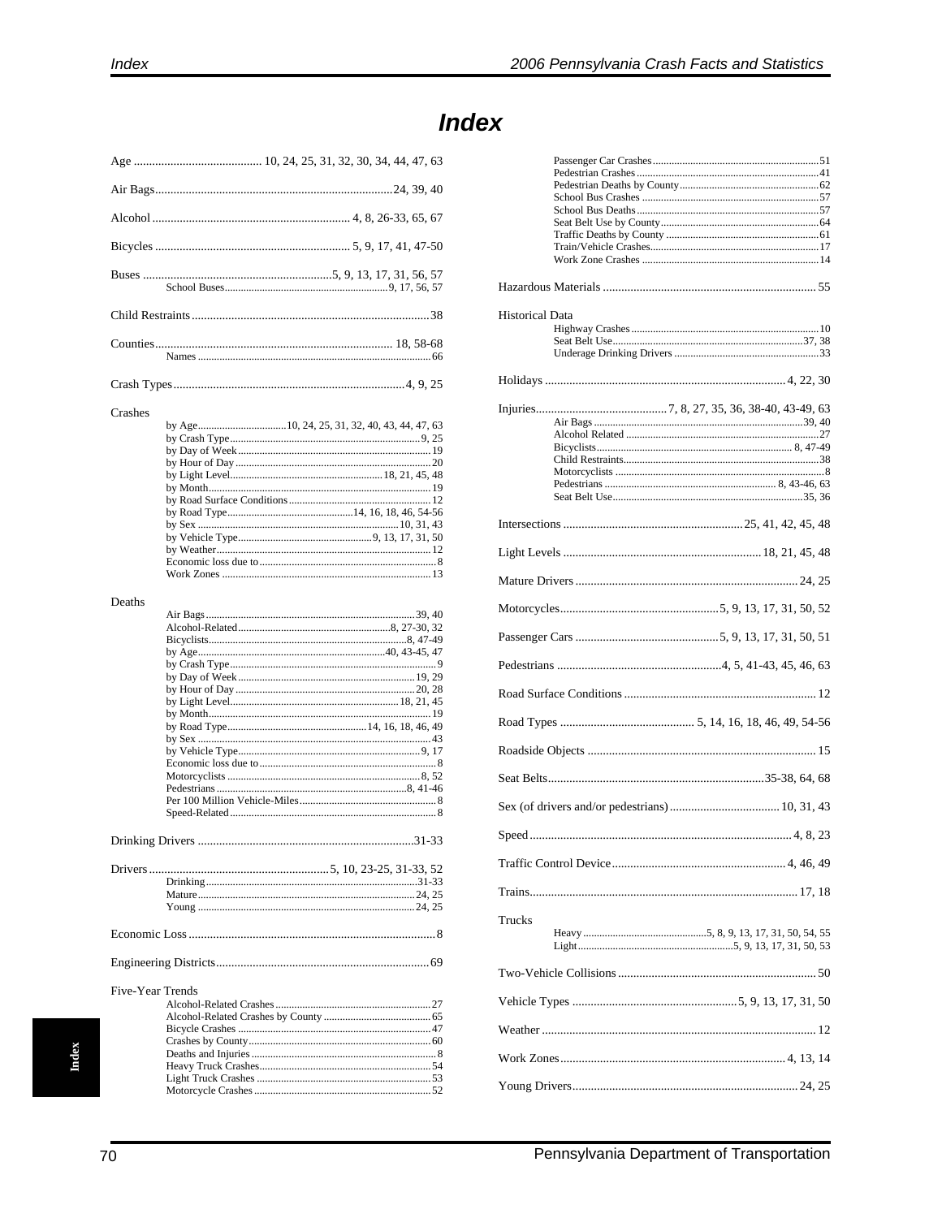# Index

Age .......................................... 10, 24, 25, 31, 32, 30, 34, 44, 47, 63

Air Bags ............................................................................... 24, 39, 40

Alcohol ................................................................. 4, 8, 26-33, 65, 67

Bicycles ................................................................ 5, 9, 17, 41, 47-50

Buses ................................................................ 5, 9, 13, 17, 31, 56, 57
- School Buses ............................................................ 9, 17, 56, 57

Child Restraints ............................................................................... 38

Counties ................................................................................ 18, 58-68
- Names ....................................................................................... 66

Crash Types ............................................................................. 4, 9, 25

Crashes
- by Age ................................ 10, 24, 25, 31, 32, 40, 43, 44, 47, 63
- by Crash Type ....................................................................... 9, 25
- by Day of Week ........................................................................ 19
- by Hour of Day ......................................................................... 20
- by Light Level ......................................................... 18, 21, 45, 48
- by Month .................................................................................. 19
- by Road Surface Conditions ..................................................... 12
- by Road Type ............................................... 14, 16, 18, 46, 54-56
- by Sex .............................................................................. 10, 31, 43
- by Vehicle Type .................................................. 9, 13, 17, 31, 50
- by Weather ................................................................................ 12
- Economic loss due to .................................................................. 8
- Work Zones ............................................................................... 13

Deaths
- Air Bags ............................................................................... 39, 40
- Alcohol-Related .......................................................... 8, 27-30, 32
- Bicyclists ........................................................................... 8, 47-49
- by Age ........................................................................ 40, 43-45, 47
- by Crash Type ............................................................................. 9
- by Day of Week ................................................................... 19, 29
- by Hour of Day .................................................................... 20, 28
- by Light Level .............................................................. 18, 21, 45
- by Month ................................................................................... 19
- by Road Type .................................................... 14, 16, 18, 46, 49
- by Sex ....................................................................................... 43
- by Vehicle Type ...................................................................... 9, 17
- Economic loss due to .................................................................. 8
- Motorcyclists ......................................................................... 8, 52
- Pedestrians ...................................................................... 8, 41-46
- Per 100 Million Vehicle-Miles ...................................................... 8
- Speed-Related ............................................................................. 8

Drinking Drivers ..................................................................... 31-33

Drivers ........................................................... 5, 10, 23-25, 31-33, 52
- Drinking ................................................................................ 31-33
- Mature ................................................................................. 24, 25
- Young ................................................................................. 24, 25

Economic Loss ................................................................................. 8

Engineering Districts ..................................................................... 69

Five-Year Trends
- Alcohol-Related Crashes .......................................................... 27
- Alcohol-Related Crashes by County ......................................... 65
- Bicycle Crashes ........................................................................ 47
- Crashes by County .................................................................... 60
- Deaths and Injuries ..................................................................... 8
- Heavy Truck Crashes ................................................................ 54
- Light Truck Crashes ................................................................. 53
- Motorcycle Crashes .................................................................. 52
- Passenger Car Crashes ............................................................. 51
- Pedestrian Crashes ................................................................... 41
- Pedestrian Deaths by County .................................................... 62
- School Bus Crashes .................................................................. 57
- School Bus Deaths .................................................................... 57
- Seat Belt Use by County ........................................................... 64
- Traffic Deaths by County .......................................................... 61
- Train/Vehicle Crashes ............................................................... 17
- Work Zone Crashes .................................................................. 14

Hazardous Materials ...................................................................... 55

Historical Data
- Highway Crashes ...................................................................... 10
- Seat Belt Use ....................................................................... 37, 38
- Underage Drinking Drivers ....................................................... 33

Holidays ............................................................................... 4, 22, 30

Injuries ........................................... 7, 8, 27, 35, 36, 38-40, 43-49, 63
- Air Bags ............................................................................... 39, 40
- Alcohol Related ......................................................................... 27
- Bicyclists ........................................................................... 8, 47-49
- Child Restraints ......................................................................... 38
- Motorcyclists ............................................................................... 8
- Pedestrians ................................................................... 8, 43-46, 63
- Seat Belt Use ....................................................................... 35, 36

Intersections ........................................................... 25, 41, 42, 45, 48

Light Levels ................................................................. 18, 21, 45, 48

Mature Drivers ........................................................................ 24, 25

Motorcycles .................................................... 5, 9, 13, 17, 31, 50, 52

Passenger Cars ............................................... 5, 9, 13, 17, 31, 50, 51

Pedestrians ...................................................... 4, 5, 41-43, 45, 46, 63

Road Surface Conditions .............................................................. 12

Road Types ............................................ 5, 14, 16, 18, 46, 49, 54-56

Roadside Objects .......................................................................... 15

Seat Belts ...................................................................... 35-38, 64, 68

Sex (of drivers and/or pedestrians) .................................... 10, 31, 43

Speed ....................................................................................... 4, 8, 23

Traffic Control Device ......................................................... 4, 46, 49

Trains ........................................................................................ 17, 18

Trucks
- Heavy ............................................. 5, 8, 9, 13, 17, 31, 50, 54, 55
- Light ........................................................ 5, 9, 13, 17, 31, 50, 53

Two-Vehicle Collisions ................................................................. 50

Vehicle Types ..................................................... 5, 9, 13, 17, 31, 50

Weather .......................................................................................... 12

Work Zones ........................................................................... 4, 13, 14

Young Drivers .......................................................................... 24, 25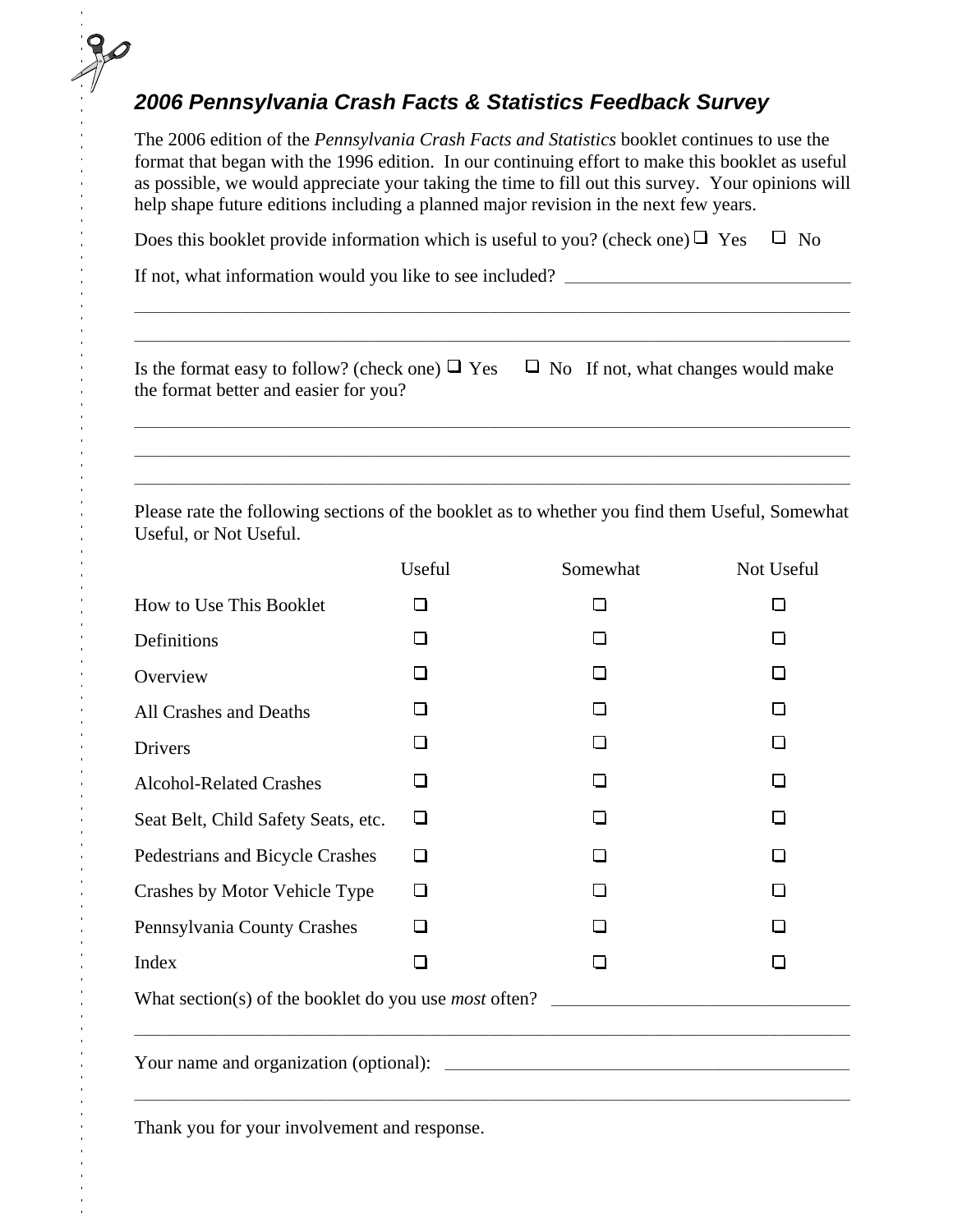## *2006 Pennsylvania Crash Facts & Statistics Feedback Survey*

The 2006 edition of the *Pennsylvania Crash Facts and Statistics* booklet continues to use the format that began with the 1996 edition. In our continuing effort to make this booklet as useful as possible, we would appreciate your taking the time to fill out this survey. Your opinions will help shape future editions including a planned major revision in the next few years.

Does this booklet provide information which is useful to you? (check one) ❑ Yes ❑ No

If not, what information would you like to see included? ______________________________

________________________________________________________________________________

________________________________________________________________________________

Is the format easy to follow? (check one) ❑ Yes ❑ No If not, what changes would make the format better and easier for you?

________________________________________________________________________________

________________________________________________________________________________

________________________________________________________________________________

Please rate the following sections of the booklet as to whether you find them Useful, Somewhat Useful, or Not Useful.

| | Useful | Somewhat | Not Useful |
|---|---|---|---|
| How to Use This Booklet | ❑ | ❑ | ❑ |
| Definitions | ❑ | ❑ | ❑ |
| Overview | ❑ | ❑ | ❑ |
| All Crashes and Deaths | ❑ | ❑ | ❑ |
| Drivers | ❑ | ❑ | ❑ |
| Alcohol-Related Crashes | ❑ | ❑ | ❑ |
| Seat Belt, Child Safety Seats, etc. | ❑ | ❑ | ❑ |
| Pedestrians and Bicycle Crashes | ❑ | ❑ | ❑ |
| Crashes by Motor Vehicle Type | ❑ | ❑ | ❑ |
| Pennsylvania County Crashes | ❑ | ❑ | ❑ |
| Index | ❑ | ❑ | ❑ |

What section(s) of the booklet do you use *most* often? ______________________________

________________________________________________________________________________

Your name and organization (optional): ______________________________________________

________________________________________________________________________________

Thank you for your involvement and response.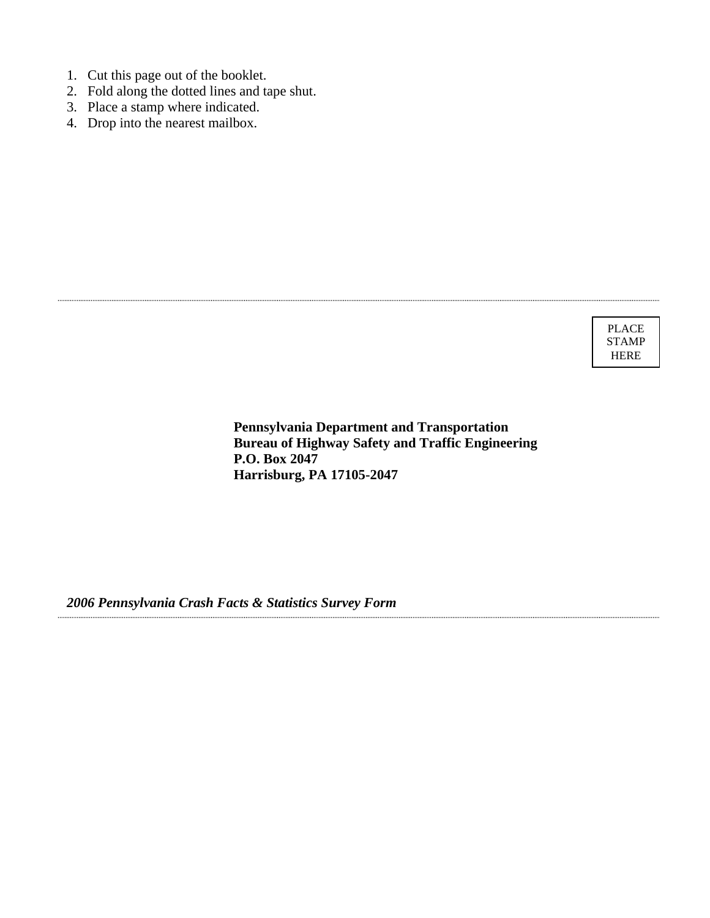1. Cut this page out of the booklet.
2. Fold along the dotted lines and tape shut.
3. Place a stamp where indicated.
4. Drop into the nearest mailbox.

PLACE
STAMP
HERE

**Pennsylvania Department and Transportation**
**Bureau of Highway Safety and Traffic Engineering**
**P.O. Box 2047**
**Harrisburg, PA 17105-2047**

***2006 Pennsylvania Crash Facts & Statistics Survey Form***